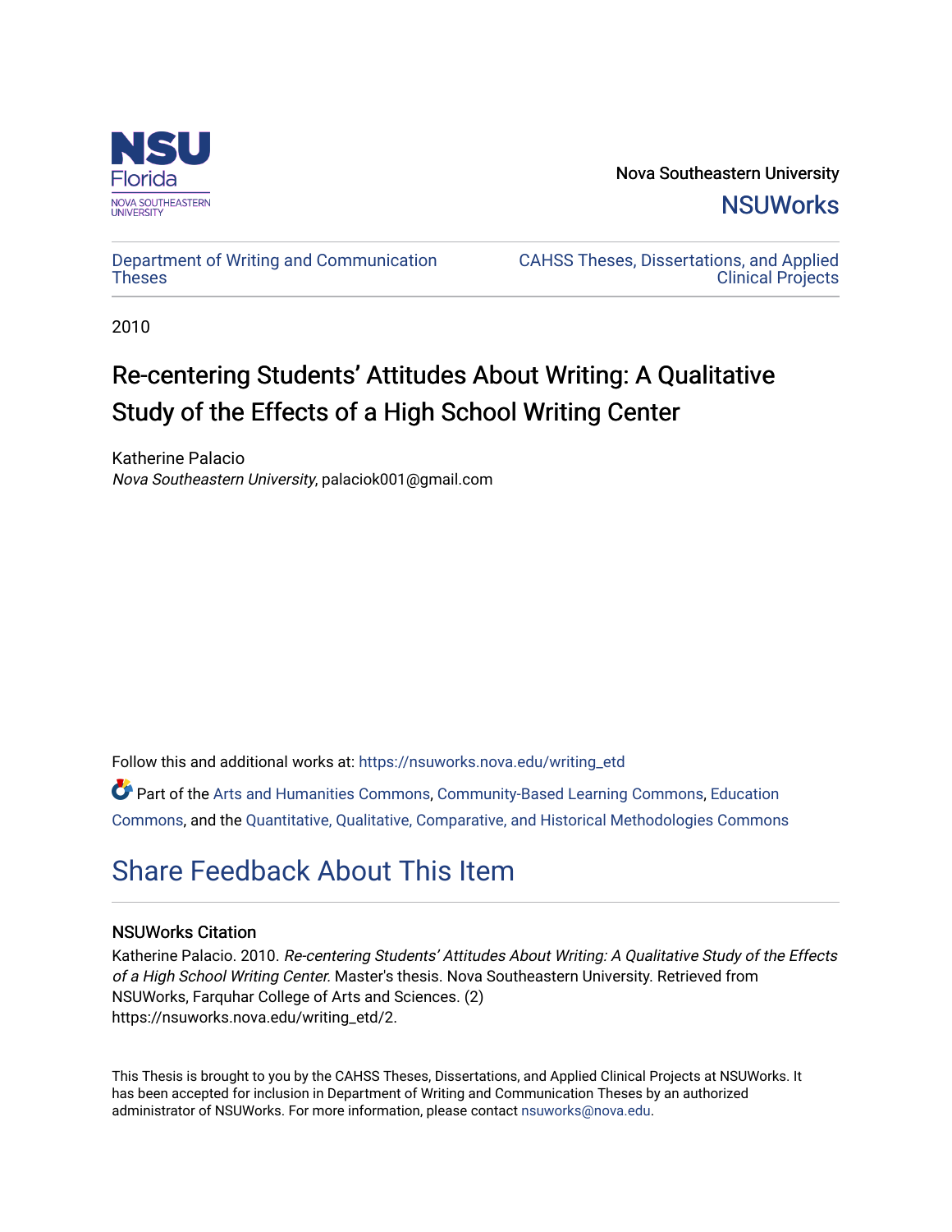Nova Southeastern University

NSUWorks

Department of Writing and Communication Theses

CAHSS Theses, Dissertations, and Applied Clinical Projects

2010

# Re-centering Students' Attitudes About Writing: A Qualitative Study of the Effects of a High School Writing Center

Katherine Palacio
*Nova Southeastern University*, palaciok001@gmail.com

Follow this and additional works at: https://nsuworks.nova.edu/writing_etd

Part of the Arts and Humanities Commons, Community-Based Learning Commons, Education Commons, and the Quantitative, Qualitative, Comparative, and Historical Methodologies Commons

## Share Feedback About This Item

### NSUWorks Citation

Katherine Palacio. 2010. *Re-centering Students' Attitudes About Writing: A Qualitative Study of the Effects of a High School Writing Center.* Master's thesis. Nova Southeastern University. Retrieved from NSUWorks, Farquhar College of Arts and Sciences. (2) https://nsuworks.nova.edu/writing_etd/2.

This Thesis is brought to you by the CAHSS Theses, Dissertations, and Applied Clinical Projects at NSUWorks. It has been accepted for inclusion in Department of Writing and Communication Theses by an authorized administrator of NSUWorks. For more information, please contact nsuworks@nova.edu.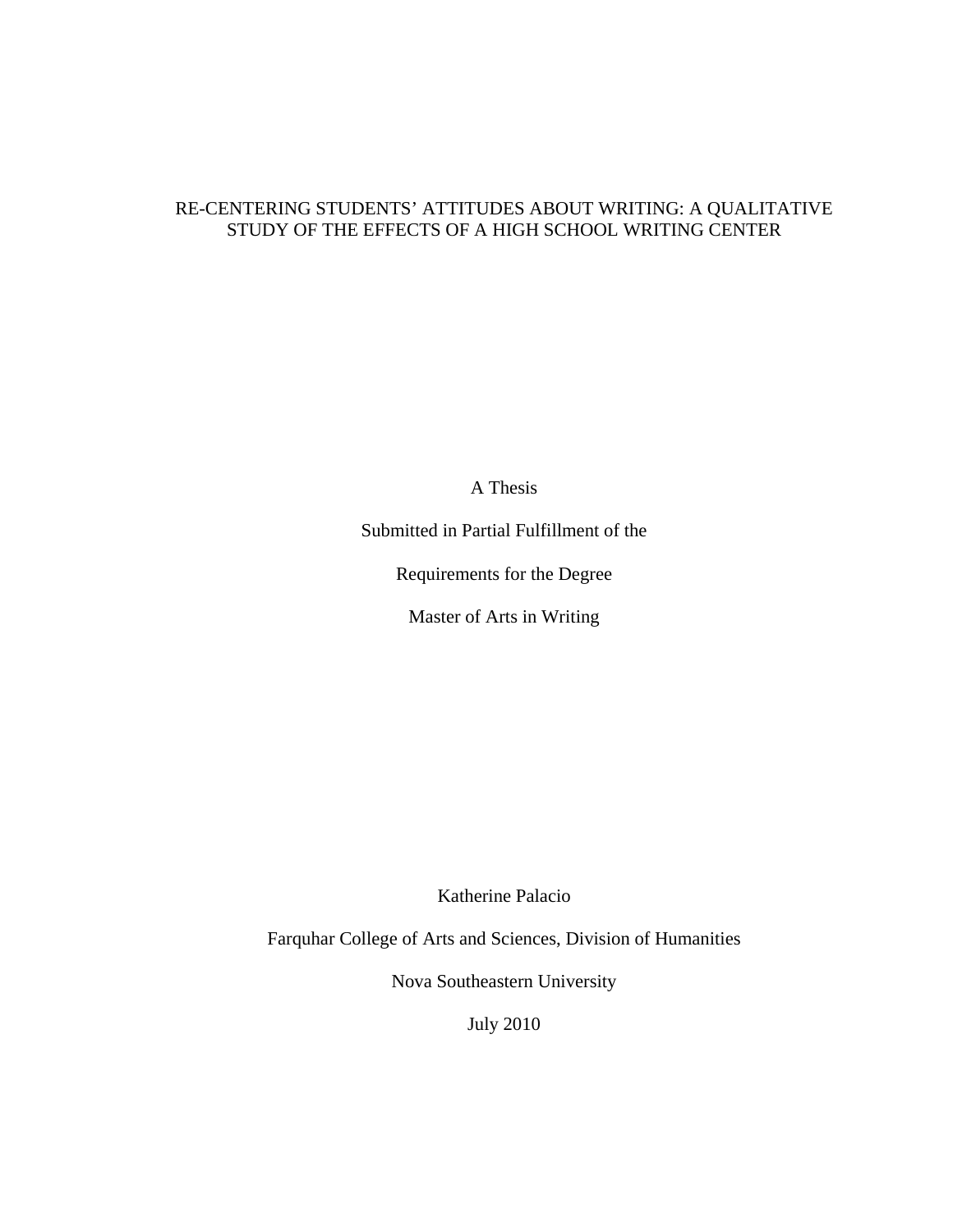# RE-CENTERING STUDENTS' ATTITUDES ABOUT WRITING: A QUALITATIVE STUDY OF THE EFFECTS OF A HIGH SCHOOL WRITING CENTER

A Thesis

Submitted in Partial Fulfillment of the

Requirements for the Degree

Master of Arts in Writing

Katherine Palacio

Farquhar College of Arts and Sciences, Division of Humanities

Nova Southeastern University

July 2010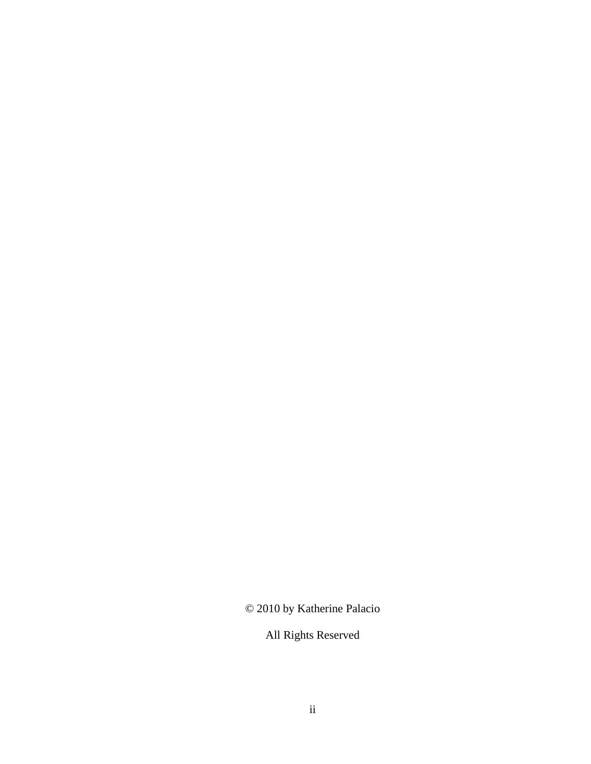© 2010 by Katherine Palacio

All Rights Reserved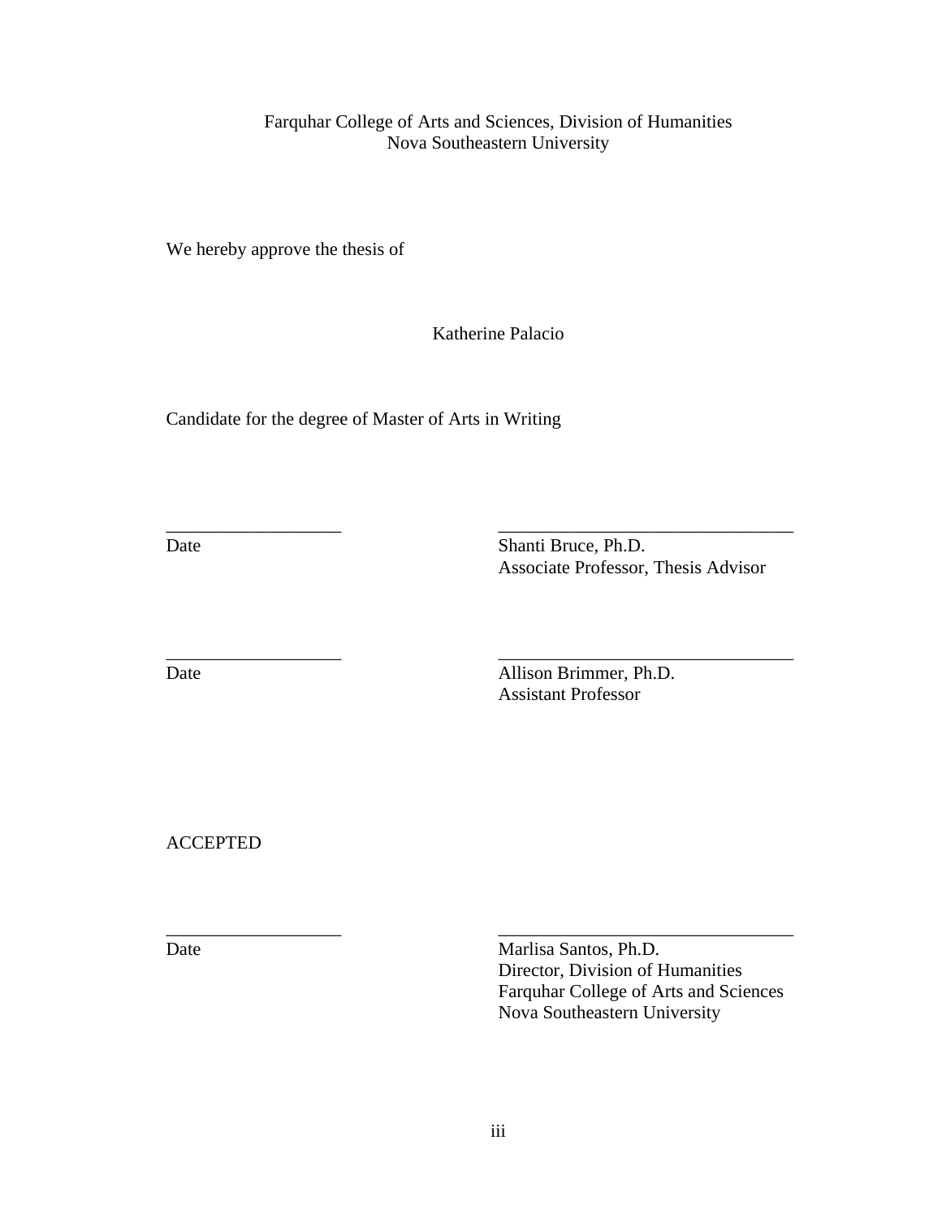Farquhar College of Arts and Sciences, Division of Humanities
Nova Southeastern University

We hereby approve the thesis of

Katherine Palacio

Candidate for the degree of Master of Arts in Writing

| | |
|---|---|
| ___________________ | _________________________________ |
| Date | Shanti Bruce, Ph.D.<br>Associate Professor, Thesis Advisor |
| ___________________ | _________________________________ |
| Date | Allison Brimmer, Ph.D.<br>Assistant Professor |

ACCEPTED

| | |
|---|---|
| ___________________ | _________________________________ |
| Date | Marlisa Santos, Ph.D.<br>Director, Division of Humanities<br>Farquhar College of Arts and Sciences<br>Nova Southeastern University |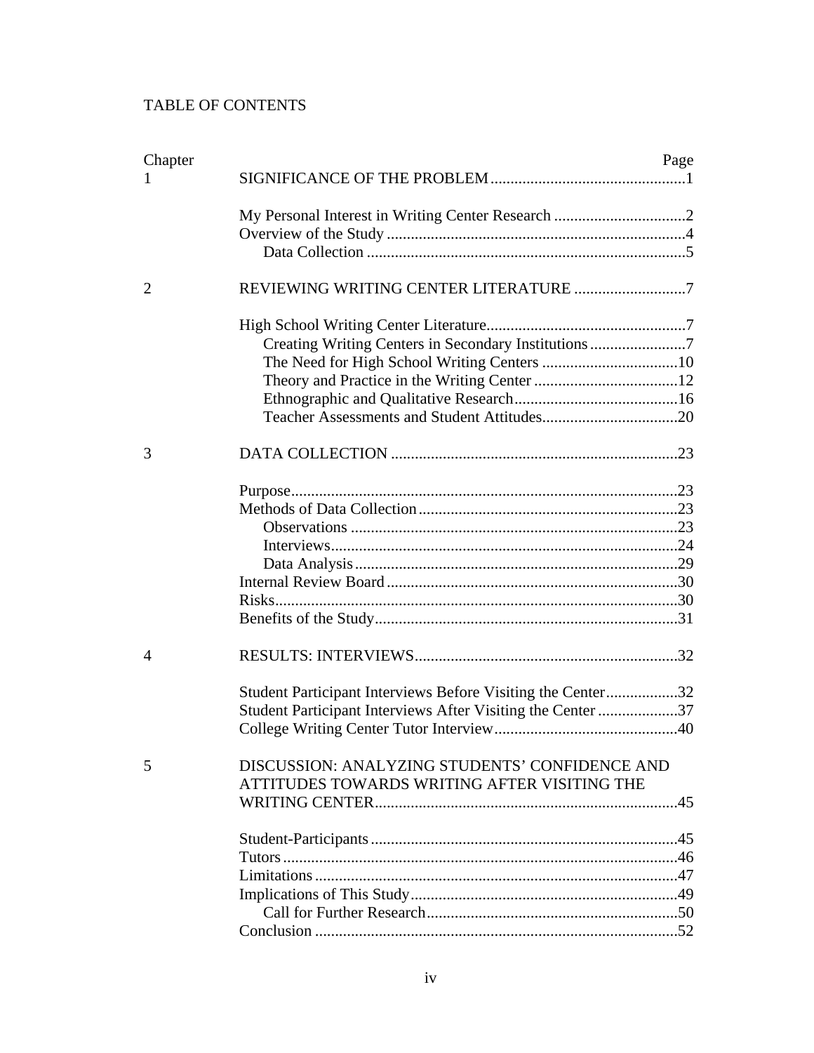# TABLE OF CONTENTS

| Chapter | | Page |
|---|---|---|
| 1 | SIGNIFICANCE OF THE PROBLEM | 1 |
| | My Personal Interest in Writing Center Research | 2 |
| | Overview of the Study | 4 |
| | Data Collection | 5 |
| 2 | REVIEWING WRITING CENTER LITERATURE | 7 |
| | High School Writing Center Literature | 7 |
| | Creating Writing Centers in Secondary Institutions | 7 |
| | The Need for High School Writing Centers | 10 |
| | Theory and Practice in the Writing Center | 12 |
| | Ethnographic and Qualitative Research | 16 |
| | Teacher Assessments and Student Attitudes | 20 |
| 3 | DATA COLLECTION | 23 |
| | Purpose | 23 |
| | Methods of Data Collection | 23 |
| | Observations | 23 |
| | Interviews | 24 |
| | Data Analysis | 29 |
| | Internal Review Board | 30 |
| | Risks | 30 |
| | Benefits of the Study | 31 |
| 4 | RESULTS: INTERVIEWS | 32 |
| | Student Participant Interviews Before Visiting the Center | 32 |
| | Student Participant Interviews After Visiting the Center | 37 |
| | College Writing Center Tutor Interview | 40 |
| 5 | DISCUSSION: ANALYZING STUDENTS' CONFIDENCE AND ATTITUDES TOWARDS WRITING AFTER VISITING THE WRITING CENTER | 45 |
| | Student-Participants | 45 |
| | Tutors | 46 |
| | Limitations | 47 |
| | Implications of This Study | 49 |
| | Call for Further Research | 50 |
| | Conclusion | 52 |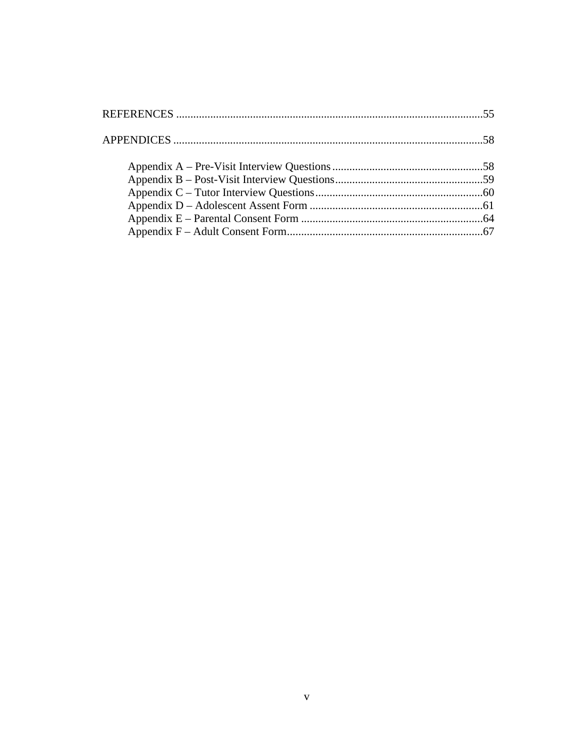REFERENCES ........................................................................................................55

APPENDICES ......................................................................................................58

- Appendix A – Pre-Visit Interview Questions ....................................................58
- Appendix B – Post-Visit Interview Questions...................................................59
- Appendix C – Tutor Interview Questions..........................................................60
- Appendix D – Adolescent Assent Form ............................................................61
- Appendix E – Parental Consent Form ...............................................................64
- Appendix F – Adult Consent Form....................................................................67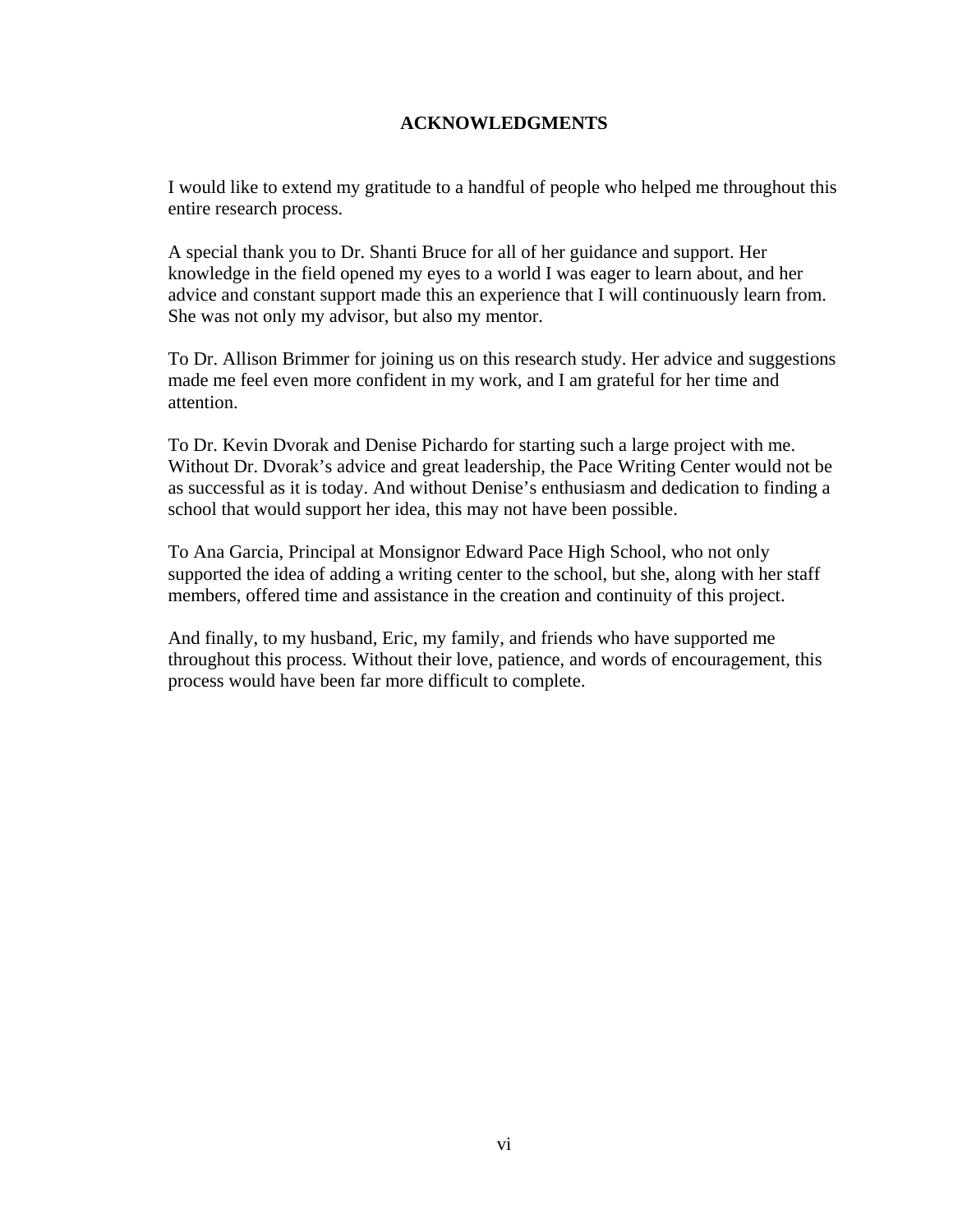# ACKNOWLEDGMENTS

I would like to extend my gratitude to a handful of people who helped me throughout this entire research process.

A special thank you to Dr. Shanti Bruce for all of her guidance and support. Her knowledge in the field opened my eyes to a world I was eager to learn about, and her advice and constant support made this an experience that I will continuously learn from. She was not only my advisor, but also my mentor.

To Dr. Allison Brimmer for joining us on this research study. Her advice and suggestions made me feel even more confident in my work, and I am grateful for her time and attention.

To Dr. Kevin Dvorak and Denise Pichardo for starting such a large project with me. Without Dr. Dvorak's advice and great leadership, the Pace Writing Center would not be as successful as it is today. And without Denise's enthusiasm and dedication to finding a school that would support her idea, this may not have been possible.

To Ana Garcia, Principal at Monsignor Edward Pace High School, who not only supported the idea of adding a writing center to the school, but she, along with her staff members, offered time and assistance in the creation and continuity of this project.

And finally, to my husband, Eric, my family, and friends who have supported me throughout this process. Without their love, patience, and words of encouragement, this process would have been far more difficult to complete.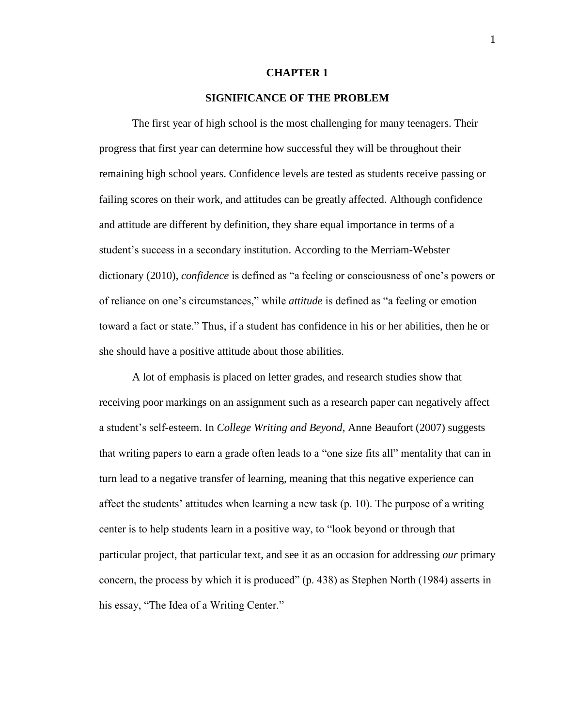# CHAPTER 1

## SIGNIFICANCE OF THE PROBLEM

The first year of high school is the most challenging for many teenagers. Their progress that first year can determine how successful they will be throughout their remaining high school years. Confidence levels are tested as students receive passing or failing scores on their work, and attitudes can be greatly affected. Although confidence and attitude are different by definition, they share equal importance in terms of a student's success in a secondary institution. According to the Merriam-Webster dictionary (2010), *confidence* is defined as "a feeling or consciousness of one's powers or of reliance on one's circumstances," while *attitude* is defined as "a feeling or emotion toward a fact or state." Thus, if a student has confidence in his or her abilities, then he or she should have a positive attitude about those abilities.

A lot of emphasis is placed on letter grades, and research studies show that receiving poor markings on an assignment such as a research paper can negatively affect a student's self-esteem. In *College Writing and Beyond,* Anne Beaufort (2007) suggests that writing papers to earn a grade often leads to a "one size fits all" mentality that can in turn lead to a negative transfer of learning, meaning that this negative experience can affect the students' attitudes when learning a new task (p. 10). The purpose of a writing center is to help students learn in a positive way, to "look beyond or through that particular project, that particular text, and see it as an occasion for addressing *our* primary concern, the process by which it is produced" (p. 438) as Stephen North (1984) asserts in his essay, "The Idea of a Writing Center."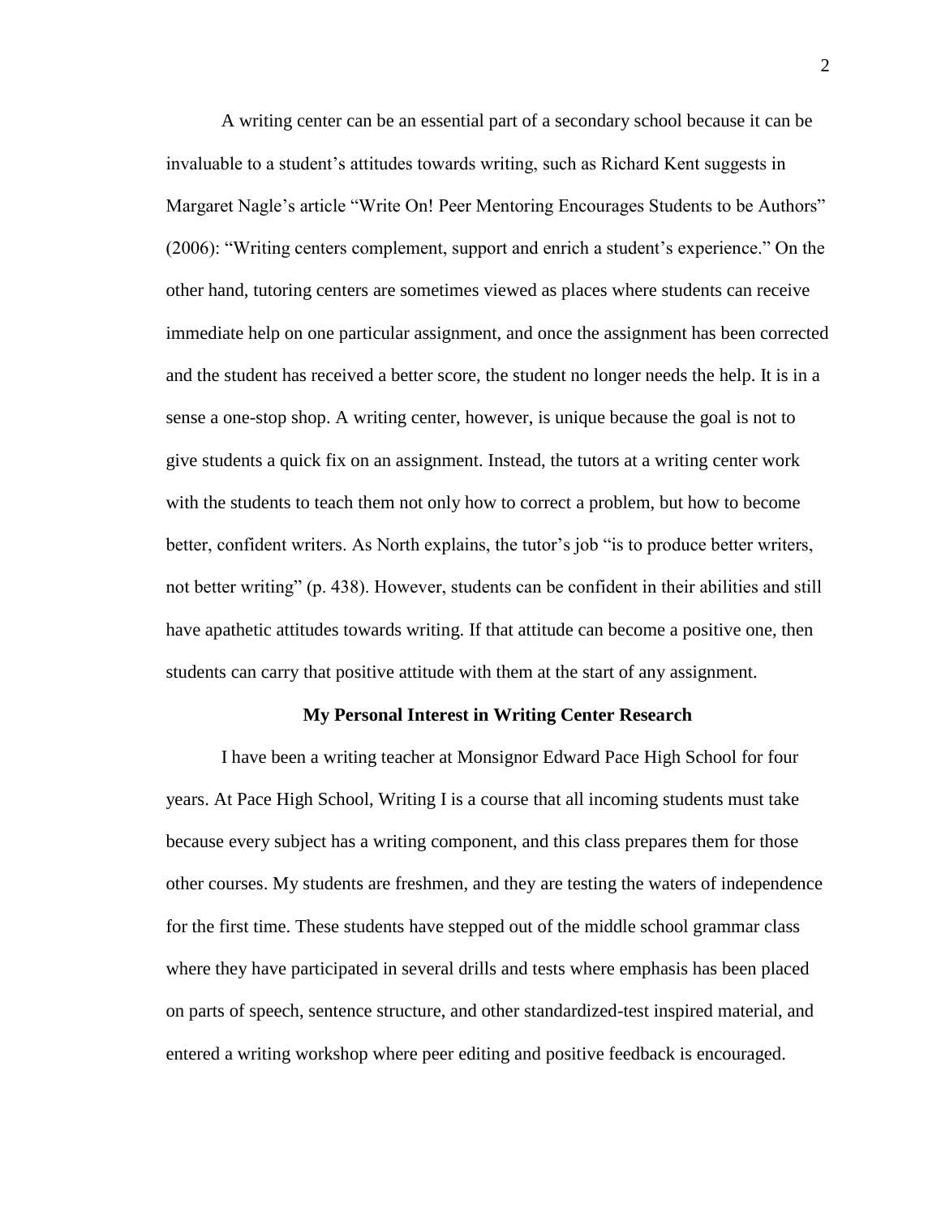A writing center can be an essential part of a secondary school because it can be invaluable to a student's attitudes towards writing, such as Richard Kent suggests in Margaret Nagle's article "Write On! Peer Mentoring Encourages Students to be Authors" (2006): "Writing centers complement, support and enrich a student's experience." On the other hand, tutoring centers are sometimes viewed as places where students can receive immediate help on one particular assignment, and once the assignment has been corrected and the student has received a better score, the student no longer needs the help. It is in a sense a one-stop shop. A writing center, however, is unique because the goal is not to give students a quick fix on an assignment. Instead, the tutors at a writing center work with the students to teach them not only how to correct a problem, but how to become better, confident writers. As North explains, the tutor's job "is to produce better writers, not better writing" (p. 438). However, students can be confident in their abilities and still have apathetic attitudes towards writing. If that attitude can become a positive one, then students can carry that positive attitude with them at the start of any assignment.

## My Personal Interest in Writing Center Research

I have been a writing teacher at Monsignor Edward Pace High School for four years. At Pace High School, Writing I is a course that all incoming students must take because every subject has a writing component, and this class prepares them for those other courses. My students are freshmen, and they are testing the waters of independence for the first time. These students have stepped out of the middle school grammar class where they have participated in several drills and tests where emphasis has been placed on parts of speech, sentence structure, and other standardized-test inspired material, and entered a writing workshop where peer editing and positive feedback is encouraged.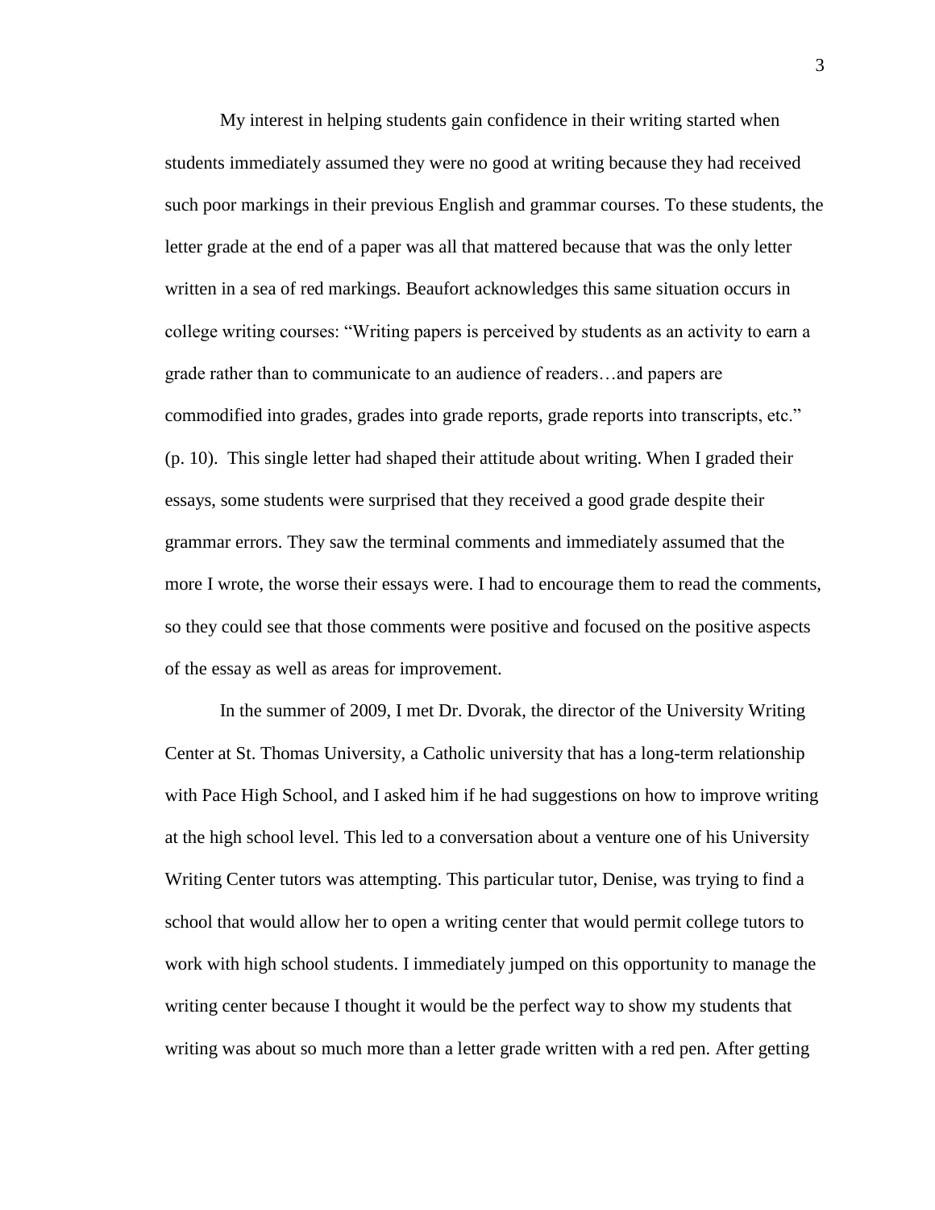My interest in helping students gain confidence in their writing started when students immediately assumed they were no good at writing because they had received such poor markings in their previous English and grammar courses. To these students, the letter grade at the end of a paper was all that mattered because that was the only letter written in a sea of red markings. Beaufort acknowledges this same situation occurs in college writing courses: "Writing papers is perceived by students as an activity to earn a grade rather than to communicate to an audience of readers…and papers are commodified into grades, grades into grade reports, grade reports into transcripts, etc." (p. 10). This single letter had shaped their attitude about writing. When I graded their essays, some students were surprised that they received a good grade despite their grammar errors. They saw the terminal comments and immediately assumed that the more I wrote, the worse their essays were. I had to encourage them to read the comments, so they could see that those comments were positive and focused on the positive aspects of the essay as well as areas for improvement.

In the summer of 2009, I met Dr. Dvorak, the director of the University Writing Center at St. Thomas University, a Catholic university that has a long-term relationship with Pace High School, and I asked him if he had suggestions on how to improve writing at the high school level. This led to a conversation about a venture one of his University Writing Center tutors was attempting. This particular tutor, Denise, was trying to find a school that would allow her to open a writing center that would permit college tutors to work with high school students. I immediately jumped on this opportunity to manage the writing center because I thought it would be the perfect way to show my students that writing was about so much more than a letter grade written with a red pen. After getting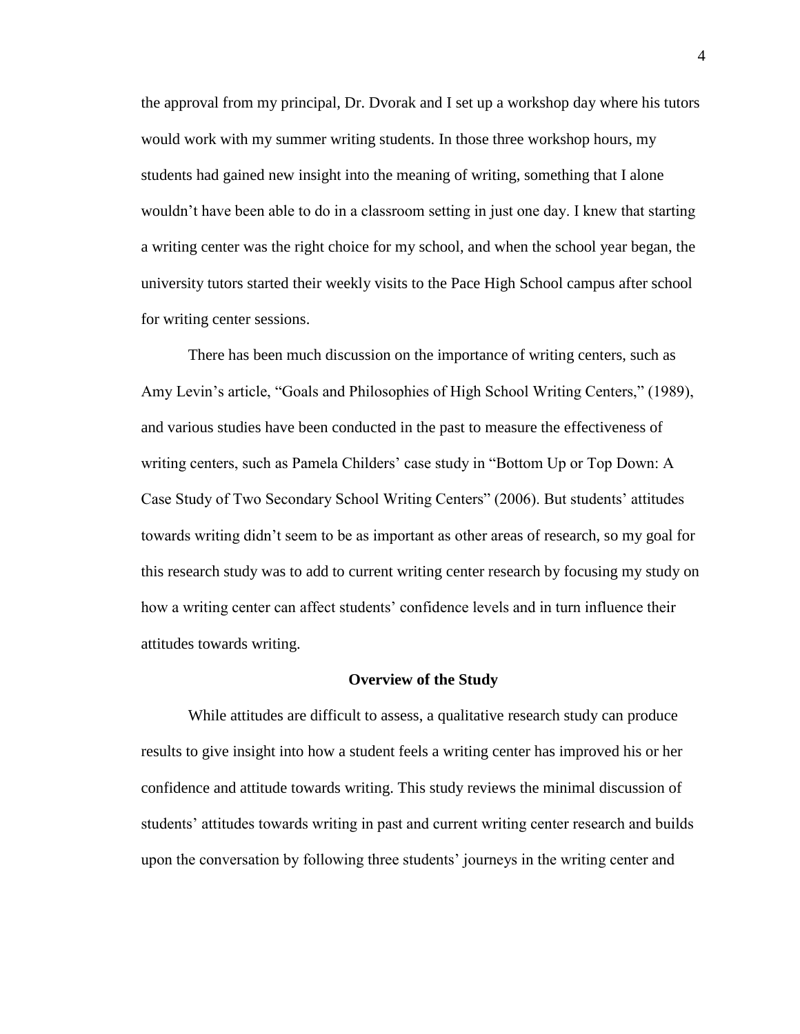the approval from my principal, Dr. Dvorak and I set up a workshop day where his tutors would work with my summer writing students. In those three workshop hours, my students had gained new insight into the meaning of writing, something that I alone wouldn't have been able to do in a classroom setting in just one day. I knew that starting a writing center was the right choice for my school, and when the school year began, the university tutors started their weekly visits to the Pace High School campus after school for writing center sessions.

There has been much discussion on the importance of writing centers, such as Amy Levin's article, "Goals and Philosophies of High School Writing Centers," (1989), and various studies have been conducted in the past to measure the effectiveness of writing centers, such as Pamela Childers' case study in "Bottom Up or Top Down: A Case Study of Two Secondary School Writing Centers" (2006). But students' attitudes towards writing didn't seem to be as important as other areas of research, so my goal for this research study was to add to current writing center research by focusing my study on how a writing center can affect students' confidence levels and in turn influence their attitudes towards writing.

## Overview of the Study

While attitudes are difficult to assess, a qualitative research study can produce results to give insight into how a student feels a writing center has improved his or her confidence and attitude towards writing. This study reviews the minimal discussion of students' attitudes towards writing in past and current writing center research and builds upon the conversation by following three students' journeys in the writing center and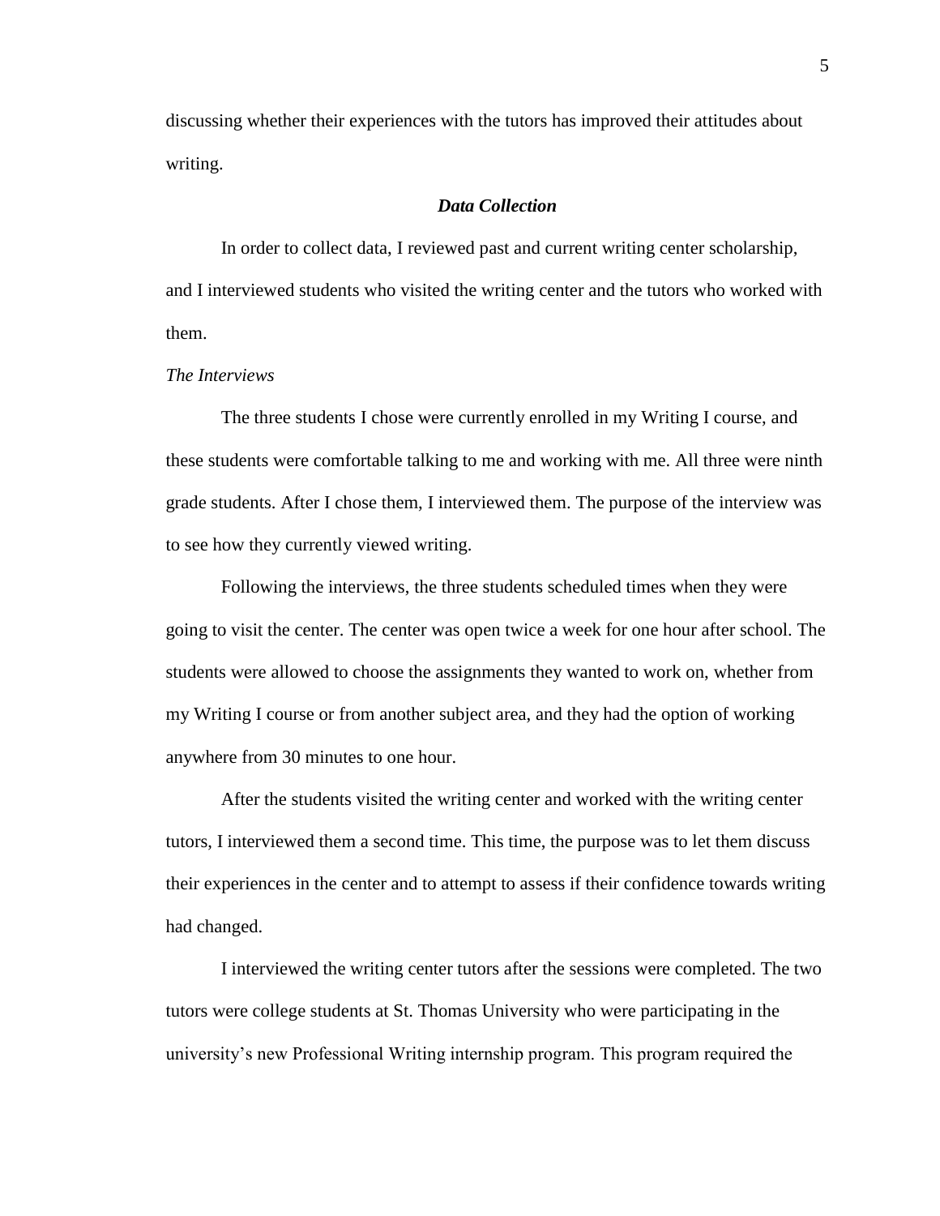discussing whether their experiences with the tutors has improved their attitudes about writing.

## ***Data Collection***

In order to collect data, I reviewed past and current writing center scholarship, and I interviewed students who visited the writing center and the tutors who worked with them.

### *The Interviews*

The three students I chose were currently enrolled in my Writing I course, and these students were comfortable talking to me and working with me. All three were ninth grade students. After I chose them, I interviewed them. The purpose of the interview was to see how they currently viewed writing.

Following the interviews, the three students scheduled times when they were going to visit the center. The center was open twice a week for one hour after school. The students were allowed to choose the assignments they wanted to work on, whether from my Writing I course or from another subject area, and they had the option of working anywhere from 30 minutes to one hour.

After the students visited the writing center and worked with the writing center tutors, I interviewed them a second time. This time, the purpose was to let them discuss their experiences in the center and to attempt to assess if their confidence towards writing had changed.

I interviewed the writing center tutors after the sessions were completed. The two tutors were college students at St. Thomas University who were participating in the university's new Professional Writing internship program. This program required the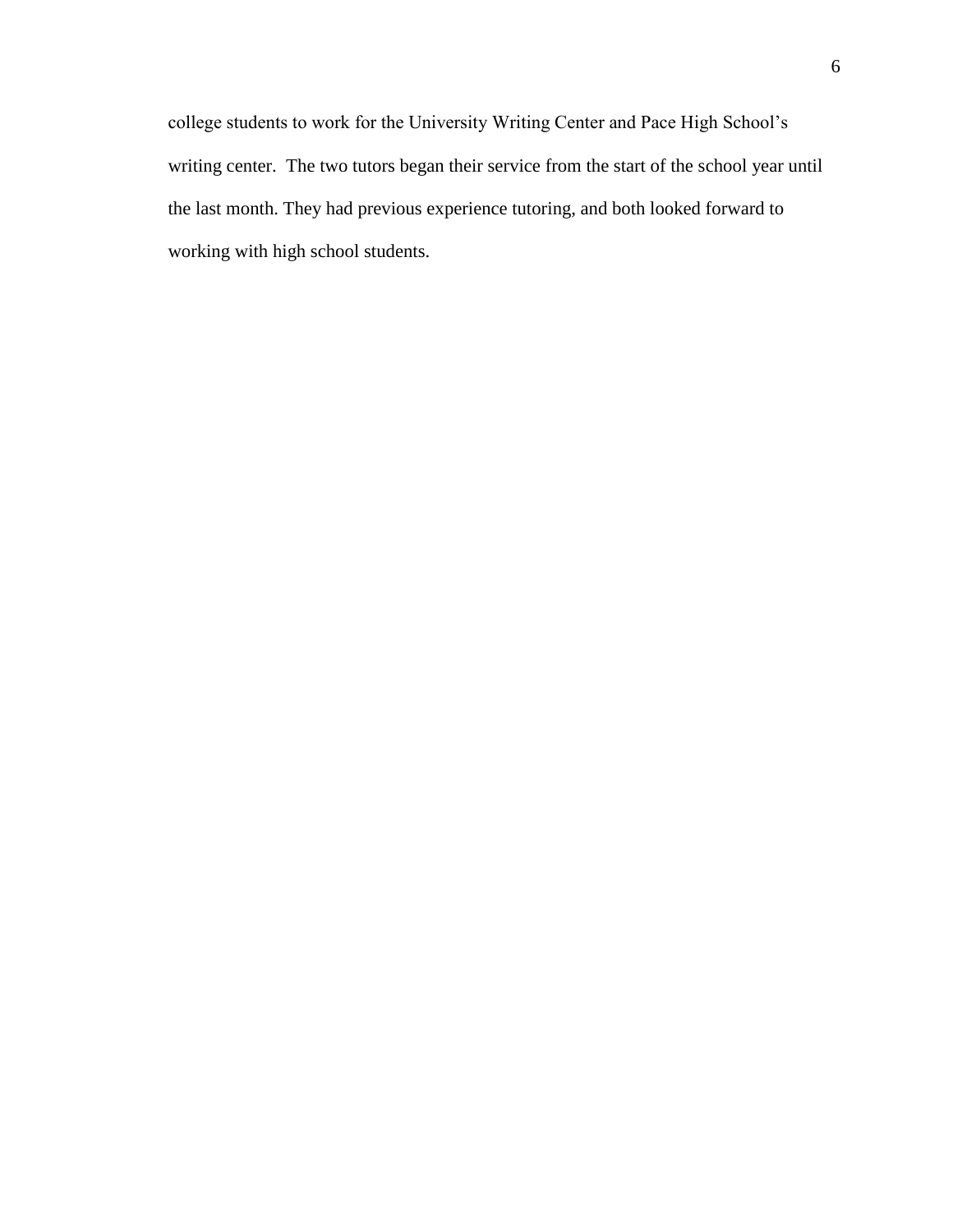college students to work for the University Writing Center and Pace High School's writing center. The two tutors began their service from the start of the school year until the last month. They had previous experience tutoring, and both looked forward to working with high school students.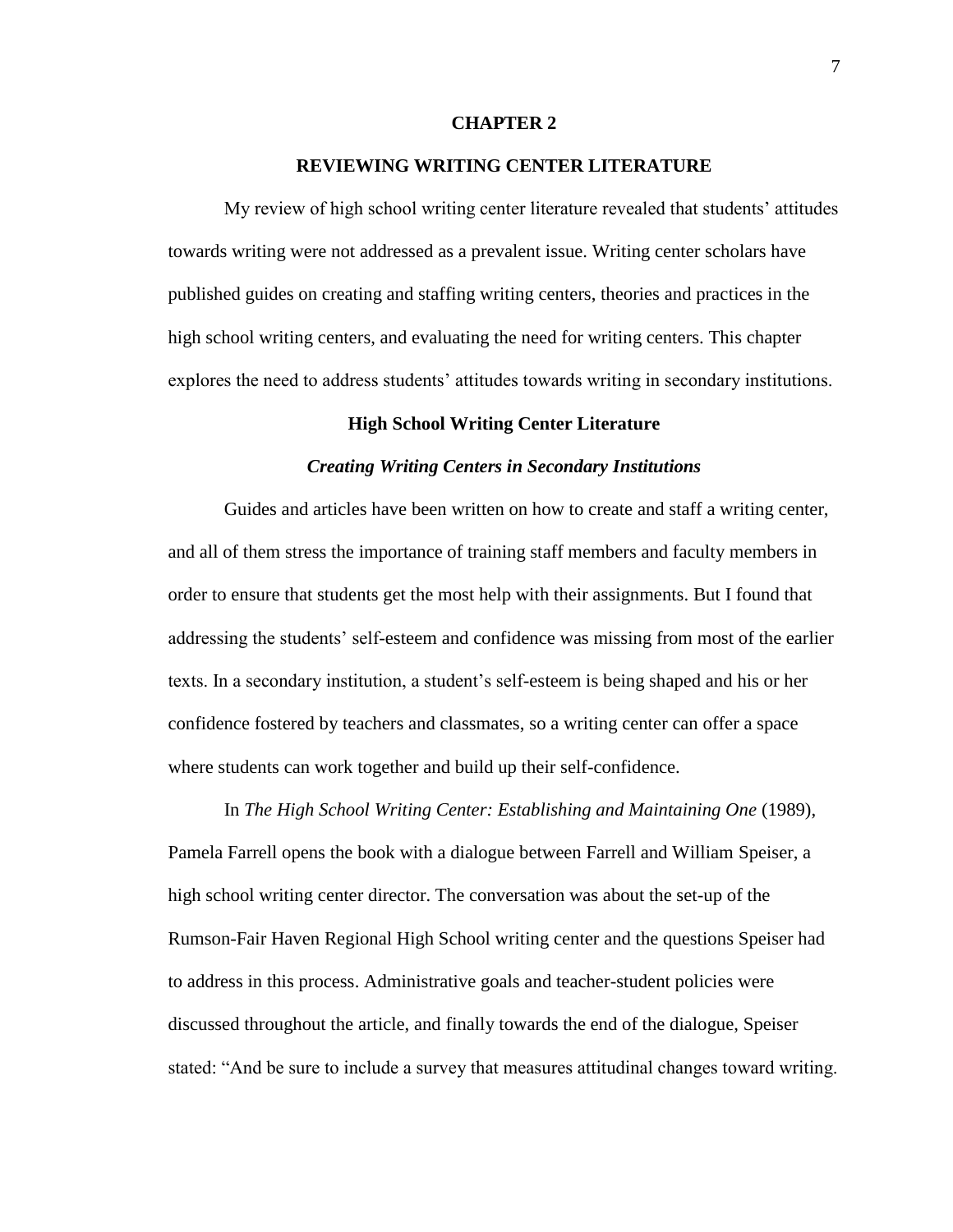# CHAPTER 2

# REVIEWING WRITING CENTER LITERATURE

My review of high school writing center literature revealed that students' attitudes towards writing were not addressed as a prevalent issue. Writing center scholars have published guides on creating and staffing writing centers, theories and practices in the high school writing centers, and evaluating the need for writing centers. This chapter explores the need to address students' attitudes towards writing in secondary institutions.

## High School Writing Center Literature

### *Creating Writing Centers in Secondary Institutions*

Guides and articles have been written on how to create and staff a writing center, and all of them stress the importance of training staff members and faculty members in order to ensure that students get the most help with their assignments. But I found that addressing the students' self-esteem and confidence was missing from most of the earlier texts. In a secondary institution, a student's self-esteem is being shaped and his or her confidence fostered by teachers and classmates, so a writing center can offer a space where students can work together and build up their self-confidence.

In *The High School Writing Center: Establishing and Maintaining One* (1989), Pamela Farrell opens the book with a dialogue between Farrell and William Speiser, a high school writing center director. The conversation was about the set-up of the Rumson-Fair Haven Regional High School writing center and the questions Speiser had to address in this process. Administrative goals and teacher-student policies were discussed throughout the article, and finally towards the end of the dialogue, Speiser stated: "And be sure to include a survey that measures attitudinal changes toward writing.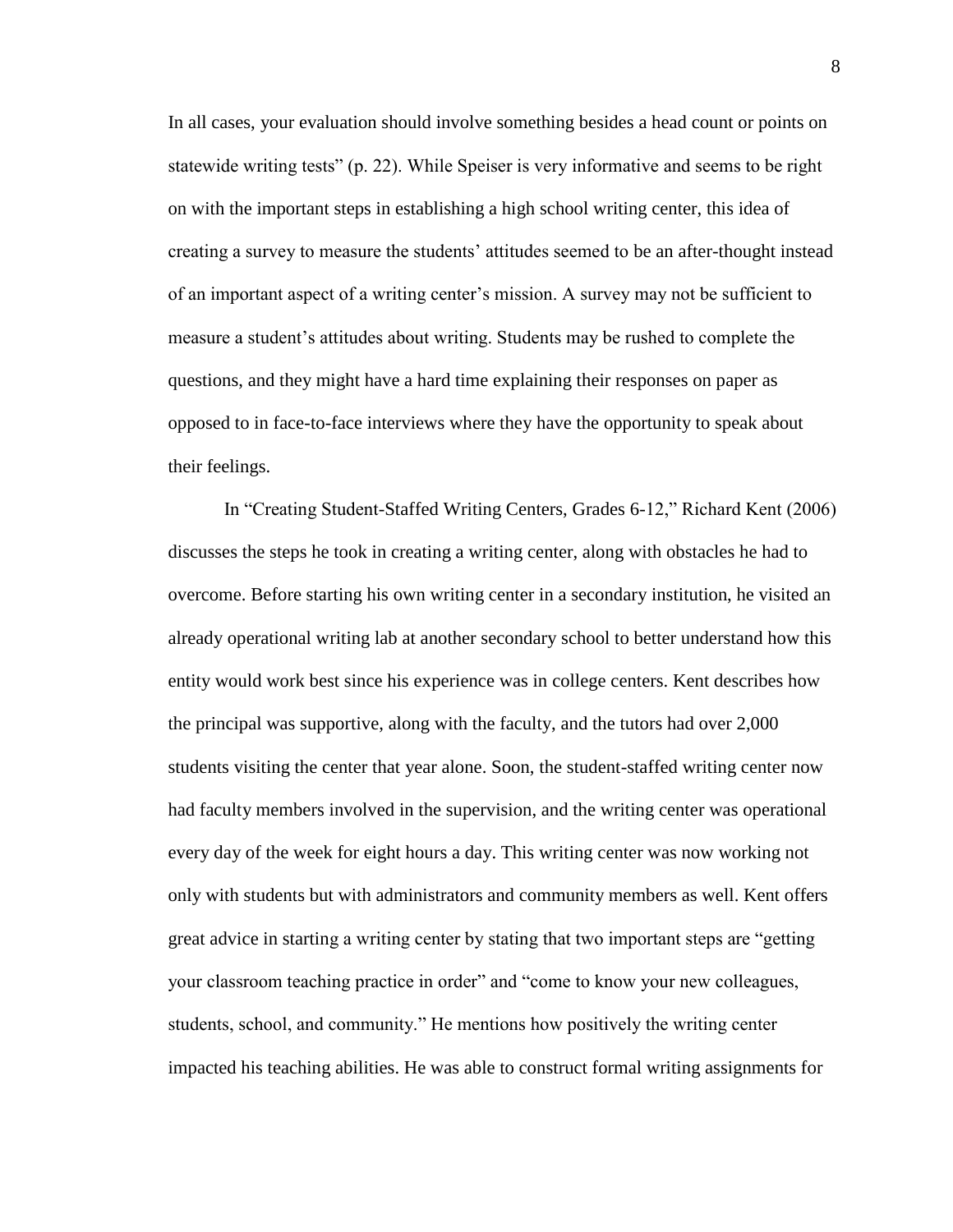In all cases, your evaluation should involve something besides a head count or points on statewide writing tests" (p. 22). While Speiser is very informative and seems to be right on with the important steps in establishing a high school writing center, this idea of creating a survey to measure the students' attitudes seemed to be an after-thought instead of an important aspect of a writing center's mission. A survey may not be sufficient to measure a student's attitudes about writing. Students may be rushed to complete the questions, and they might have a hard time explaining their responses on paper as opposed to in face-to-face interviews where they have the opportunity to speak about their feelings.

In "Creating Student-Staffed Writing Centers, Grades 6-12," Richard Kent (2006) discusses the steps he took in creating a writing center, along with obstacles he had to overcome. Before starting his own writing center in a secondary institution, he visited an already operational writing lab at another secondary school to better understand how this entity would work best since his experience was in college centers. Kent describes how the principal was supportive, along with the faculty, and the tutors had over 2,000 students visiting the center that year alone. Soon, the student-staffed writing center now had faculty members involved in the supervision, and the writing center was operational every day of the week for eight hours a day. This writing center was now working not only with students but with administrators and community members as well. Kent offers great advice in starting a writing center by stating that two important steps are "getting your classroom teaching practice in order" and "come to know your new colleagues, students, school, and community." He mentions how positively the writing center impacted his teaching abilities. He was able to construct formal writing assignments for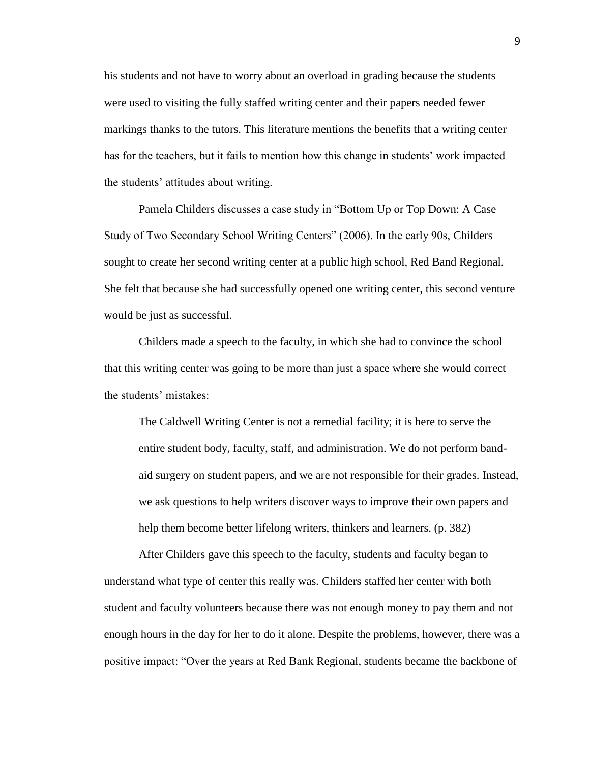his students and not have to worry about an overload in grading because the students were used to visiting the fully staffed writing center and their papers needed fewer markings thanks to the tutors. This literature mentions the benefits that a writing center has for the teachers, but it fails to mention how this change in students' work impacted the students' attitudes about writing.

Pamela Childers discusses a case study in "Bottom Up or Top Down: A Case Study of Two Secondary School Writing Centers" (2006). In the early 90s, Childers sought to create her second writing center at a public high school, Red Band Regional. She felt that because she had successfully opened one writing center, this second venture would be just as successful.

Childers made a speech to the faculty, in which she had to convince the school that this writing center was going to be more than just a space where she would correct the students' mistakes:

> The Caldwell Writing Center is not a remedial facility; it is here to serve the entire student body, faculty, staff, and administration. We do not perform band-aid surgery on student papers, and we are not responsible for their grades. Instead, we ask questions to help writers discover ways to improve their own papers and help them become better lifelong writers, thinkers and learners. (p. 382)

After Childers gave this speech to the faculty, students and faculty began to understand what type of center this really was. Childers staffed her center with both student and faculty volunteers because there was not enough money to pay them and not enough hours in the day for her to do it alone. Despite the problems, however, there was a positive impact: "Over the years at Red Bank Regional, students became the backbone of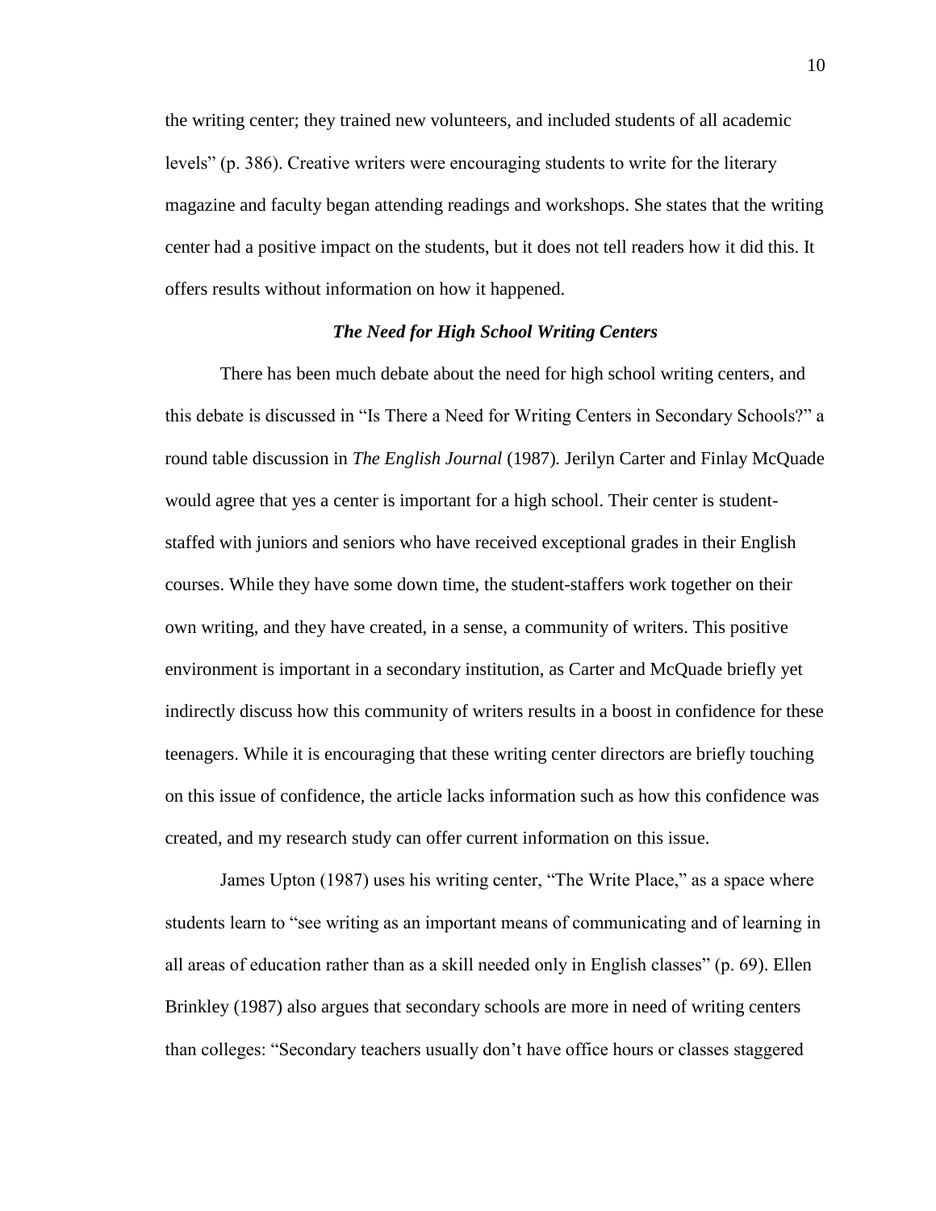the writing center; they trained new volunteers, and included students of all academic levels" (p. 386). Creative writers were encouraging students to write for the literary magazine and faculty began attending readings and workshops. She states that the writing center had a positive impact on the students, but it does not tell readers how it did this. It offers results without information on how it happened.

### ***The Need for High School Writing Centers***

There has been much debate about the need for high school writing centers, and this debate is discussed in "Is There a Need for Writing Centers in Secondary Schools?" a round table discussion in *The English Journal* (1987). Jerilyn Carter and Finlay McQuade would agree that yes a center is important for a high school. Their center is student-staffed with juniors and seniors who have received exceptional grades in their English courses. While they have some down time, the student-staffers work together on their own writing, and they have created, in a sense, a community of writers. This positive environment is important in a secondary institution, as Carter and McQuade briefly yet indirectly discuss how this community of writers results in a boost in confidence for these teenagers. While it is encouraging that these writing center directors are briefly touching on this issue of confidence, the article lacks information such as how this confidence was created, and my research study can offer current information on this issue.

James Upton (1987) uses his writing center, "The Write Place," as a space where students learn to "see writing as an important means of communicating and of learning in all areas of education rather than as a skill needed only in English classes" (p. 69). Ellen Brinkley (1987) also argues that secondary schools are more in need of writing centers than colleges: "Secondary teachers usually don't have office hours or classes staggered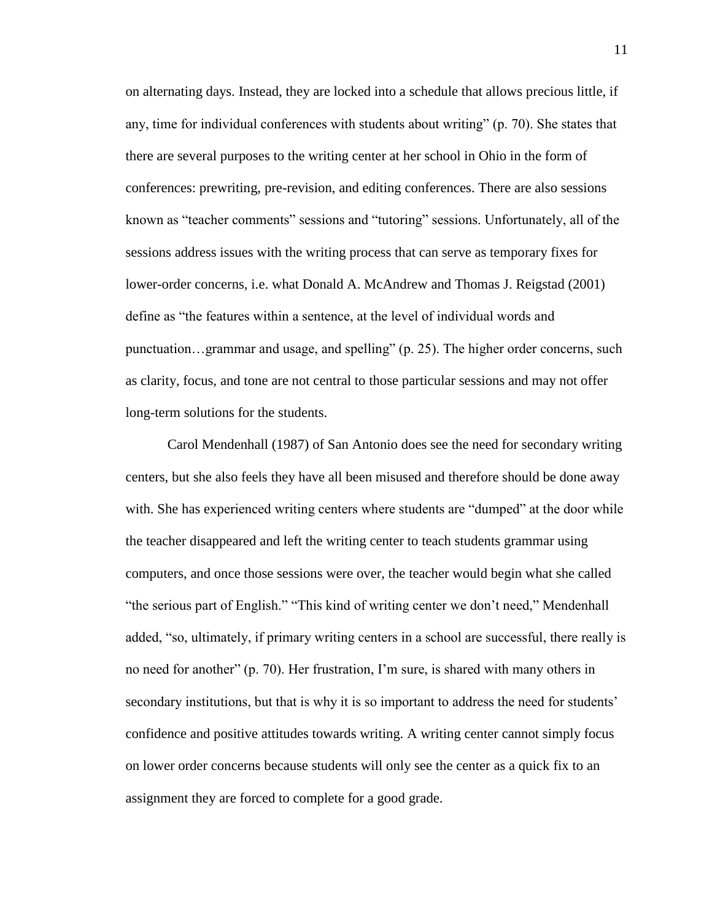on alternating days. Instead, they are locked into a schedule that allows precious little, if any, time for individual conferences with students about writing" (p. 70). She states that there are several purposes to the writing center at her school in Ohio in the form of conferences: prewriting, pre-revision, and editing conferences. There are also sessions known as "teacher comments" sessions and "tutoring" sessions. Unfortunately, all of the sessions address issues with the writing process that can serve as temporary fixes for lower-order concerns, i.e. what Donald A. McAndrew and Thomas J. Reigstad (2001) define as "the features within a sentence, at the level of individual words and punctuation…grammar and usage, and spelling" (p. 25). The higher order concerns, such as clarity, focus, and tone are not central to those particular sessions and may not offer long-term solutions for the students.

Carol Mendenhall (1987) of San Antonio does see the need for secondary writing centers, but she also feels they have all been misused and therefore should be done away with. She has experienced writing centers where students are "dumped" at the door while the teacher disappeared and left the writing center to teach students grammar using computers, and once those sessions were over, the teacher would begin what she called "the serious part of English." "This kind of writing center we don't need," Mendenhall added, "so, ultimately, if primary writing centers in a school are successful, there really is no need for another" (p. 70). Her frustration, I'm sure, is shared with many others in secondary institutions, but that is why it is so important to address the need for students' confidence and positive attitudes towards writing. A writing center cannot simply focus on lower order concerns because students will only see the center as a quick fix to an assignment they are forced to complete for a good grade.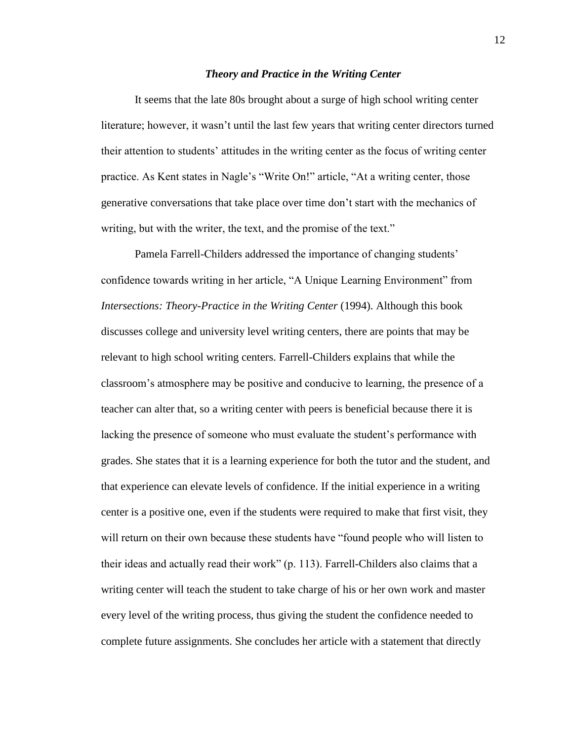### ***Theory and Practice in the Writing Center***

It seems that the late 80s brought about a surge of high school writing center literature; however, it wasn't until the last few years that writing center directors turned their attention to students' attitudes in the writing center as the focus of writing center practice. As Kent states in Nagle's "Write On!" article, "At a writing center, those generative conversations that take place over time don't start with the mechanics of writing, but with the writer, the text, and the promise of the text."

Pamela Farrell-Childers addressed the importance of changing students' confidence towards writing in her article, "A Unique Learning Environment" from *Intersections: Theory-Practice in the Writing Center* (1994). Although this book discusses college and university level writing centers, there are points that may be relevant to high school writing centers. Farrell-Childers explains that while the classroom's atmosphere may be positive and conducive to learning, the presence of a teacher can alter that, so a writing center with peers is beneficial because there it is lacking the presence of someone who must evaluate the student's performance with grades. She states that it is a learning experience for both the tutor and the student, and that experience can elevate levels of confidence. If the initial experience in a writing center is a positive one, even if the students were required to make that first visit, they will return on their own because these students have "found people who will listen to their ideas and actually read their work" (p. 113). Farrell-Childers also claims that a writing center will teach the student to take charge of his or her own work and master every level of the writing process, thus giving the student the confidence needed to complete future assignments. She concludes her article with a statement that directly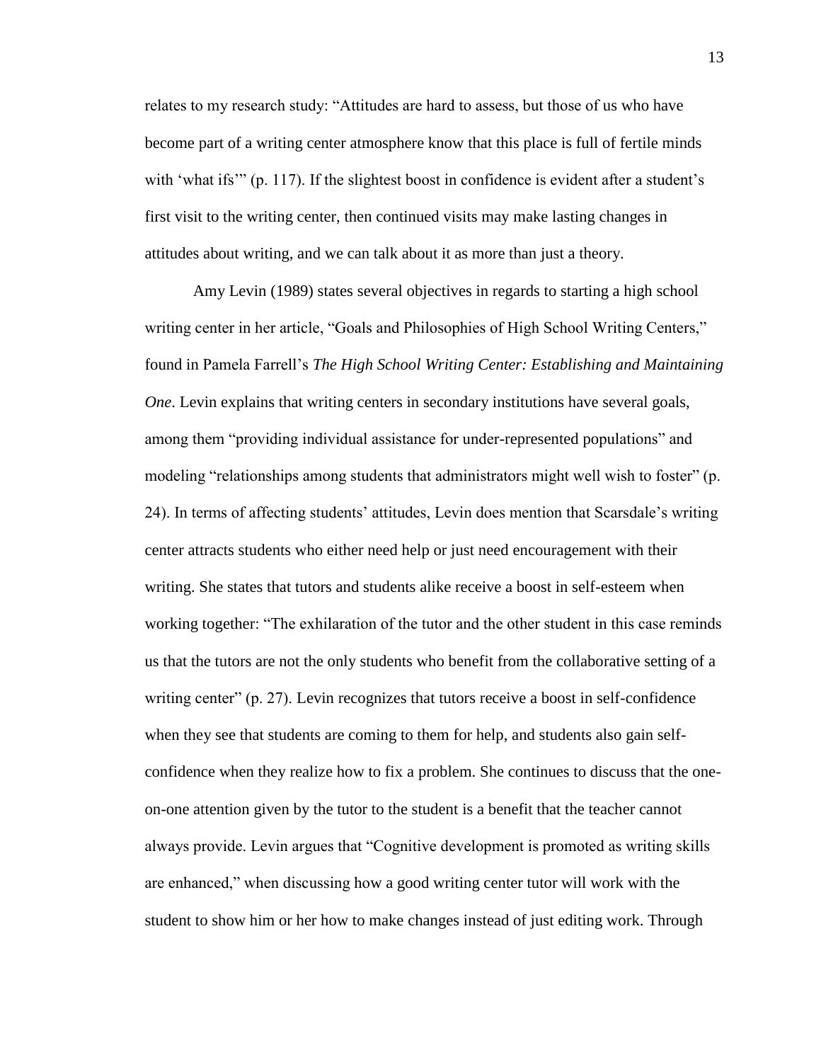relates to my research study: "Attitudes are hard to assess, but those of us who have become part of a writing center atmosphere know that this place is full of fertile minds with 'what ifs'" (p. 117). If the slightest boost in confidence is evident after a student's first visit to the writing center, then continued visits may make lasting changes in attitudes about writing, and we can talk about it as more than just a theory.

Amy Levin (1989) states several objectives in regards to starting a high school writing center in her article, "Goals and Philosophies of High School Writing Centers," found in Pamela Farrell's *The High School Writing Center: Establishing and Maintaining One*. Levin explains that writing centers in secondary institutions have several goals, among them "providing individual assistance for under-represented populations" and modeling "relationships among students that administrators might well wish to foster" (p. 24). In terms of affecting students' attitudes, Levin does mention that Scarsdale's writing center attracts students who either need help or just need encouragement with their writing. She states that tutors and students alike receive a boost in self-esteem when working together: "The exhilaration of the tutor and the other student in this case reminds us that the tutors are not the only students who benefit from the collaborative setting of a writing center" (p. 27). Levin recognizes that tutors receive a boost in self-confidence when they see that students are coming to them for help, and students also gain self-confidence when they realize how to fix a problem. She continues to discuss that the one-on-one attention given by the tutor to the student is a benefit that the teacher cannot always provide. Levin argues that "Cognitive development is promoted as writing skills are enhanced," when discussing how a good writing center tutor will work with the student to show him or her how to make changes instead of just editing work. Through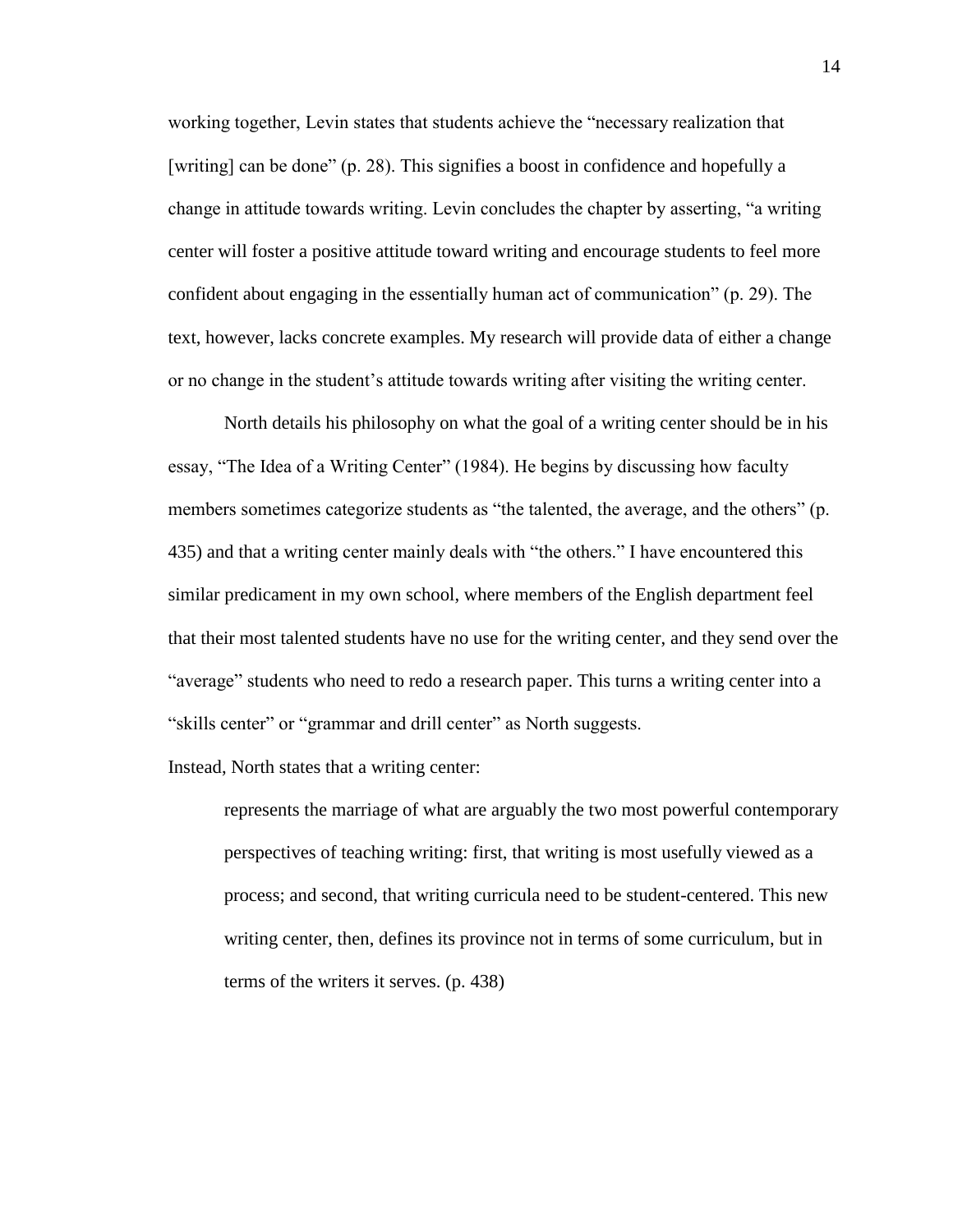working together, Levin states that students achieve the "necessary realization that [writing] can be done" (p. 28). This signifies a boost in confidence and hopefully a change in attitude towards writing. Levin concludes the chapter by asserting, "a writing center will foster a positive attitude toward writing and encourage students to feel more confident about engaging in the essentially human act of communication" (p. 29). The text, however, lacks concrete examples. My research will provide data of either a change or no change in the student's attitude towards writing after visiting the writing center.

North details his philosophy on what the goal of a writing center should be in his essay, "The Idea of a Writing Center" (1984). He begins by discussing how faculty members sometimes categorize students as "the talented, the average, and the others" (p. 435) and that a writing center mainly deals with "the others." I have encountered this similar predicament in my own school, where members of the English department feel that their most talented students have no use for the writing center, and they send over the "average" students who need to redo a research paper. This turns a writing center into a "skills center" or "grammar and drill center" as North suggests.

Instead, North states that a writing center:

> represents the marriage of what are arguably the two most powerful contemporary perspectives of teaching writing: first, that writing is most usefully viewed as a process; and second, that writing curricula need to be student-centered. This new writing center, then, defines its province not in terms of some curriculum, but in terms of the writers it serves. (p. 438)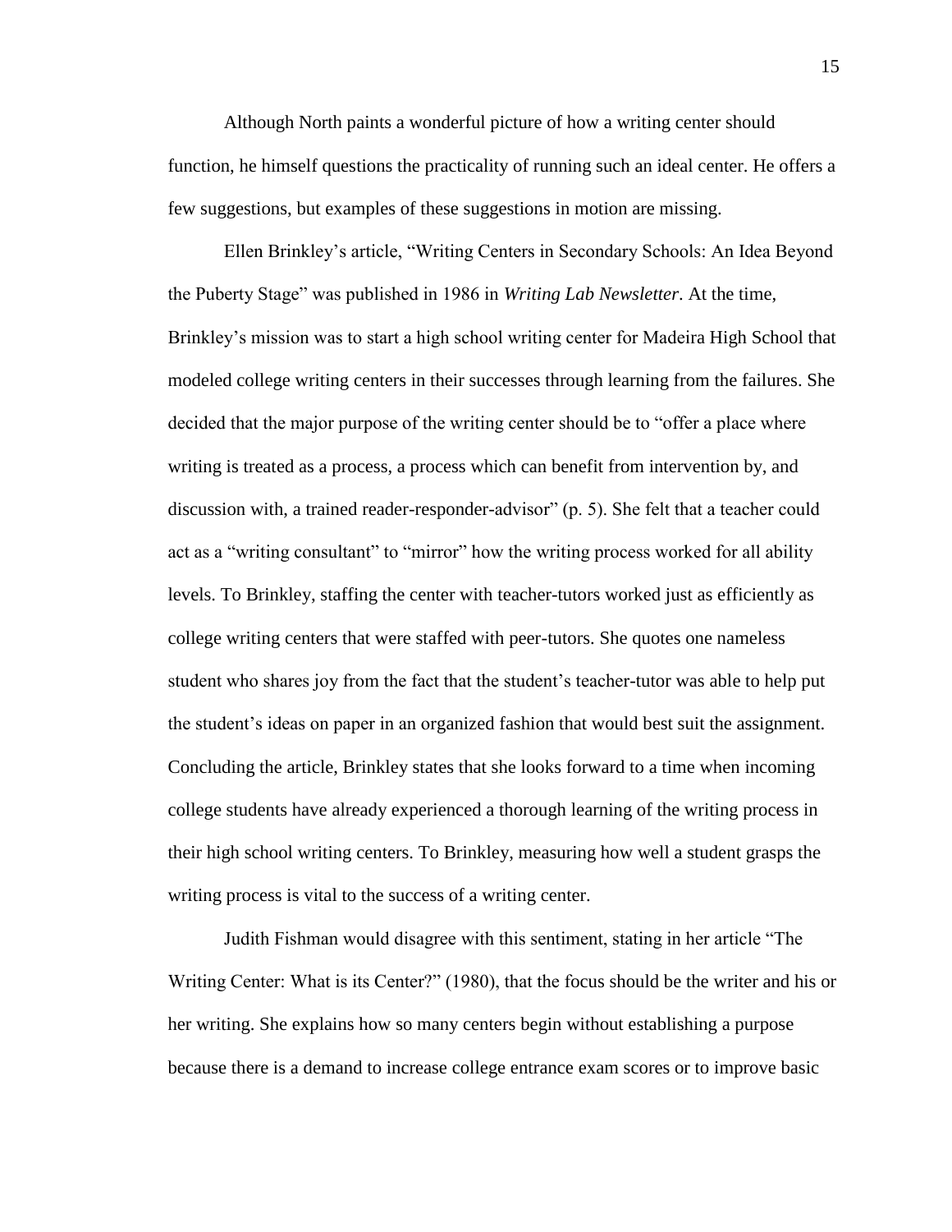Although North paints a wonderful picture of how a writing center should function, he himself questions the practicality of running such an ideal center. He offers a few suggestions, but examples of these suggestions in motion are missing.

Ellen Brinkley's article, "Writing Centers in Secondary Schools: An Idea Beyond the Puberty Stage" was published in 1986 in *Writing Lab Newsletter*. At the time, Brinkley's mission was to start a high school writing center for Madeira High School that modeled college writing centers in their successes through learning from the failures. She decided that the major purpose of the writing center should be to "offer a place where writing is treated as a process, a process which can benefit from intervention by, and discussion with, a trained reader-responder-advisor" (p. 5). She felt that a teacher could act as a "writing consultant" to "mirror" how the writing process worked for all ability levels. To Brinkley, staffing the center with teacher-tutors worked just as efficiently as college writing centers that were staffed with peer-tutors. She quotes one nameless student who shares joy from the fact that the student's teacher-tutor was able to help put the student's ideas on paper in an organized fashion that would best suit the assignment. Concluding the article, Brinkley states that she looks forward to a time when incoming college students have already experienced a thorough learning of the writing process in their high school writing centers. To Brinkley, measuring how well a student grasps the writing process is vital to the success of a writing center.

Judith Fishman would disagree with this sentiment, stating in her article "The Writing Center: What is its Center?" (1980), that the focus should be the writer and his or her writing. She explains how so many centers begin without establishing a purpose because there is a demand to increase college entrance exam scores or to improve basic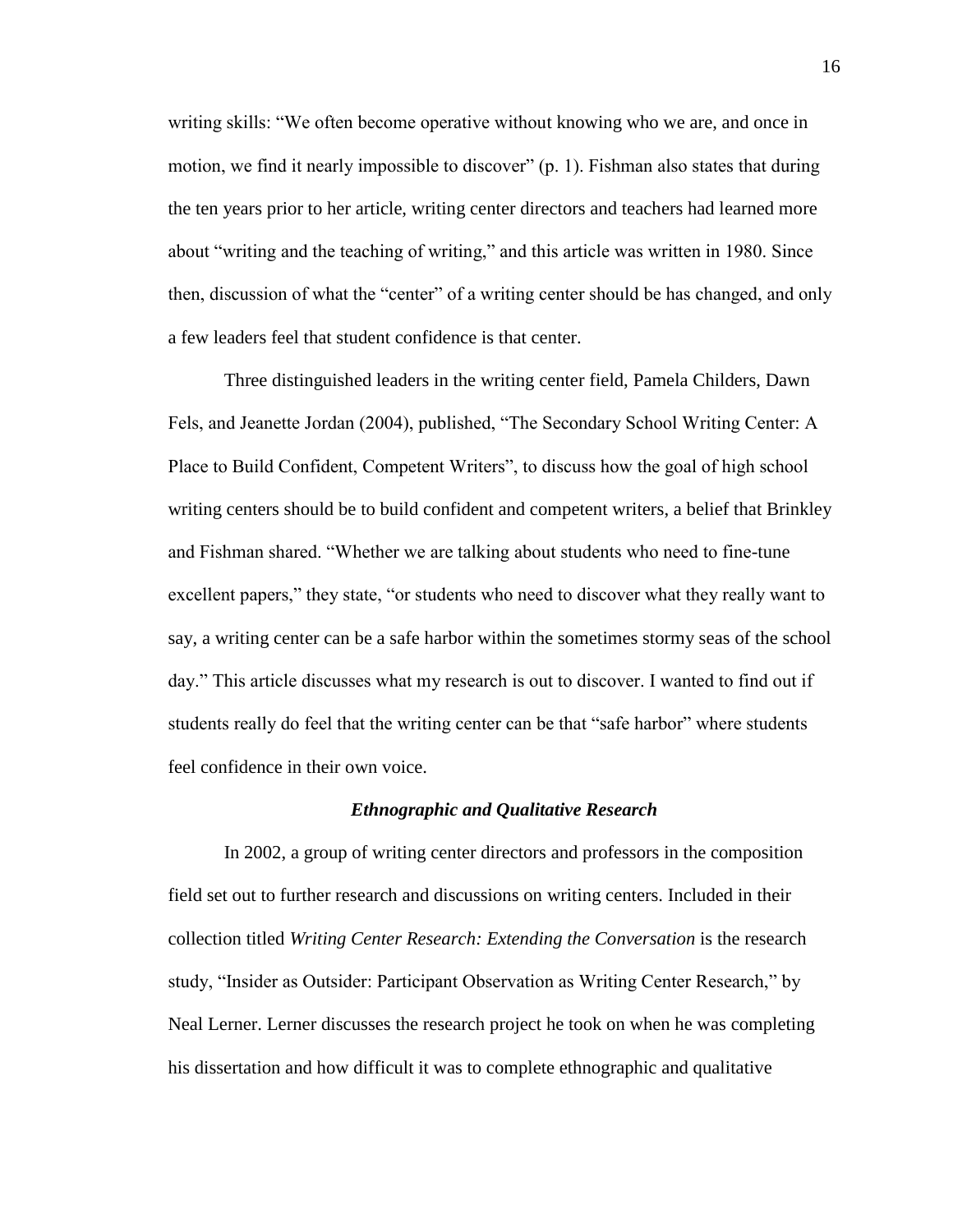writing skills: "We often become operative without knowing who we are, and once in motion, we find it nearly impossible to discover" (p. 1). Fishman also states that during the ten years prior to her article, writing center directors and teachers had learned more about "writing and the teaching of writing," and this article was written in 1980. Since then, discussion of what the "center" of a writing center should be has changed, and only a few leaders feel that student confidence is that center.

Three distinguished leaders in the writing center field, Pamela Childers, Dawn Fels, and Jeanette Jordan (2004), published, "The Secondary School Writing Center: A Place to Build Confident, Competent Writers", to discuss how the goal of high school writing centers should be to build confident and competent writers, a belief that Brinkley and Fishman shared. "Whether we are talking about students who need to fine-tune excellent papers," they state, "or students who need to discover what they really want to say, a writing center can be a safe harbor within the sometimes stormy seas of the school day." This article discusses what my research is out to discover. I wanted to find out if students really do feel that the writing center can be that "safe harbor" where students feel confidence in their own voice.

### *Ethnographic and Qualitative Research*

In 2002, a group of writing center directors and professors in the composition field set out to further research and discussions on writing centers. Included in their collection titled *Writing Center Research: Extending the Conversation* is the research study, "Insider as Outsider: Participant Observation as Writing Center Research," by Neal Lerner. Lerner discusses the research project he took on when he was completing his dissertation and how difficult it was to complete ethnographic and qualitative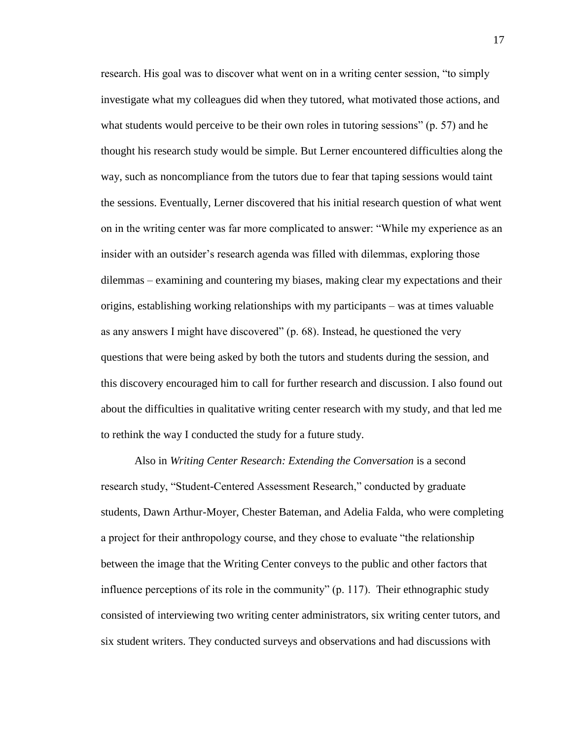research. His goal was to discover what went on in a writing center session, "to simply investigate what my colleagues did when they tutored, what motivated those actions, and what students would perceive to be their own roles in tutoring sessions" (p. 57) and he thought his research study would be simple. But Lerner encountered difficulties along the way, such as noncompliance from the tutors due to fear that taping sessions would taint the sessions. Eventually, Lerner discovered that his initial research question of what went on in the writing center was far more complicated to answer: "While my experience as an insider with an outsider's research agenda was filled with dilemmas, exploring those dilemmas – examining and countering my biases, making clear my expectations and their origins, establishing working relationships with my participants – was at times valuable as any answers I might have discovered" (p. 68). Instead, he questioned the very questions that were being asked by both the tutors and students during the session, and this discovery encouraged him to call for further research and discussion. I also found out about the difficulties in qualitative writing center research with my study, and that led me to rethink the way I conducted the study for a future study.

Also in *Writing Center Research: Extending the Conversation* is a second research study, "Student-Centered Assessment Research," conducted by graduate students, Dawn Arthur-Moyer, Chester Bateman, and Adelia Falda, who were completing a project for their anthropology course, and they chose to evaluate "the relationship between the image that the Writing Center conveys to the public and other factors that influence perceptions of its role in the community" (p. 117). Their ethnographic study consisted of interviewing two writing center administrators, six writing center tutors, and six student writers. They conducted surveys and observations and had discussions with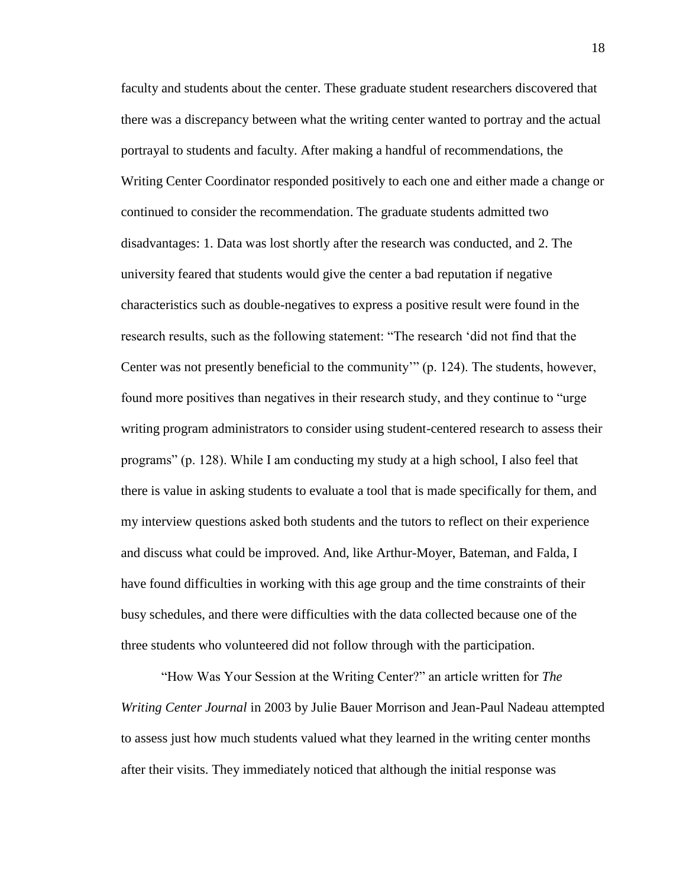faculty and students about the center. These graduate student researchers discovered that there was a discrepancy between what the writing center wanted to portray and the actual portrayal to students and faculty. After making a handful of recommendations, the Writing Center Coordinator responded positively to each one and either made a change or continued to consider the recommendation. The graduate students admitted two disadvantages: 1. Data was lost shortly after the research was conducted, and 2. The university feared that students would give the center a bad reputation if negative characteristics such as double-negatives to express a positive result were found in the research results, such as the following statement: "The research 'did not find that the Center was not presently beneficial to the community'" (p. 124). The students, however, found more positives than negatives in their research study, and they continue to "urge writing program administrators to consider using student-centered research to assess their programs" (p. 128). While I am conducting my study at a high school, I also feel that there is value in asking students to evaluate a tool that is made specifically for them, and my interview questions asked both students and the tutors to reflect on their experience and discuss what could be improved. And, like Arthur-Moyer, Bateman, and Falda, I have found difficulties in working with this age group and the time constraints of their busy schedules, and there were difficulties with the data collected because one of the three students who volunteered did not follow through with the participation.

"How Was Your Session at the Writing Center?" an article written for *The Writing Center Journal* in 2003 by Julie Bauer Morrison and Jean-Paul Nadeau attempted to assess just how much students valued what they learned in the writing center months after their visits. They immediately noticed that although the initial response was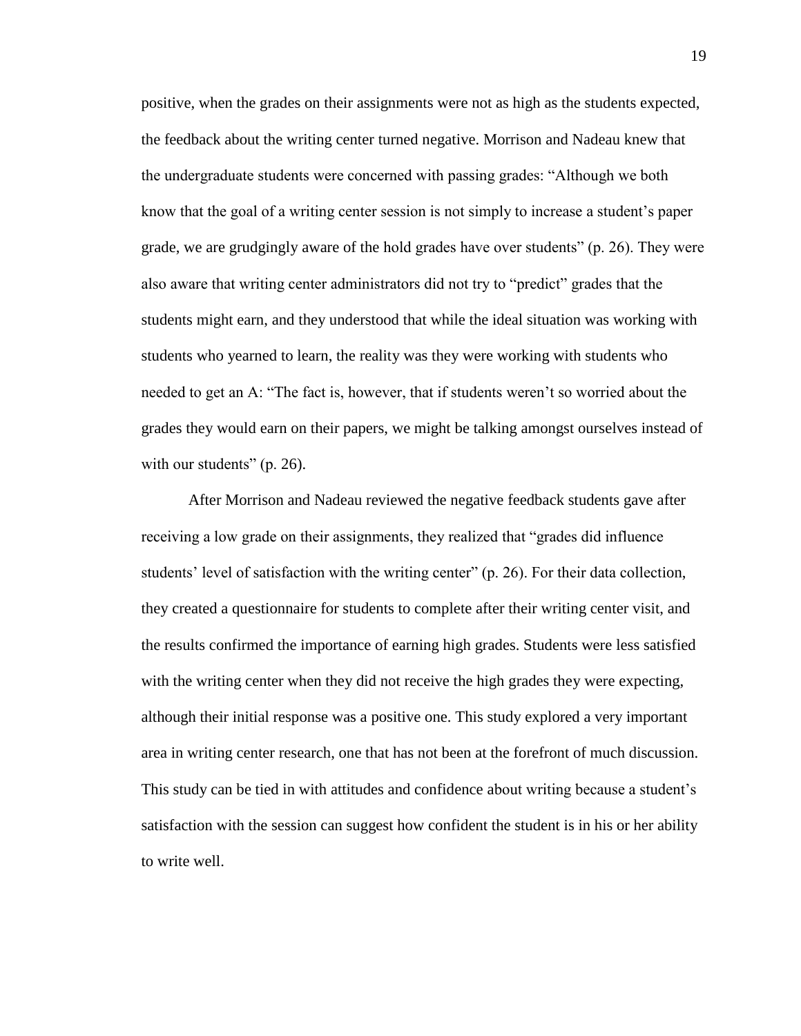positive, when the grades on their assignments were not as high as the students expected, the feedback about the writing center turned negative. Morrison and Nadeau knew that the undergraduate students were concerned with passing grades: "Although we both know that the goal of a writing center session is not simply to increase a student's paper grade, we are grudgingly aware of the hold grades have over students" (p. 26). They were also aware that writing center administrators did not try to "predict" grades that the students might earn, and they understood that while the ideal situation was working with students who yearned to learn, the reality was they were working with students who needed to get an A: "The fact is, however, that if students weren't so worried about the grades they would earn on their papers, we might be talking amongst ourselves instead of with our students" (p. 26).

After Morrison and Nadeau reviewed the negative feedback students gave after receiving a low grade on their assignments, they realized that "grades did influence students' level of satisfaction with the writing center" (p. 26). For their data collection, they created a questionnaire for students to complete after their writing center visit, and the results confirmed the importance of earning high grades. Students were less satisfied with the writing center when they did not receive the high grades they were expecting, although their initial response was a positive one. This study explored a very important area in writing center research, one that has not been at the forefront of much discussion. This study can be tied in with attitudes and confidence about writing because a student's satisfaction with the session can suggest how confident the student is in his or her ability to write well.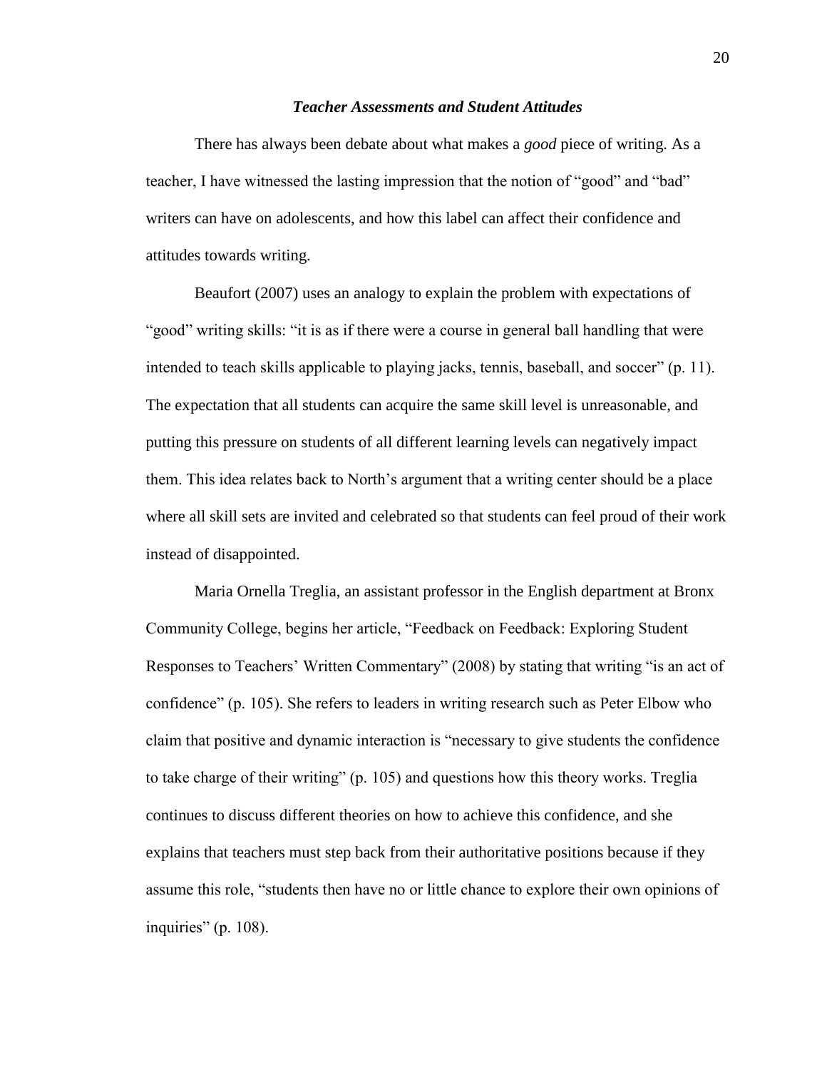### ***Teacher Assessments and Student Attitudes***

There has always been debate about what makes a *good* piece of writing. As a teacher, I have witnessed the lasting impression that the notion of "good" and "bad" writers can have on adolescents, and how this label can affect their confidence and attitudes towards writing.

Beaufort (2007) uses an analogy to explain the problem with expectations of "good" writing skills: "it is as if there were a course in general ball handling that were intended to teach skills applicable to playing jacks, tennis, baseball, and soccer" (p. 11). The expectation that all students can acquire the same skill level is unreasonable, and putting this pressure on students of all different learning levels can negatively impact them. This idea relates back to North's argument that a writing center should be a place where all skill sets are invited and celebrated so that students can feel proud of their work instead of disappointed.

Maria Ornella Treglia, an assistant professor in the English department at Bronx Community College, begins her article, "Feedback on Feedback: Exploring Student Responses to Teachers' Written Commentary" (2008) by stating that writing "is an act of confidence" (p. 105). She refers to leaders in writing research such as Peter Elbow who claim that positive and dynamic interaction is "necessary to give students the confidence to take charge of their writing" (p. 105) and questions how this theory works. Treglia continues to discuss different theories on how to achieve this confidence, and she explains that teachers must step back from their authoritative positions because if they assume this role, "students then have no or little chance to explore their own opinions of inquiries" (p. 108).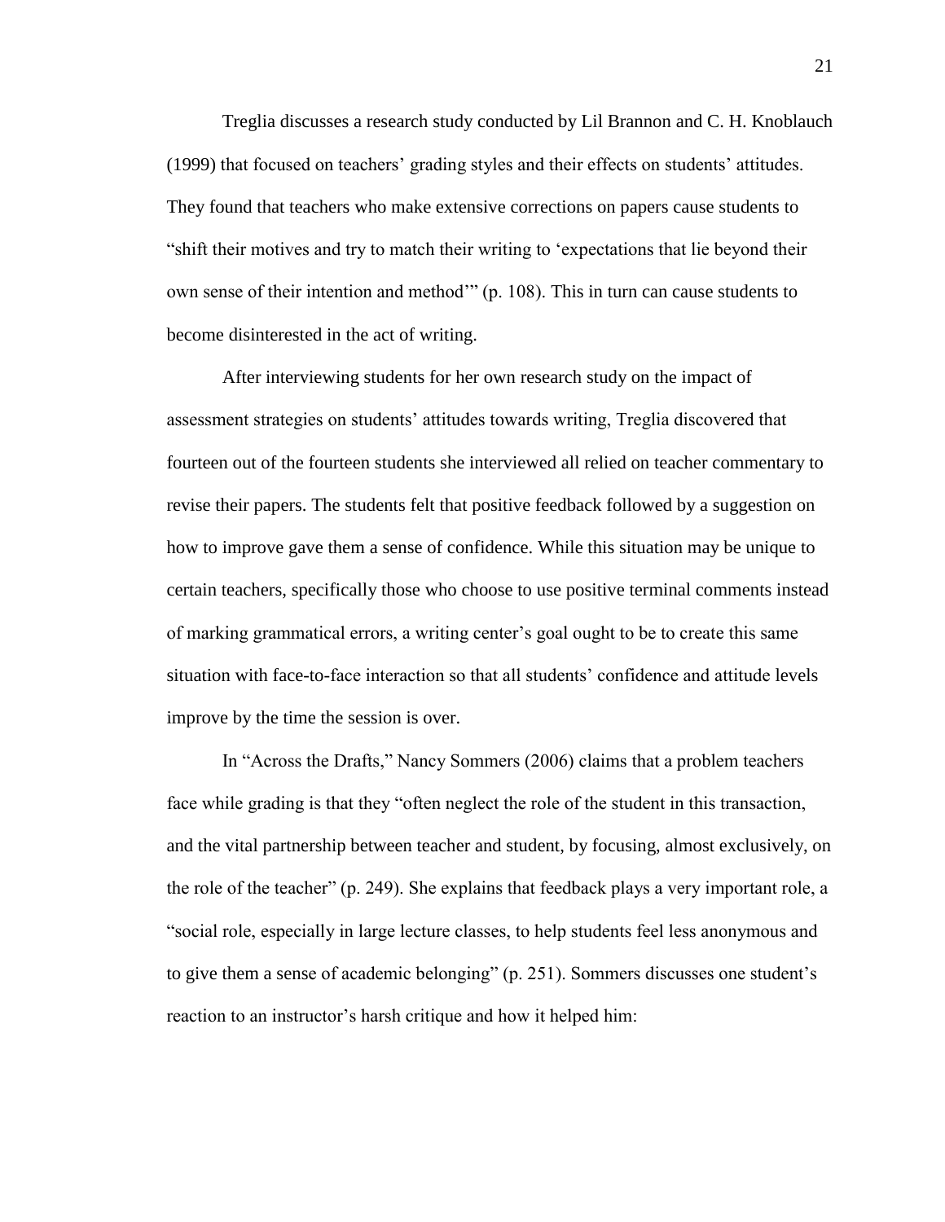Treglia discusses a research study conducted by Lil Brannon and C. H. Knoblauch (1999) that focused on teachers' grading styles and their effects on students' attitudes. They found that teachers who make extensive corrections on papers cause students to "shift their motives and try to match their writing to 'expectations that lie beyond their own sense of their intention and method'" (p. 108). This in turn can cause students to become disinterested in the act of writing.

After interviewing students for her own research study on the impact of assessment strategies on students' attitudes towards writing, Treglia discovered that fourteen out of the fourteen students she interviewed all relied on teacher commentary to revise their papers. The students felt that positive feedback followed by a suggestion on how to improve gave them a sense of confidence. While this situation may be unique to certain teachers, specifically those who choose to use positive terminal comments instead of marking grammatical errors, a writing center's goal ought to be to create this same situation with face-to-face interaction so that all students' confidence and attitude levels improve by the time the session is over.

In "Across the Drafts," Nancy Sommers (2006) claims that a problem teachers face while grading is that they "often neglect the role of the student in this transaction, and the vital partnership between teacher and student, by focusing, almost exclusively, on the role of the teacher" (p. 249). She explains that feedback plays a very important role, a "social role, especially in large lecture classes, to help students feel less anonymous and to give them a sense of academic belonging" (p. 251). Sommers discusses one student's reaction to an instructor's harsh critique and how it helped him: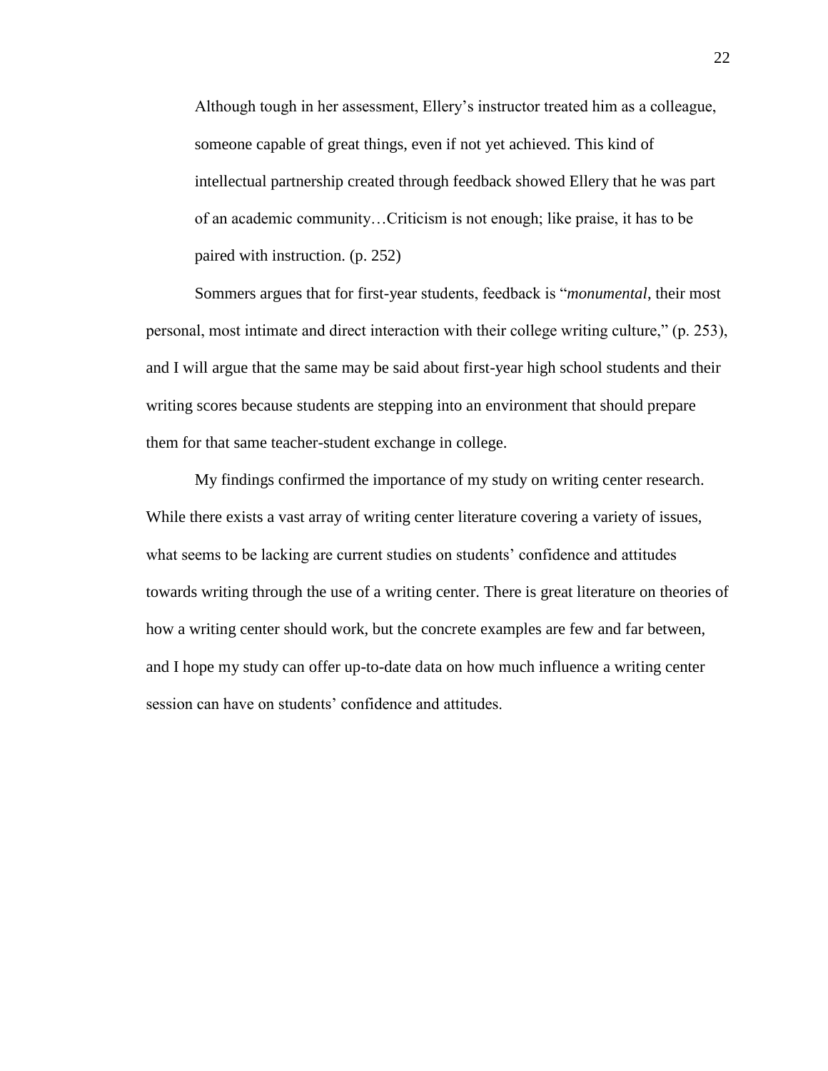> Although tough in her assessment, Ellery's instructor treated him as a colleague, someone capable of great things, even if not yet achieved. This kind of intellectual partnership created through feedback showed Ellery that he was part of an academic community…Criticism is not enough; like praise, it has to be paired with instruction. (p. 252)

Sommers argues that for first-year students, feedback is "*monumental*, their most personal, most intimate and direct interaction with their college writing culture," (p. 253), and I will argue that the same may be said about first-year high school students and their writing scores because students are stepping into an environment that should prepare them for that same teacher-student exchange in college.

My findings confirmed the importance of my study on writing center research. While there exists a vast array of writing center literature covering a variety of issues, what seems to be lacking are current studies on students' confidence and attitudes towards writing through the use of a writing center. There is great literature on theories of how a writing center should work, but the concrete examples are few and far between, and I hope my study can offer up-to-date data on how much influence a writing center session can have on students' confidence and attitudes.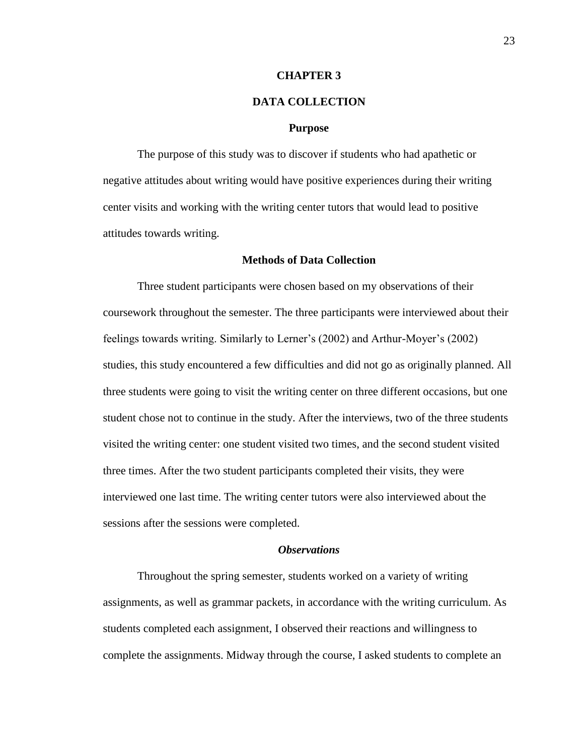# CHAPTER 3

# DATA COLLECTION

## Purpose

The purpose of this study was to discover if students who had apathetic or negative attitudes about writing would have positive experiences during their writing center visits and working with the writing center tutors that would lead to positive attitudes towards writing.

## Methods of Data Collection

Three student participants were chosen based on my observations of their coursework throughout the semester. The three participants were interviewed about their feelings towards writing. Similarly to Lerner's (2002) and Arthur-Moyer's (2002) studies, this study encountered a few difficulties and did not go as originally planned. All three students were going to visit the writing center on three different occasions, but one student chose not to continue in the study. After the interviews, two of the three students visited the writing center: one student visited two times, and the second student visited three times. After the two student participants completed their visits, they were interviewed one last time. The writing center tutors were also interviewed about the sessions after the sessions were completed.

### *Observations*

Throughout the spring semester, students worked on a variety of writing assignments, as well as grammar packets, in accordance with the writing curriculum. As students completed each assignment, I observed their reactions and willingness to complete the assignments. Midway through the course, I asked students to complete an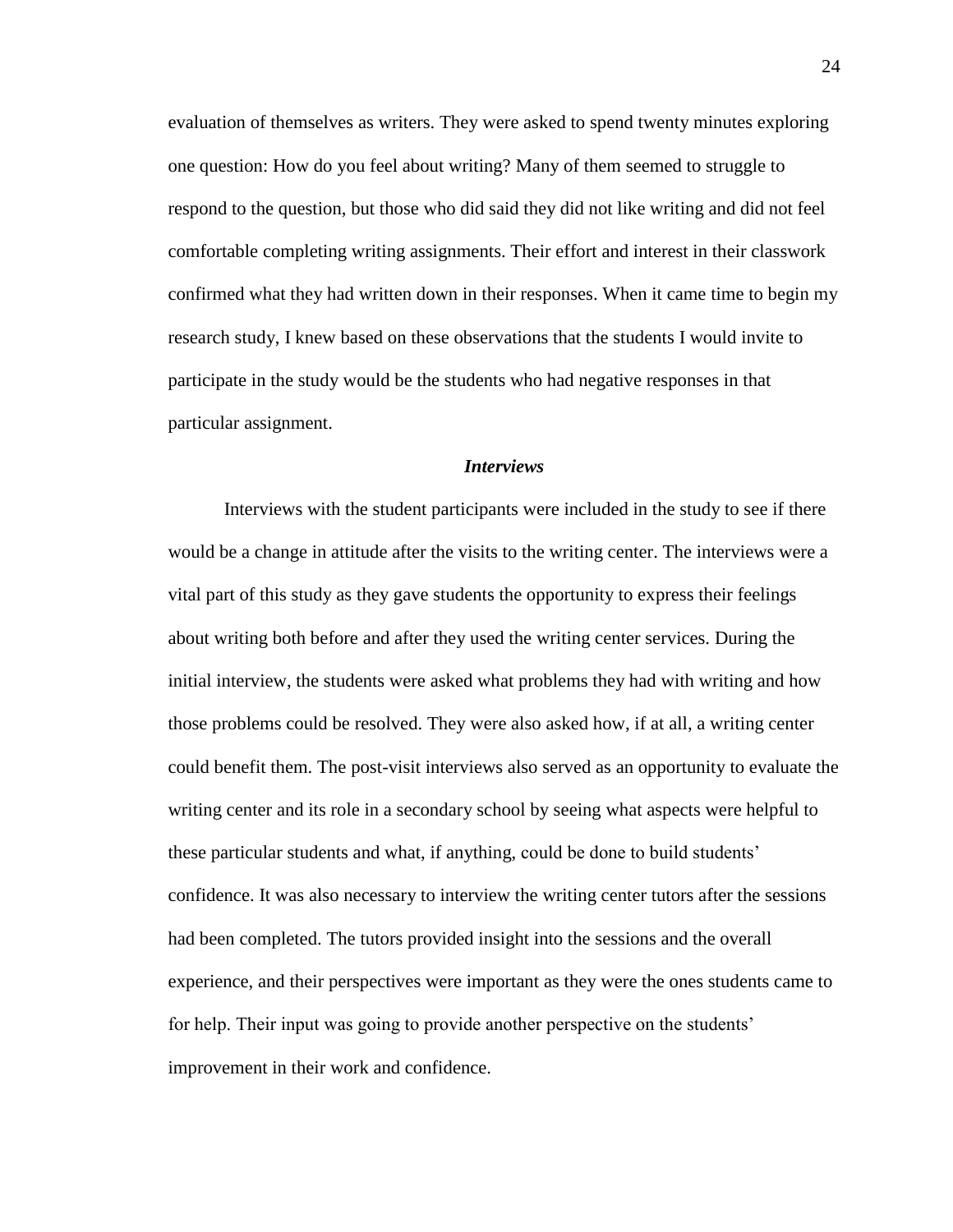evaluation of themselves as writers. They were asked to spend twenty minutes exploring one question: How do you feel about writing? Many of them seemed to struggle to respond to the question, but those who did said they did not like writing and did not feel comfortable completing writing assignments. Their effort and interest in their classwork confirmed what they had written down in their responses. When it came time to begin my research study, I knew based on these observations that the students I would invite to participate in the study would be the students who had negative responses in that particular assignment.

### *Interviews*

Interviews with the student participants were included in the study to see if there would be a change in attitude after the visits to the writing center. The interviews were a vital part of this study as they gave students the opportunity to express their feelings about writing both before and after they used the writing center services. During the initial interview, the students were asked what problems they had with writing and how those problems could be resolved. They were also asked how, if at all, a writing center could benefit them. The post-visit interviews also served as an opportunity to evaluate the writing center and its role in a secondary school by seeing what aspects were helpful to these particular students and what, if anything, could be done to build students' confidence. It was also necessary to interview the writing center tutors after the sessions had been completed. The tutors provided insight into the sessions and the overall experience, and their perspectives were important as they were the ones students came to for help. Their input was going to provide another perspective on the students' improvement in their work and confidence.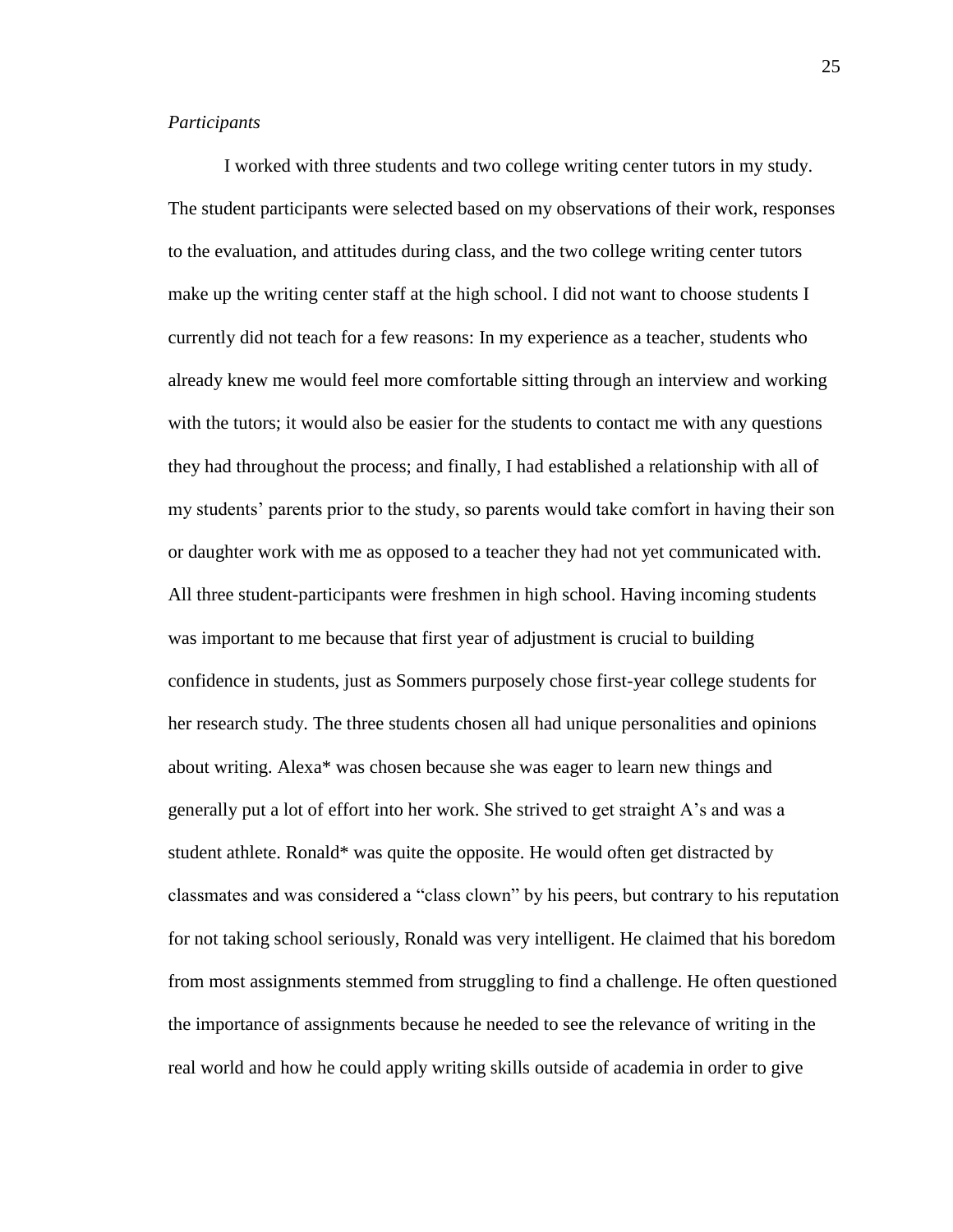*Participants*

I worked with three students and two college writing center tutors in my study. The student participants were selected based on my observations of their work, responses to the evaluation, and attitudes during class, and the two college writing center tutors make up the writing center staff at the high school. I did not want to choose students I currently did not teach for a few reasons: In my experience as a teacher, students who already knew me would feel more comfortable sitting through an interview and working with the tutors; it would also be easier for the students to contact me with any questions they had throughout the process; and finally, I had established a relationship with all of my students' parents prior to the study, so parents would take comfort in having their son or daughter work with me as opposed to a teacher they had not yet communicated with. All three student-participants were freshmen in high school. Having incoming students was important to me because that first year of adjustment is crucial to building confidence in students, just as Sommers purposely chose first-year college students for her research study. The three students chosen all had unique personalities and opinions about writing. Alexa* was chosen because she was eager to learn new things and generally put a lot of effort into her work. She strived to get straight A's and was a student athlete. Ronald* was quite the opposite. He would often get distracted by classmates and was considered a "class clown" by his peers, but contrary to his reputation for not taking school seriously, Ronald was very intelligent. He claimed that his boredom from most assignments stemmed from struggling to find a challenge. He often questioned the importance of assignments because he needed to see the relevance of writing in the real world and how he could apply writing skills outside of academia in order to give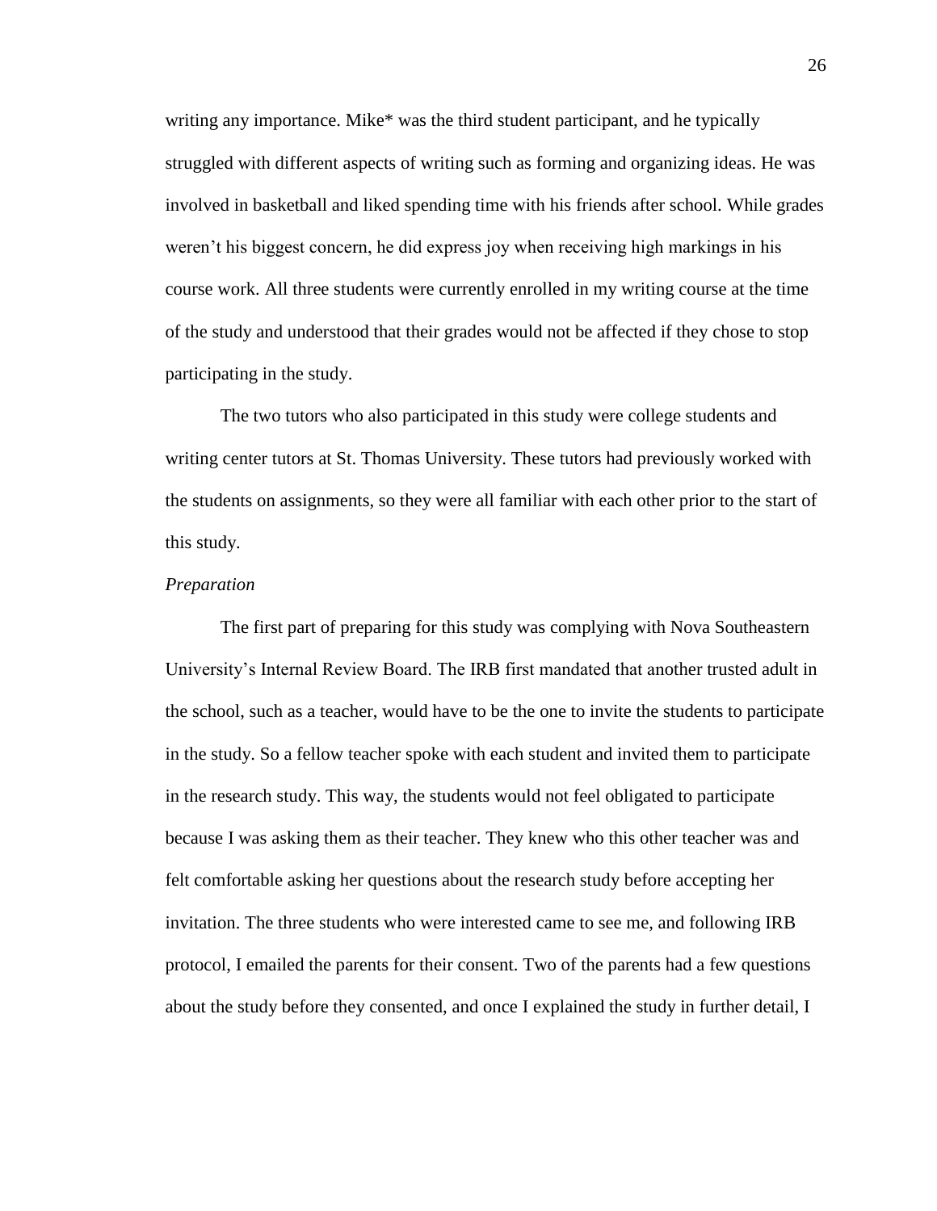writing any importance. Mike* was the third student participant, and he typically struggled with different aspects of writing such as forming and organizing ideas. He was involved in basketball and liked spending time with his friends after school. While grades weren't his biggest concern, he did express joy when receiving high markings in his course work. All three students were currently enrolled in my writing course at the time of the study and understood that their grades would not be affected if they chose to stop participating in the study.

The two tutors who also participated in this study were college students and writing center tutors at St. Thomas University. These tutors had previously worked with the students on assignments, so they were all familiar with each other prior to the start of this study.

*Preparation*

The first part of preparing for this study was complying with Nova Southeastern University's Internal Review Board. The IRB first mandated that another trusted adult in the school, such as a teacher, would have to be the one to invite the students to participate in the study. So a fellow teacher spoke with each student and invited them to participate in the research study. This way, the students would not feel obligated to participate because I was asking them as their teacher. They knew who this other teacher was and felt comfortable asking her questions about the research study before accepting her invitation. The three students who were interested came to see me, and following IRB protocol, I emailed the parents for their consent. Two of the parents had a few questions about the study before they consented, and once I explained the study in further detail, I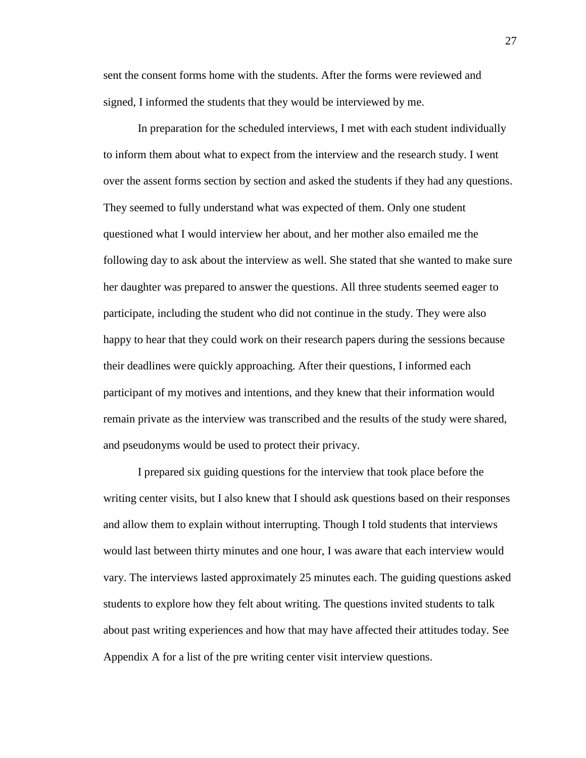sent the consent forms home with the students. After the forms were reviewed and signed, I informed the students that they would be interviewed by me.

In preparation for the scheduled interviews, I met with each student individually to inform them about what to expect from the interview and the research study. I went over the assent forms section by section and asked the students if they had any questions. They seemed to fully understand what was expected of them. Only one student questioned what I would interview her about, and her mother also emailed me the following day to ask about the interview as well. She stated that she wanted to make sure her daughter was prepared to answer the questions. All three students seemed eager to participate, including the student who did not continue in the study. They were also happy to hear that they could work on their research papers during the sessions because their deadlines were quickly approaching. After their questions, I informed each participant of my motives and intentions, and they knew that their information would remain private as the interview was transcribed and the results of the study were shared, and pseudonyms would be used to protect their privacy.

I prepared six guiding questions for the interview that took place before the writing center visits, but I also knew that I should ask questions based on their responses and allow them to explain without interrupting. Though I told students that interviews would last between thirty minutes and one hour, I was aware that each interview would vary. The interviews lasted approximately 25 minutes each. The guiding questions asked students to explore how they felt about writing. The questions invited students to talk about past writing experiences and how that may have affected their attitudes today. See Appendix A for a list of the pre writing center visit interview questions.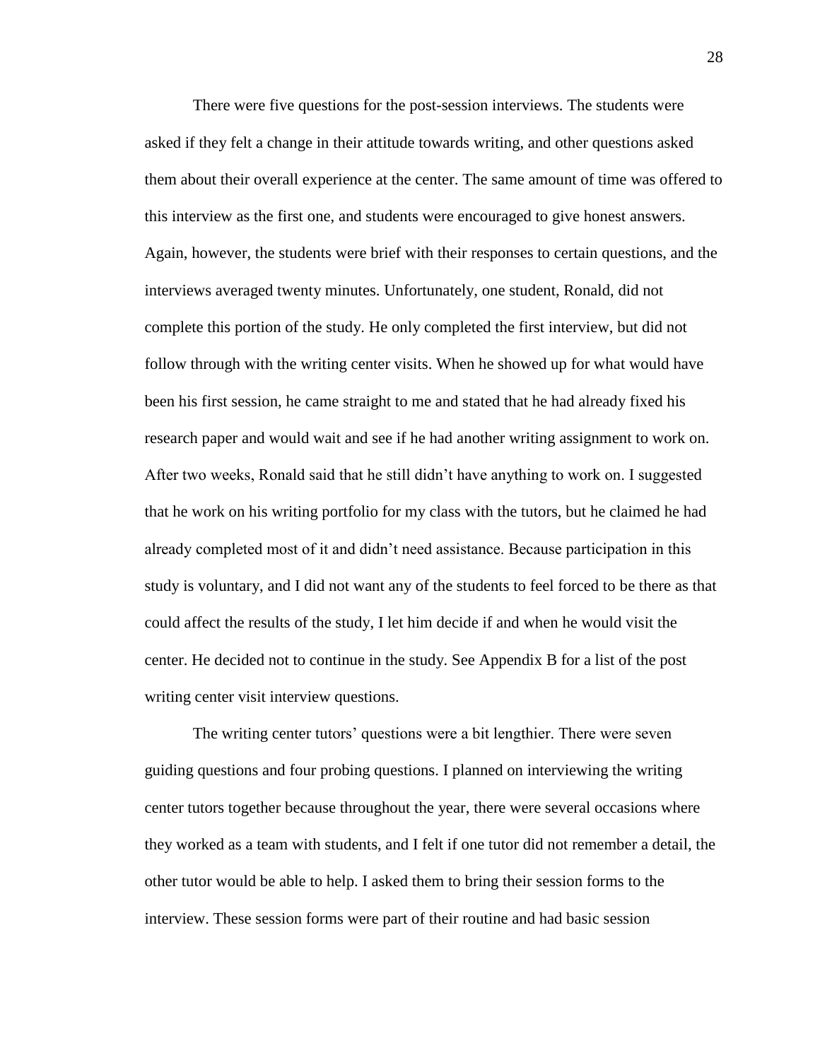There were five questions for the post-session interviews. The students were asked if they felt a change in their attitude towards writing, and other questions asked them about their overall experience at the center. The same amount of time was offered to this interview as the first one, and students were encouraged to give honest answers. Again, however, the students were brief with their responses to certain questions, and the interviews averaged twenty minutes. Unfortunately, one student, Ronald, did not complete this portion of the study. He only completed the first interview, but did not follow through with the writing center visits. When he showed up for what would have been his first session, he came straight to me and stated that he had already fixed his research paper and would wait and see if he had another writing assignment to work on. After two weeks, Ronald said that he still didn't have anything to work on. I suggested that he work on his writing portfolio for my class with the tutors, but he claimed he had already completed most of it and didn't need assistance. Because participation in this study is voluntary, and I did not want any of the students to feel forced to be there as that could affect the results of the study, I let him decide if and when he would visit the center. He decided not to continue in the study. See Appendix B for a list of the post writing center visit interview questions.

The writing center tutors' questions were a bit lengthier. There were seven guiding questions and four probing questions. I planned on interviewing the writing center tutors together because throughout the year, there were several occasions where they worked as a team with students, and I felt if one tutor did not remember a detail, the other tutor would be able to help. I asked them to bring their session forms to the interview. These session forms were part of their routine and had basic session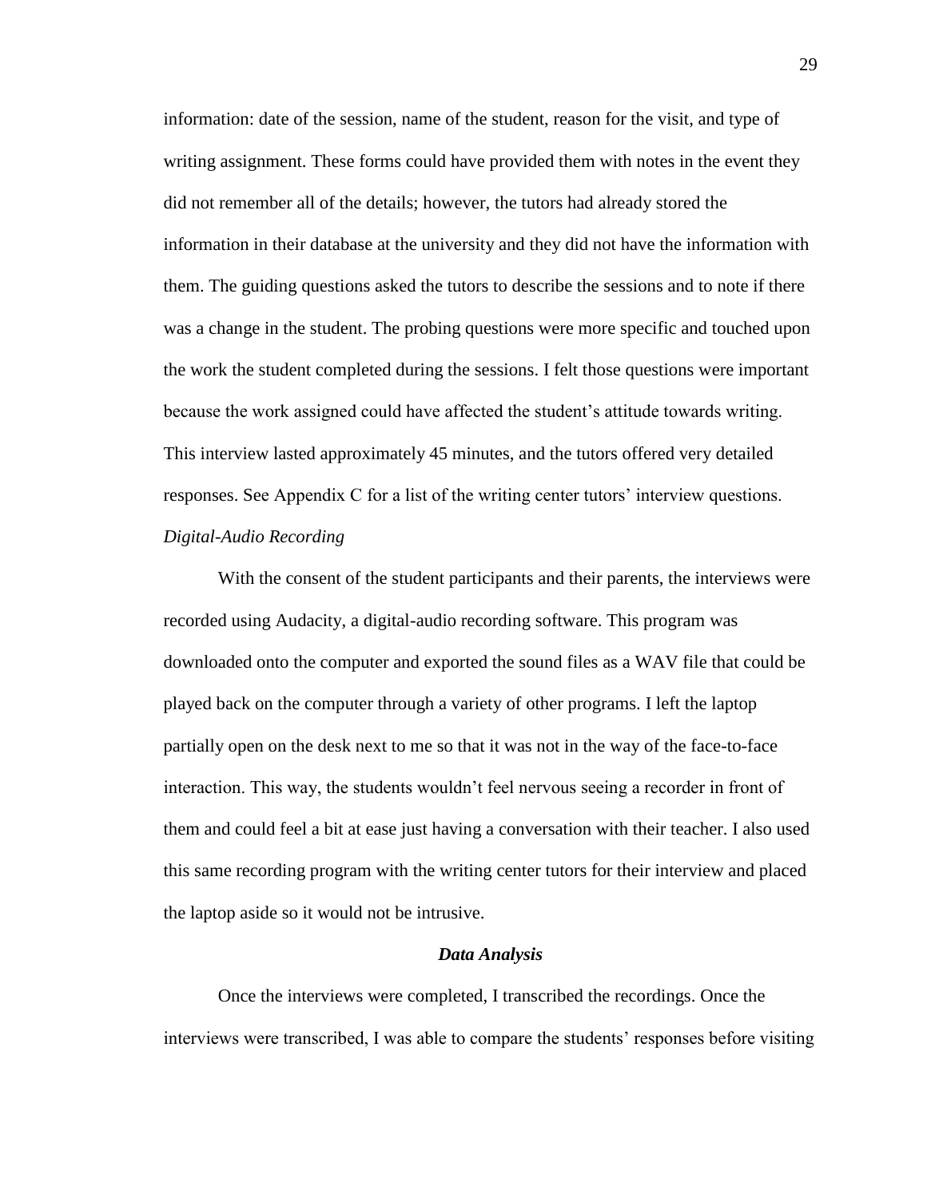information: date of the session, name of the student, reason for the visit, and type of writing assignment. These forms could have provided them with notes in the event they did not remember all of the details; however, the tutors had already stored the information in their database at the university and they did not have the information with them. The guiding questions asked the tutors to describe the sessions and to note if there was a change in the student. The probing questions were more specific and touched upon the work the student completed during the sessions. I felt those questions were important because the work assigned could have affected the student's attitude towards writing. This interview lasted approximately 45 minutes, and the tutors offered very detailed responses. See Appendix C for a list of the writing center tutors' interview questions.

*Digital-Audio Recording*

With the consent of the student participants and their parents, the interviews were recorded using Audacity, a digital-audio recording software. This program was downloaded onto the computer and exported the sound files as a WAV file that could be played back on the computer through a variety of other programs. I left the laptop partially open on the desk next to me so that it was not in the way of the face-to-face interaction. This way, the students wouldn't feel nervous seeing a recorder in front of them and could feel a bit at ease just having a conversation with their teacher. I also used this same recording program with the writing center tutors for their interview and placed the laptop aside so it would not be intrusive.

### ***Data Analysis***

Once the interviews were completed, I transcribed the recordings. Once the interviews were transcribed, I was able to compare the students' responses before visiting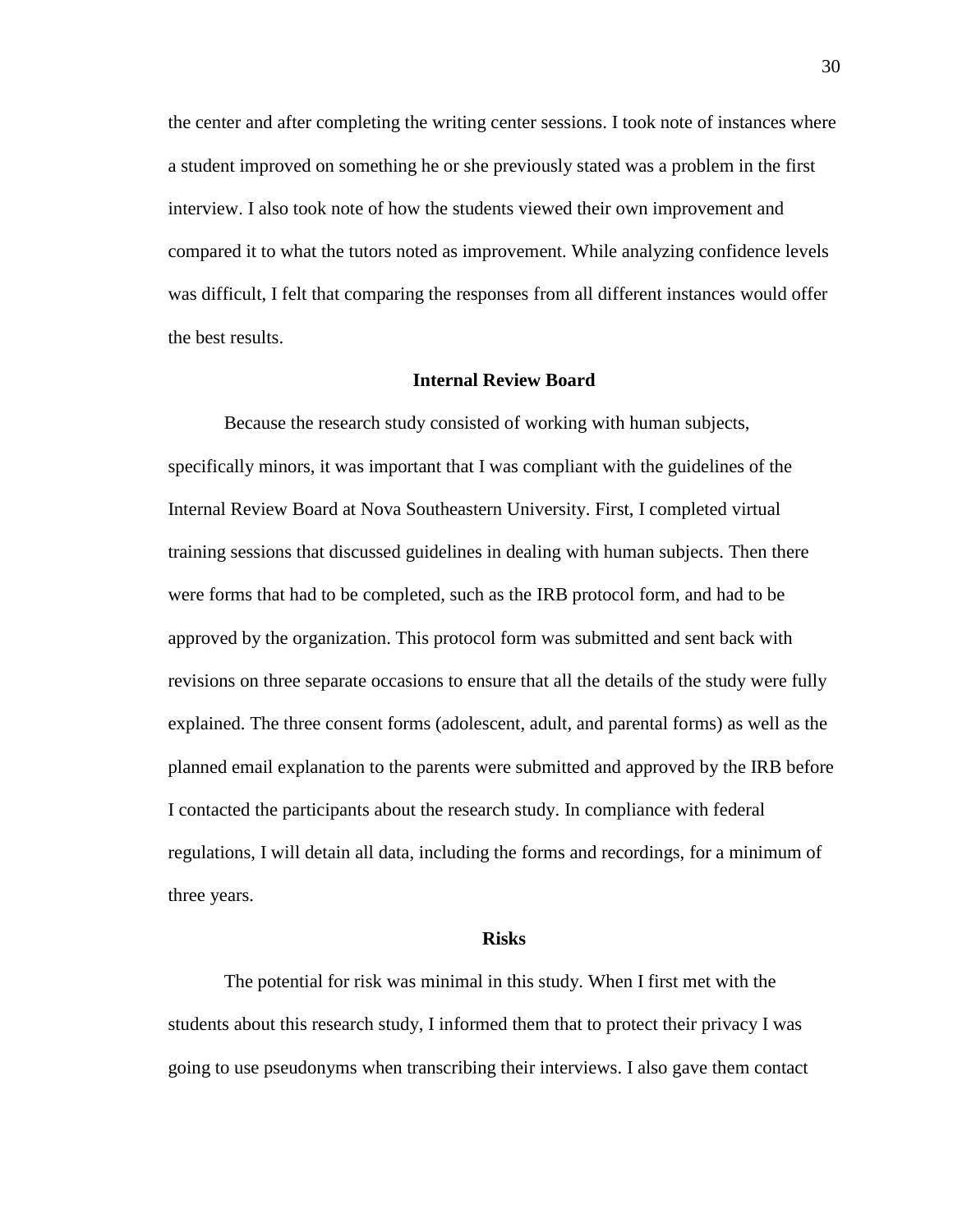the center and after completing the writing center sessions. I took note of instances where a student improved on something he or she previously stated was a problem in the first interview. I also took note of how the students viewed their own improvement and compared it to what the tutors noted as improvement. While analyzing confidence levels was difficult, I felt that comparing the responses from all different instances would offer the best results.

## Internal Review Board

Because the research study consisted of working with human subjects, specifically minors, it was important that I was compliant with the guidelines of the Internal Review Board at Nova Southeastern University. First, I completed virtual training sessions that discussed guidelines in dealing with human subjects. Then there were forms that had to be completed, such as the IRB protocol form, and had to be approved by the organization. This protocol form was submitted and sent back with revisions on three separate occasions to ensure that all the details of the study were fully explained. The three consent forms (adolescent, adult, and parental forms) as well as the planned email explanation to the parents were submitted and approved by the IRB before I contacted the participants about the research study. In compliance with federal regulations, I will detain all data, including the forms and recordings, for a minimum of three years.

## Risks

The potential for risk was minimal in this study. When I first met with the students about this research study, I informed them that to protect their privacy I was going to use pseudonyms when transcribing their interviews. I also gave them contact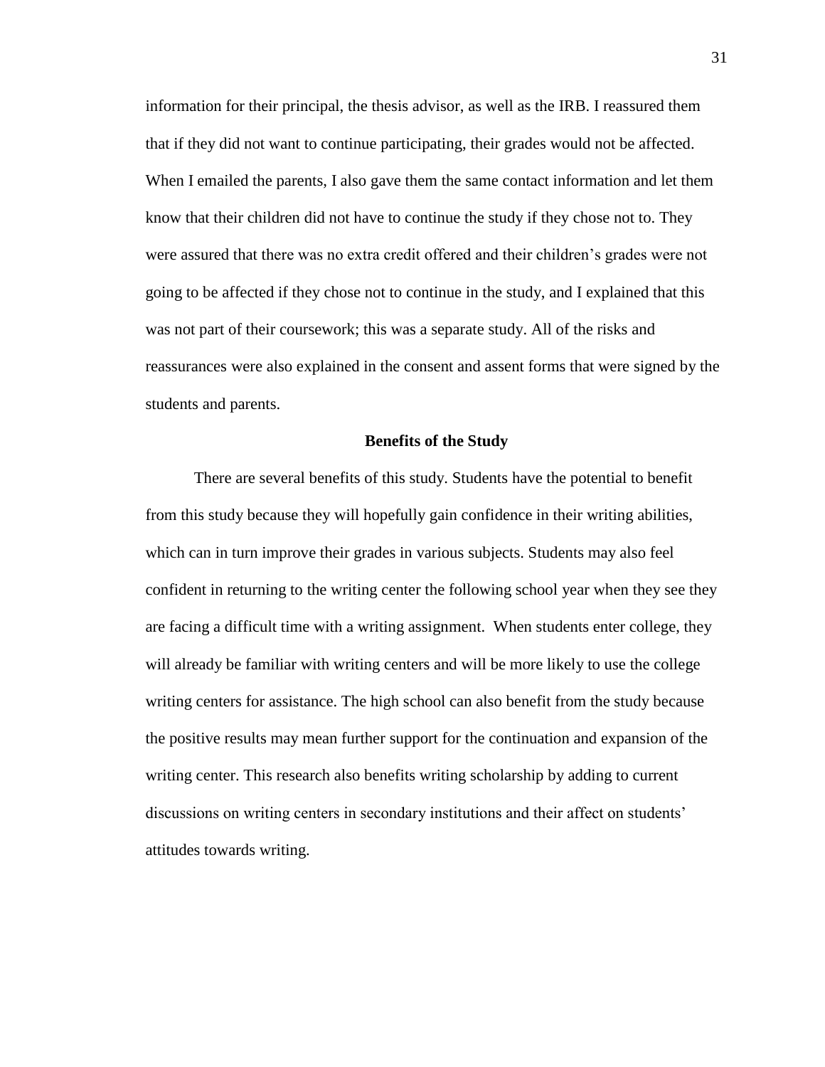information for their principal, the thesis advisor, as well as the IRB. I reassured them that if they did not want to continue participating, their grades would not be affected. When I emailed the parents, I also gave them the same contact information and let them know that their children did not have to continue the study if they chose not to. They were assured that there was no extra credit offered and their children's grades were not going to be affected if they chose not to continue in the study, and I explained that this was not part of their coursework; this was a separate study. All of the risks and reassurances were also explained in the consent and assent forms that were signed by the students and parents.

## Benefits of the Study

There are several benefits of this study. Students have the potential to benefit from this study because they will hopefully gain confidence in their writing abilities, which can in turn improve their grades in various subjects. Students may also feel confident in returning to the writing center the following school year when they see they are facing a difficult time with a writing assignment. When students enter college, they will already be familiar with writing centers and will be more likely to use the college writing centers for assistance. The high school can also benefit from the study because the positive results may mean further support for the continuation and expansion of the writing center. This research also benefits writing scholarship by adding to current discussions on writing centers in secondary institutions and their affect on students' attitudes towards writing.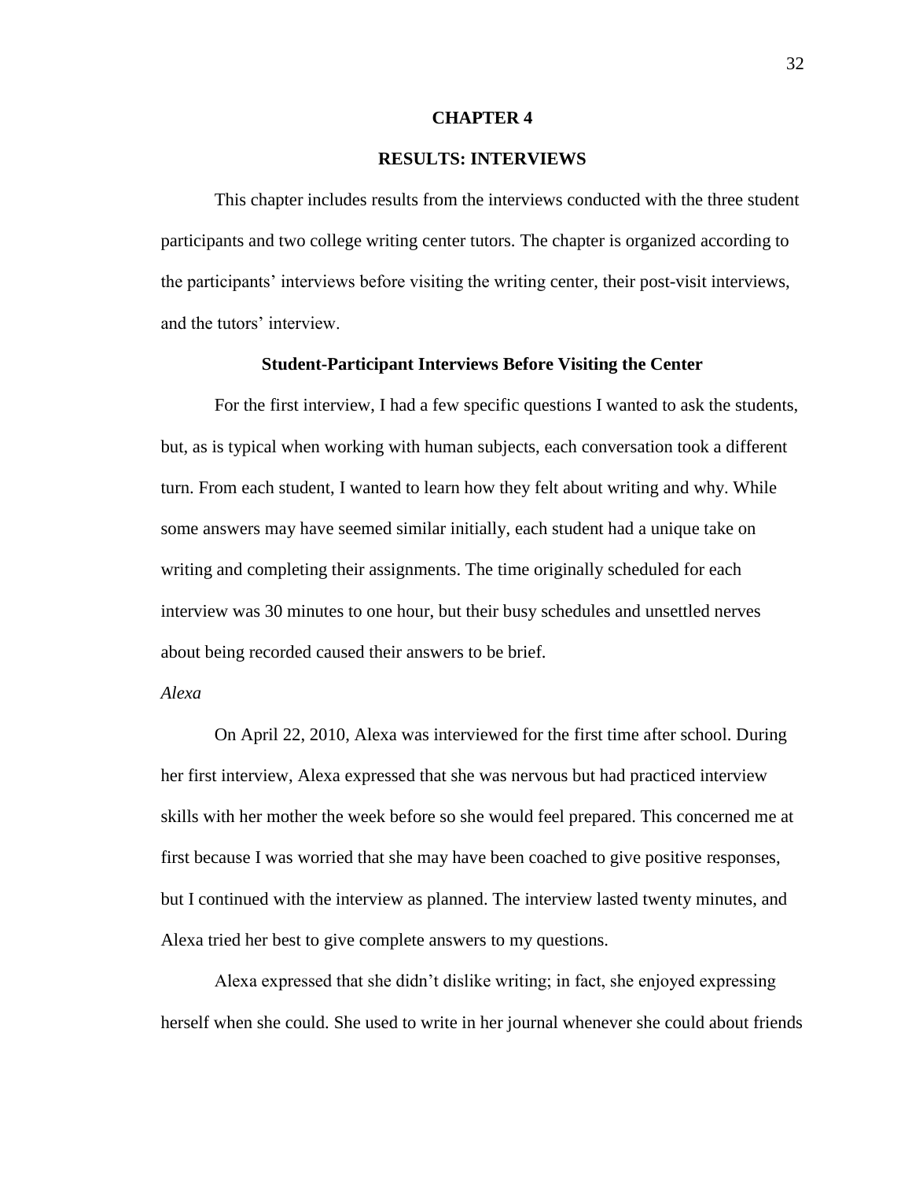# CHAPTER 4

# RESULTS: INTERVIEWS

This chapter includes results from the interviews conducted with the three student participants and two college writing center tutors. The chapter is organized according to the participants' interviews before visiting the writing center, their post-visit interviews, and the tutors' interview.

## Student-Participant Interviews Before Visiting the Center

For the first interview, I had a few specific questions I wanted to ask the students, but, as is typical when working with human subjects, each conversation took a different turn. From each student, I wanted to learn how they felt about writing and why. While some answers may have seemed similar initially, each student had a unique take on writing and completing their assignments. The time originally scheduled for each interview was 30 minutes to one hour, but their busy schedules and unsettled nerves about being recorded caused their answers to be brief.

### *Alexa*

On April 22, 2010, Alexa was interviewed for the first time after school. During her first interview, Alexa expressed that she was nervous but had practiced interview skills with her mother the week before so she would feel prepared. This concerned me at first because I was worried that she may have been coached to give positive responses, but I continued with the interview as planned. The interview lasted twenty minutes, and Alexa tried her best to give complete answers to my questions.

Alexa expressed that she didn't dislike writing; in fact, she enjoyed expressing herself when she could. She used to write in her journal whenever she could about friends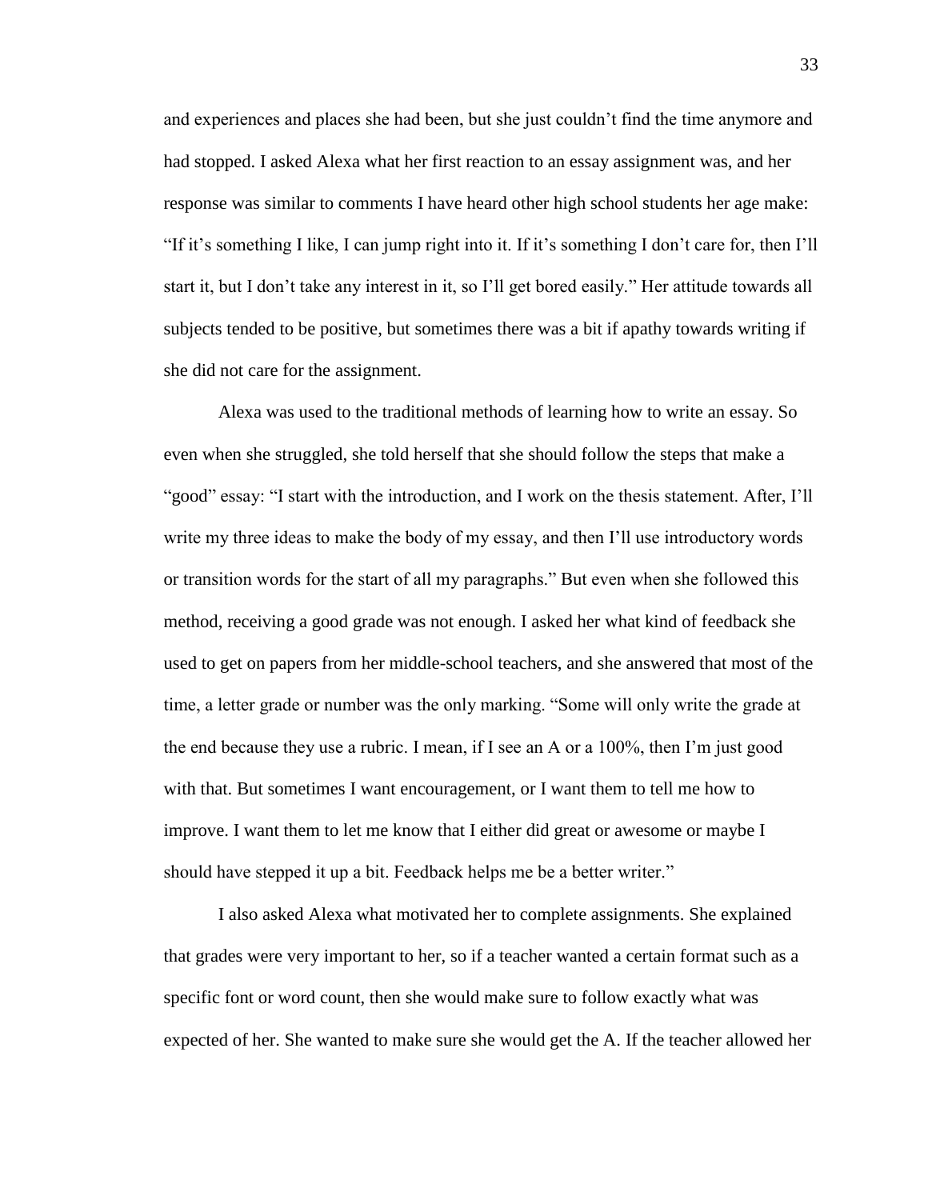and experiences and places she had been, but she just couldn't find the time anymore and had stopped. I asked Alexa what her first reaction to an essay assignment was, and her response was similar to comments I have heard other high school students her age make: "If it's something I like, I can jump right into it. If it's something I don't care for, then I'll start it, but I don't take any interest in it, so I'll get bored easily." Her attitude towards all subjects tended to be positive, but sometimes there was a bit if apathy towards writing if she did not care for the assignment.

Alexa was used to the traditional methods of learning how to write an essay. So even when she struggled, she told herself that she should follow the steps that make a "good" essay: "I start with the introduction, and I work on the thesis statement. After, I'll write my three ideas to make the body of my essay, and then I'll use introductory words or transition words for the start of all my paragraphs." But even when she followed this method, receiving a good grade was not enough. I asked her what kind of feedback she used to get on papers from her middle-school teachers, and she answered that most of the time, a letter grade or number was the only marking. "Some will only write the grade at the end because they use a rubric. I mean, if I see an A or a 100%, then I'm just good with that. But sometimes I want encouragement, or I want them to tell me how to improve. I want them to let me know that I either did great or awesome or maybe I should have stepped it up a bit. Feedback helps me be a better writer."

I also asked Alexa what motivated her to complete assignments. She explained that grades were very important to her, so if a teacher wanted a certain format such as a specific font or word count, then she would make sure to follow exactly what was expected of her. She wanted to make sure she would get the A. If the teacher allowed her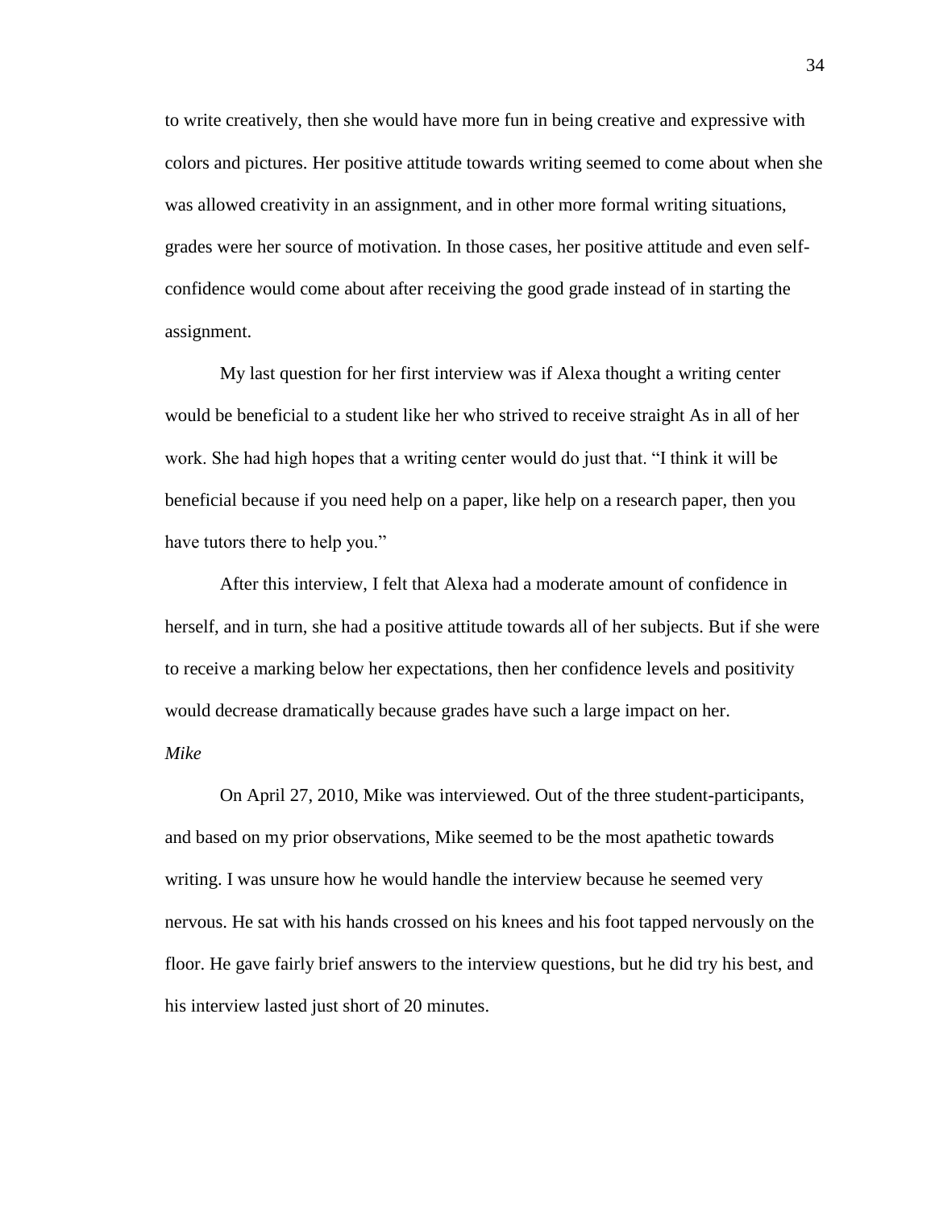to write creatively, then she would have more fun in being creative and expressive with colors and pictures. Her positive attitude towards writing seemed to come about when she was allowed creativity in an assignment, and in other more formal writing situations, grades were her source of motivation. In those cases, her positive attitude and even self-confidence would come about after receiving the good grade instead of in starting the assignment.

My last question for her first interview was if Alexa thought a writing center would be beneficial to a student like her who strived to receive straight As in all of her work. She had high hopes that a writing center would do just that. "I think it will be beneficial because if you need help on a paper, like help on a research paper, then you have tutors there to help you."

After this interview, I felt that Alexa had a moderate amount of confidence in herself, and in turn, she had a positive attitude towards all of her subjects. But if she were to receive a marking below her expectations, then her confidence levels and positivity would decrease dramatically because grades have such a large impact on her.

*Mike*

On April 27, 2010, Mike was interviewed. Out of the three student-participants, and based on my prior observations, Mike seemed to be the most apathetic towards writing. I was unsure how he would handle the interview because he seemed very nervous. He sat with his hands crossed on his knees and his foot tapped nervously on the floor. He gave fairly brief answers to the interview questions, but he did try his best, and his interview lasted just short of 20 minutes.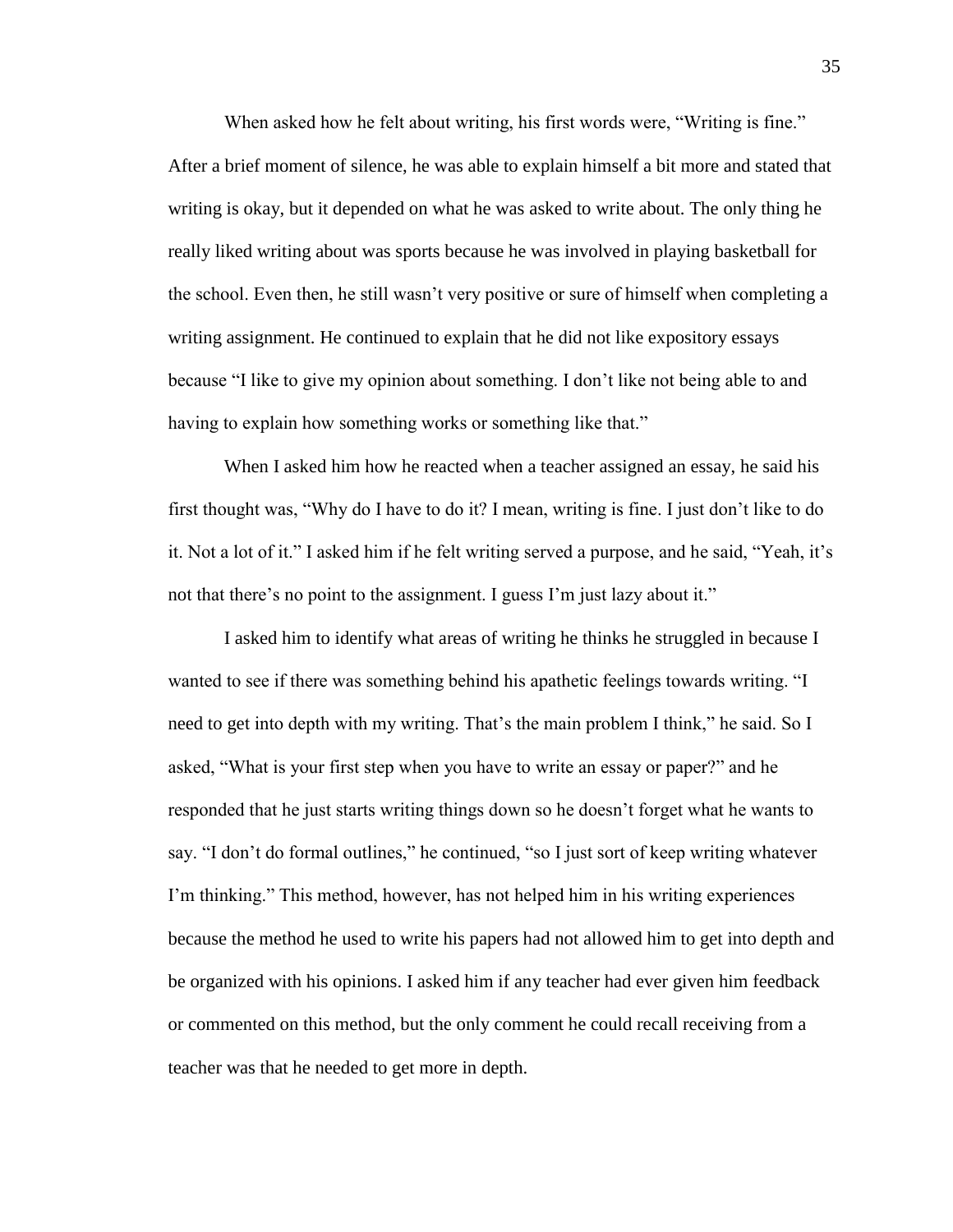When asked how he felt about writing, his first words were, "Writing is fine." After a brief moment of silence, he was able to explain himself a bit more and stated that writing is okay, but it depended on what he was asked to write about. The only thing he really liked writing about was sports because he was involved in playing basketball for the school. Even then, he still wasn't very positive or sure of himself when completing a writing assignment. He continued to explain that he did not like expository essays because "I like to give my opinion about something. I don't like not being able to and having to explain how something works or something like that."

When I asked him how he reacted when a teacher assigned an essay, he said his first thought was, "Why do I have to do it? I mean, writing is fine. I just don't like to do it. Not a lot of it." I asked him if he felt writing served a purpose, and he said, "Yeah, it's not that there's no point to the assignment. I guess I'm just lazy about it."

I asked him to identify what areas of writing he thinks he struggled in because I wanted to see if there was something behind his apathetic feelings towards writing. "I need to get into depth with my writing. That's the main problem I think," he said. So I asked, "What is your first step when you have to write an essay or paper?" and he responded that he just starts writing things down so he doesn't forget what he wants to say. "I don't do formal outlines," he continued, "so I just sort of keep writing whatever I'm thinking." This method, however, has not helped him in his writing experiences because the method he used to write his papers had not allowed him to get into depth and be organized with his opinions. I asked him if any teacher had ever given him feedback or commented on this method, but the only comment he could recall receiving from a teacher was that he needed to get more in depth.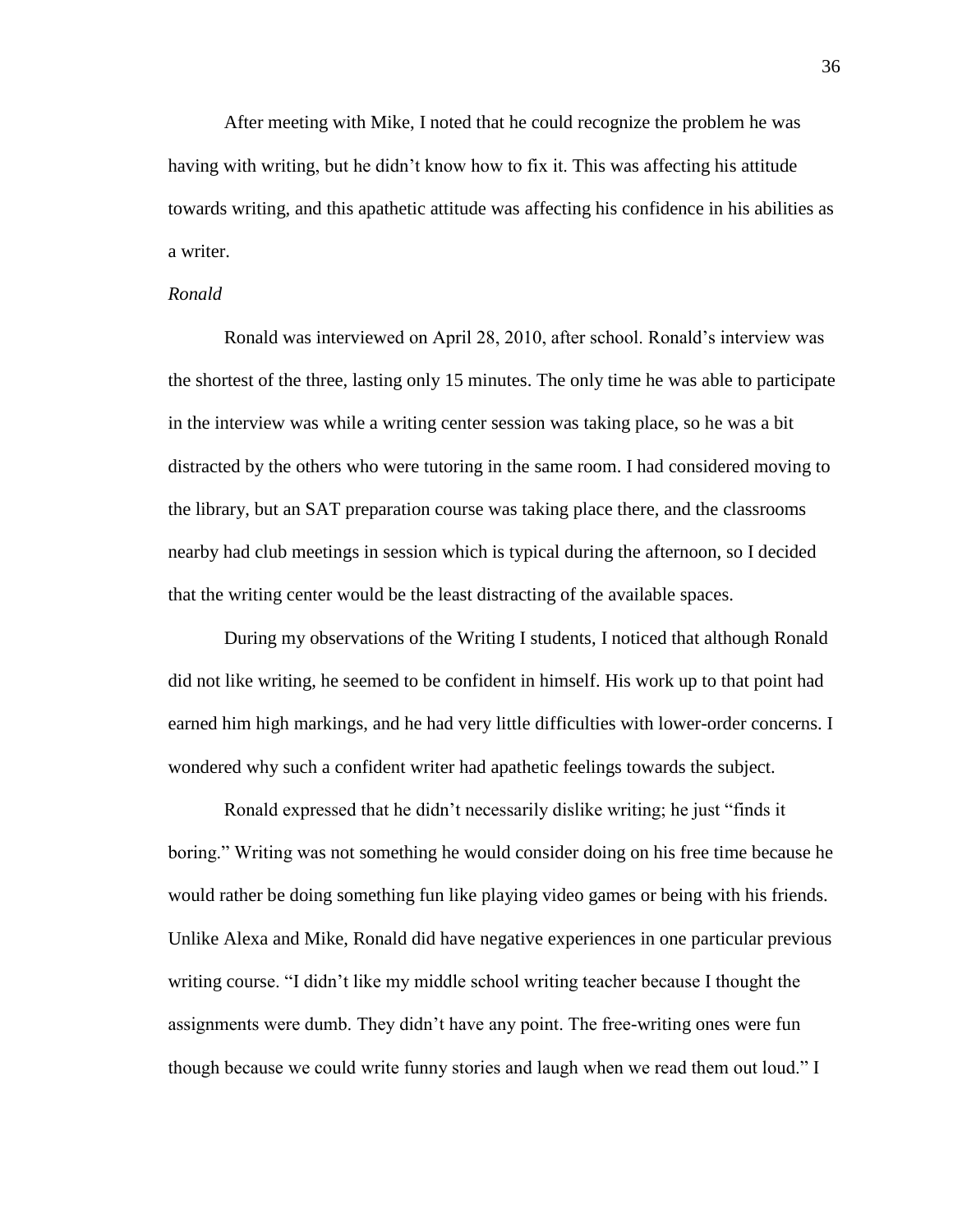After meeting with Mike, I noted that he could recognize the problem he was having with writing, but he didn't know how to fix it. This was affecting his attitude towards writing, and this apathetic attitude was affecting his confidence in his abilities as a writer.

*Ronald*

Ronald was interviewed on April 28, 2010, after school. Ronald's interview was the shortest of the three, lasting only 15 minutes. The only time he was able to participate in the interview was while a writing center session was taking place, so he was a bit distracted by the others who were tutoring in the same room. I had considered moving to the library, but an SAT preparation course was taking place there, and the classrooms nearby had club meetings in session which is typical during the afternoon, so I decided that the writing center would be the least distracting of the available spaces.

During my observations of the Writing I students, I noticed that although Ronald did not like writing, he seemed to be confident in himself. His work up to that point had earned him high markings, and he had very little difficulties with lower-order concerns. I wondered why such a confident writer had apathetic feelings towards the subject.

Ronald expressed that he didn't necessarily dislike writing; he just "finds it boring." Writing was not something he would consider doing on his free time because he would rather be doing something fun like playing video games or being with his friends. Unlike Alexa and Mike, Ronald did have negative experiences in one particular previous writing course. "I didn't like my middle school writing teacher because I thought the assignments were dumb. They didn't have any point. The free-writing ones were fun though because we could write funny stories and laugh when we read them out loud." I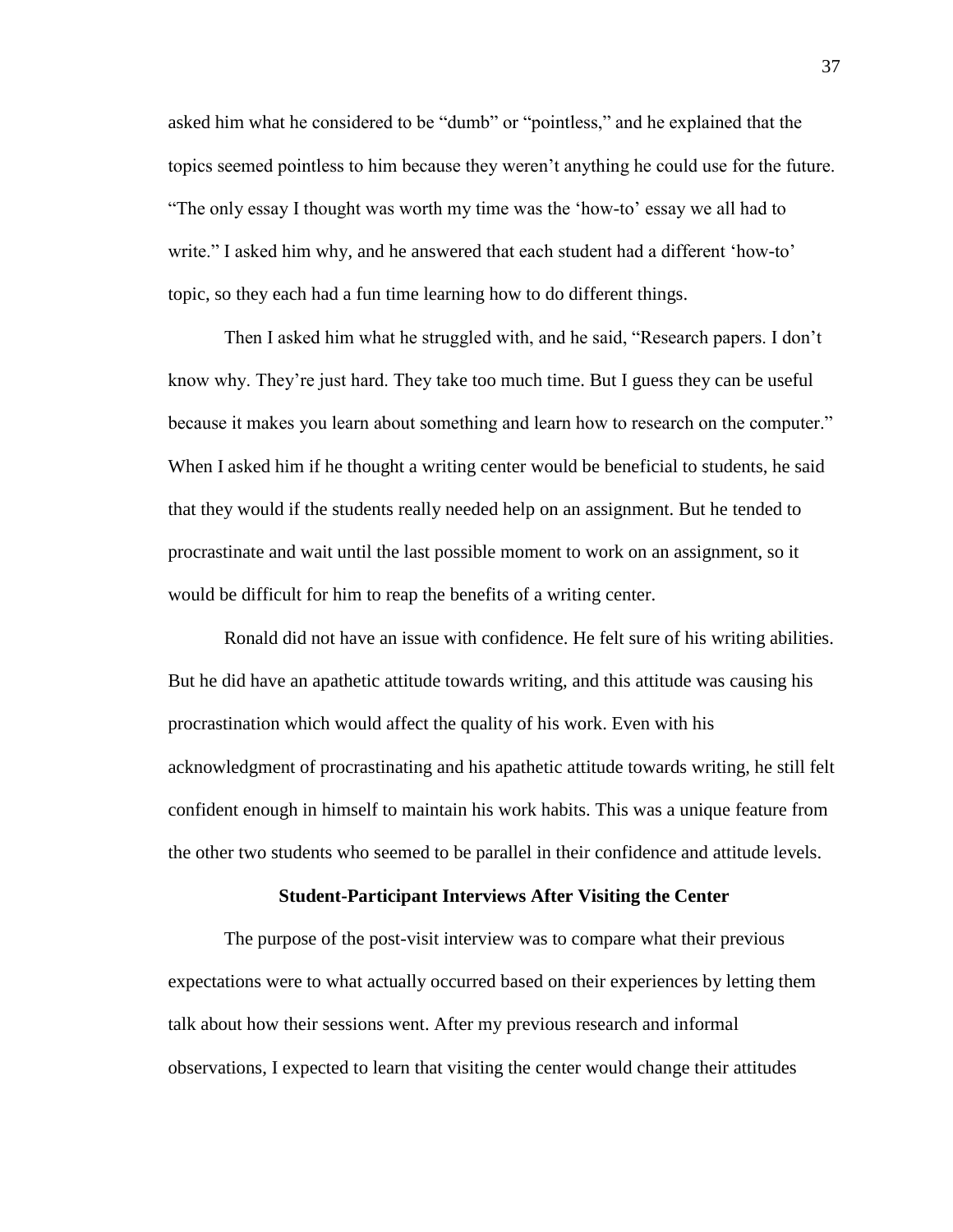asked him what he considered to be "dumb" or "pointless," and he explained that the topics seemed pointless to him because they weren't anything he could use for the future. "The only essay I thought was worth my time was the 'how-to' essay we all had to write." I asked him why, and he answered that each student had a different 'how-to' topic, so they each had a fun time learning how to do different things.

Then I asked him what he struggled with, and he said, "Research papers. I don't know why. They're just hard. They take too much time. But I guess they can be useful because it makes you learn about something and learn how to research on the computer." When I asked him if he thought a writing center would be beneficial to students, he said that they would if the students really needed help on an assignment. But he tended to procrastinate and wait until the last possible moment to work on an assignment, so it would be difficult for him to reap the benefits of a writing center.

Ronald did not have an issue with confidence. He felt sure of his writing abilities. But he did have an apathetic attitude towards writing, and this attitude was causing his procrastination which would affect the quality of his work. Even with his acknowledgment of procrastinating and his apathetic attitude towards writing, he still felt confident enough in himself to maintain his work habits. This was a unique feature from the other two students who seemed to be parallel in their confidence and attitude levels.

## Student-Participant Interviews After Visiting the Center

The purpose of the post-visit interview was to compare what their previous expectations were to what actually occurred based on their experiences by letting them talk about how their sessions went. After my previous research and informal observations, I expected to learn that visiting the center would change their attitudes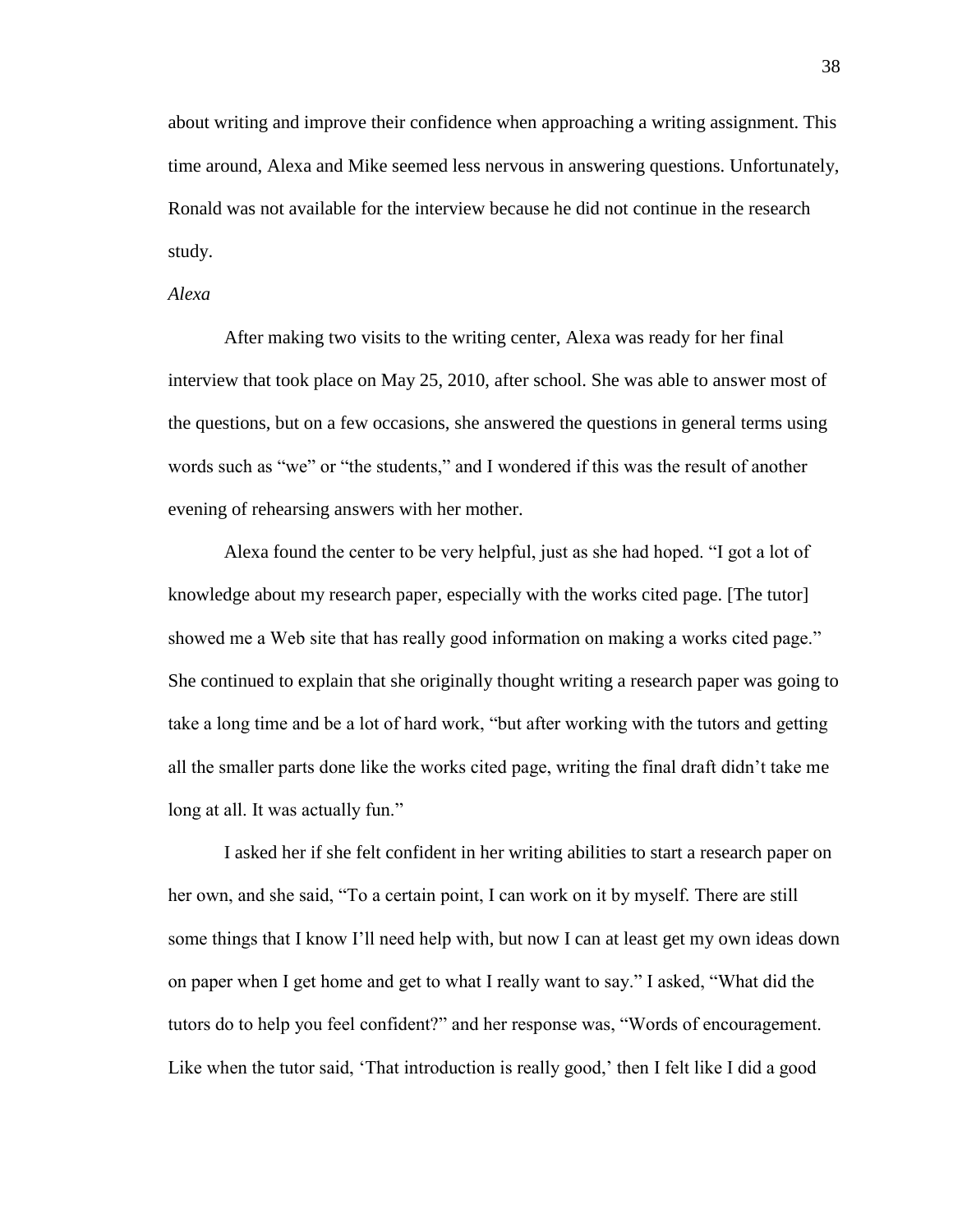about writing and improve their confidence when approaching a writing assignment. This time around, Alexa and Mike seemed less nervous in answering questions. Unfortunately, Ronald was not available for the interview because he did not continue in the research study.

*Alexa*

After making two visits to the writing center, Alexa was ready for her final interview that took place on May 25, 2010, after school. She was able to answer most of the questions, but on a few occasions, she answered the questions in general terms using words such as "we" or "the students," and I wondered if this was the result of another evening of rehearsing answers with her mother.

Alexa found the center to be very helpful, just as she had hoped. "I got a lot of knowledge about my research paper, especially with the works cited page. [The tutor] showed me a Web site that has really good information on making a works cited page." She continued to explain that she originally thought writing a research paper was going to take a long time and be a lot of hard work, "but after working with the tutors and getting all the smaller parts done like the works cited page, writing the final draft didn't take me long at all. It was actually fun."

I asked her if she felt confident in her writing abilities to start a research paper on her own, and she said, "To a certain point, I can work on it by myself. There are still some things that I know I'll need help with, but now I can at least get my own ideas down on paper when I get home and get to what I really want to say." I asked, "What did the tutors do to help you feel confident?" and her response was, "Words of encouragement. Like when the tutor said, 'That introduction is really good,' then I felt like I did a good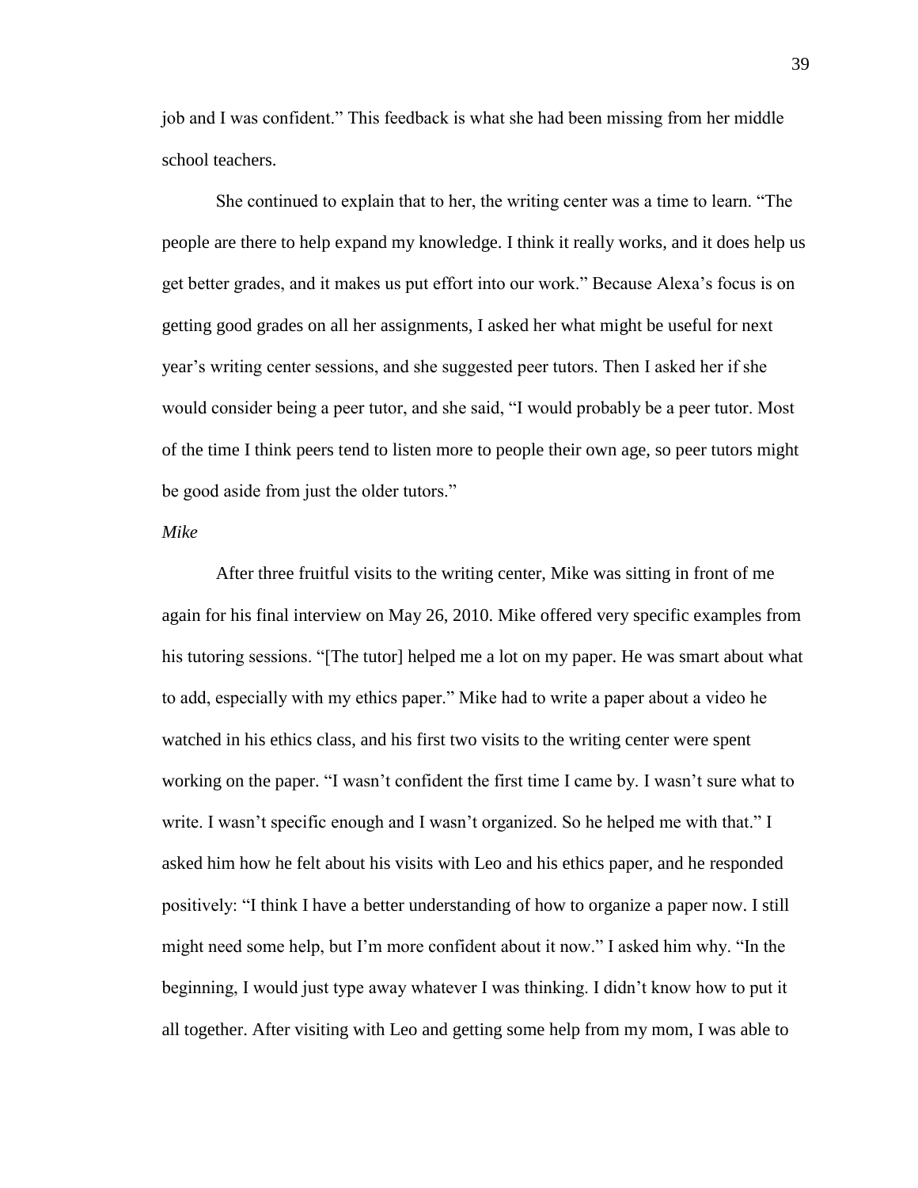job and I was confident." This feedback is what she had been missing from her middle school teachers.

She continued to explain that to her, the writing center was a time to learn. "The people are there to help expand my knowledge. I think it really works, and it does help us get better grades, and it makes us put effort into our work." Because Alexa's focus is on getting good grades on all her assignments, I asked her what might be useful for next year's writing center sessions, and she suggested peer tutors. Then I asked her if she would consider being a peer tutor, and she said, "I would probably be a peer tutor. Most of the time I think peers tend to listen more to people their own age, so peer tutors might be good aside from just the older tutors."

*Mike*

After three fruitful visits to the writing center, Mike was sitting in front of me again for his final interview on May 26, 2010. Mike offered very specific examples from his tutoring sessions. "[The tutor] helped me a lot on my paper. He was smart about what to add, especially with my ethics paper." Mike had to write a paper about a video he watched in his ethics class, and his first two visits to the writing center were spent working on the paper. "I wasn't confident the first time I came by. I wasn't sure what to write. I wasn't specific enough and I wasn't organized. So he helped me with that." I asked him how he felt about his visits with Leo and his ethics paper, and he responded positively: "I think I have a better understanding of how to organize a paper now. I still might need some help, but I'm more confident about it now." I asked him why. "In the beginning, I would just type away whatever I was thinking. I didn't know how to put it all together. After visiting with Leo and getting some help from my mom, I was able to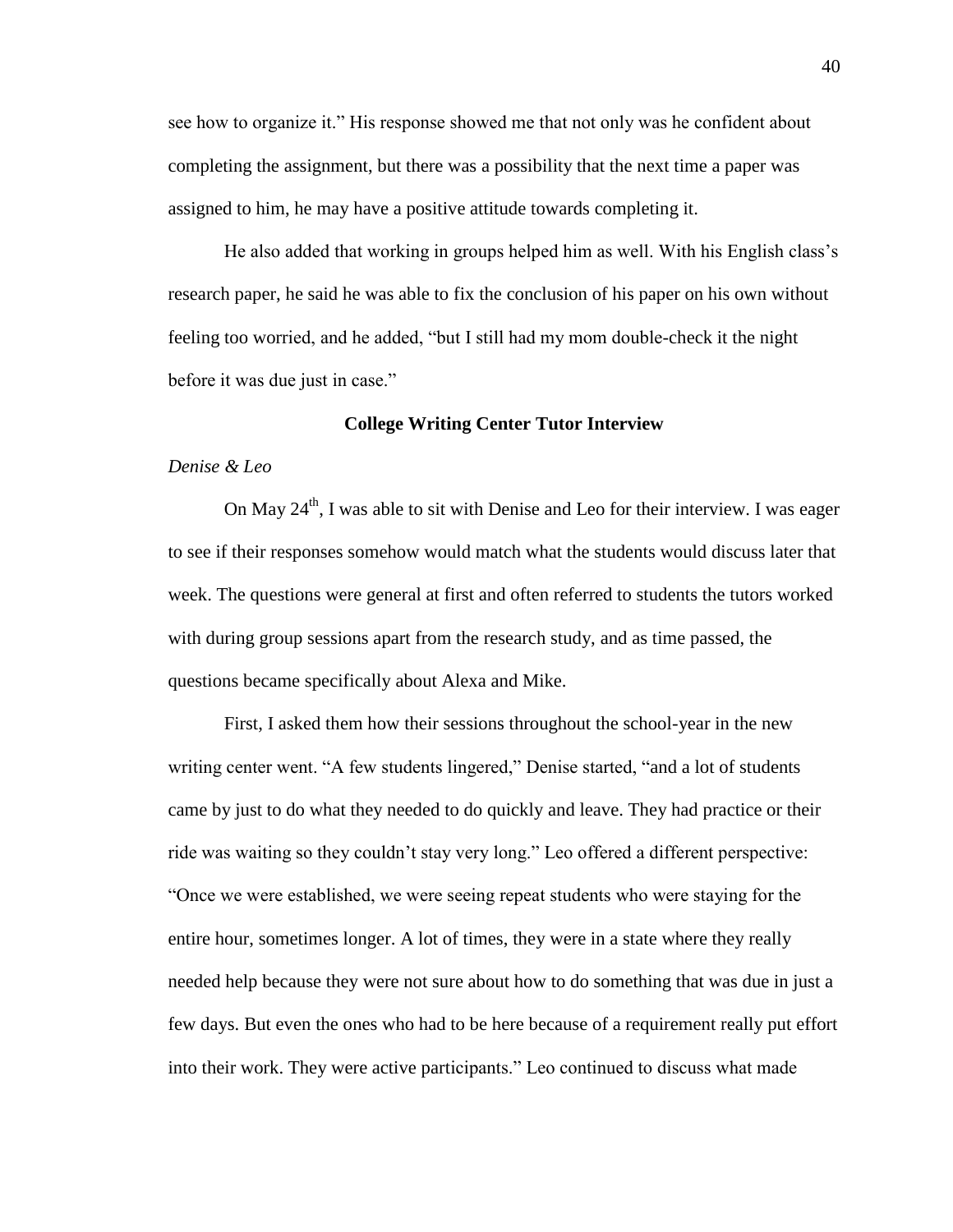see how to organize it." His response showed me that not only was he confident about completing the assignment, but there was a possibility that the next time a paper was assigned to him, he may have a positive attitude towards completing it.

He also added that working in groups helped him as well. With his English class's research paper, he said he was able to fix the conclusion of his paper on his own without feeling too worried, and he added, "but I still had my mom double-check it the night before it was due just in case."

### College Writing Center Tutor Interview

*Denise & Leo*

On May 24th, I was able to sit with Denise and Leo for their interview. I was eager to see if their responses somehow would match what the students would discuss later that week. The questions were general at first and often referred to students the tutors worked with during group sessions apart from the research study, and as time passed, the questions became specifically about Alexa and Mike.

First, I asked them how their sessions throughout the school-year in the new writing center went. "A few students lingered," Denise started, "and a lot of students came by just to do what they needed to do quickly and leave. They had practice or their ride was waiting so they couldn't stay very long." Leo offered a different perspective: "Once we were established, we were seeing repeat students who were staying for the entire hour, sometimes longer. A lot of times, they were in a state where they really needed help because they were not sure about how to do something that was due in just a few days. But even the ones who had to be here because of a requirement really put effort into their work. They were active participants." Leo continued to discuss what made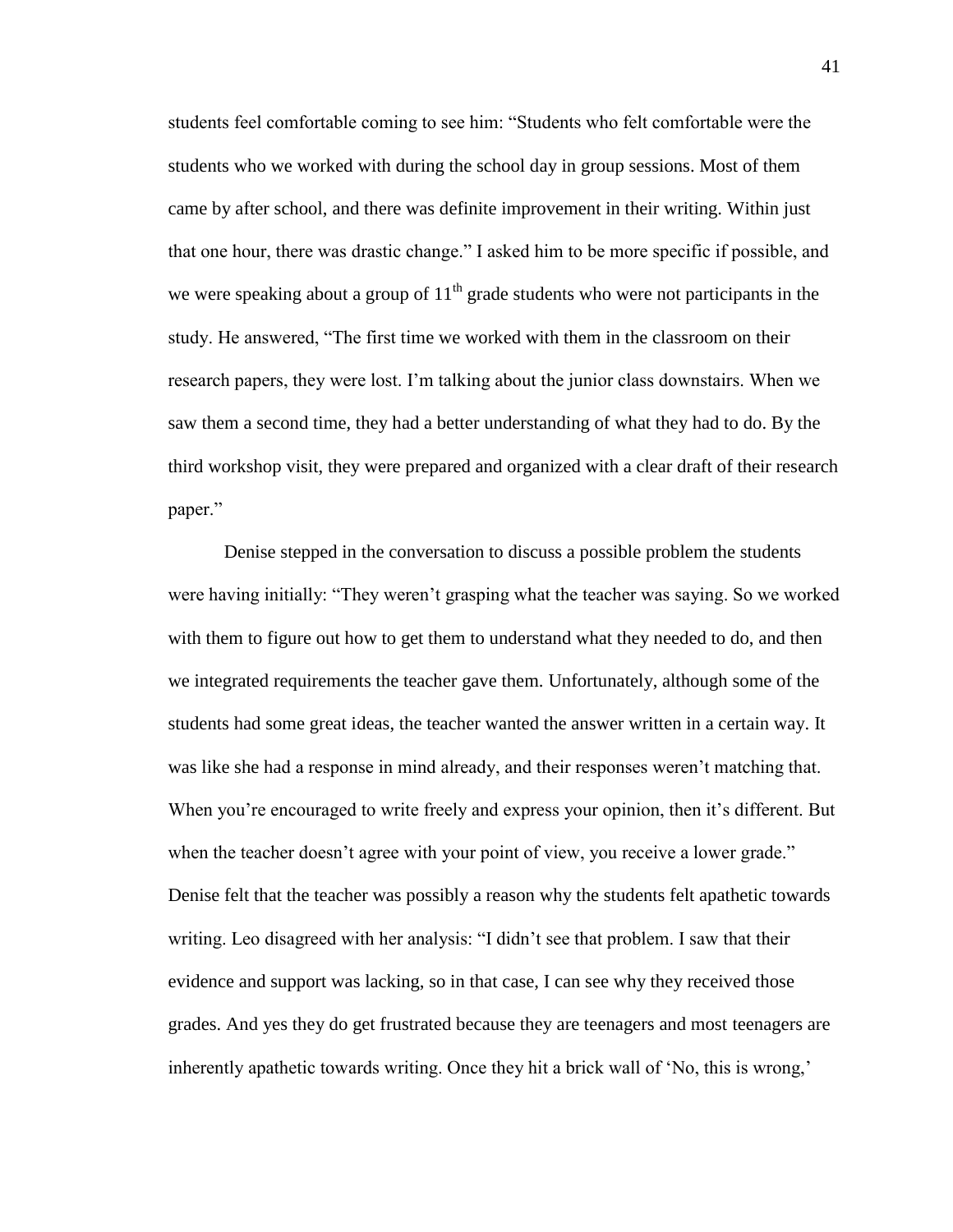students feel comfortable coming to see him: "Students who felt comfortable were the students who we worked with during the school day in group sessions. Most of them came by after school, and there was definite improvement in their writing. Within just that one hour, there was drastic change." I asked him to be more specific if possible, and we were speaking about a group of 11th grade students who were not participants in the study. He answered, "The first time we worked with them in the classroom on their research papers, they were lost. I'm talking about the junior class downstairs. When we saw them a second time, they had a better understanding of what they had to do. By the third workshop visit, they were prepared and organized with a clear draft of their research paper."

Denise stepped in the conversation to discuss a possible problem the students were having initially: "They weren't grasping what the teacher was saying. So we worked with them to figure out how to get them to understand what they needed to do, and then we integrated requirements the teacher gave them. Unfortunately, although some of the students had some great ideas, the teacher wanted the answer written in a certain way. It was like she had a response in mind already, and their responses weren't matching that. When you're encouraged to write freely and express your opinion, then it's different. But when the teacher doesn't agree with your point of view, you receive a lower grade." Denise felt that the teacher was possibly a reason why the students felt apathetic towards writing. Leo disagreed with her analysis: "I didn't see that problem. I saw that their evidence and support was lacking, so in that case, I can see why they received those grades. And yes they do get frustrated because they are teenagers and most teenagers are inherently apathetic towards writing. Once they hit a brick wall of 'No, this is wrong,'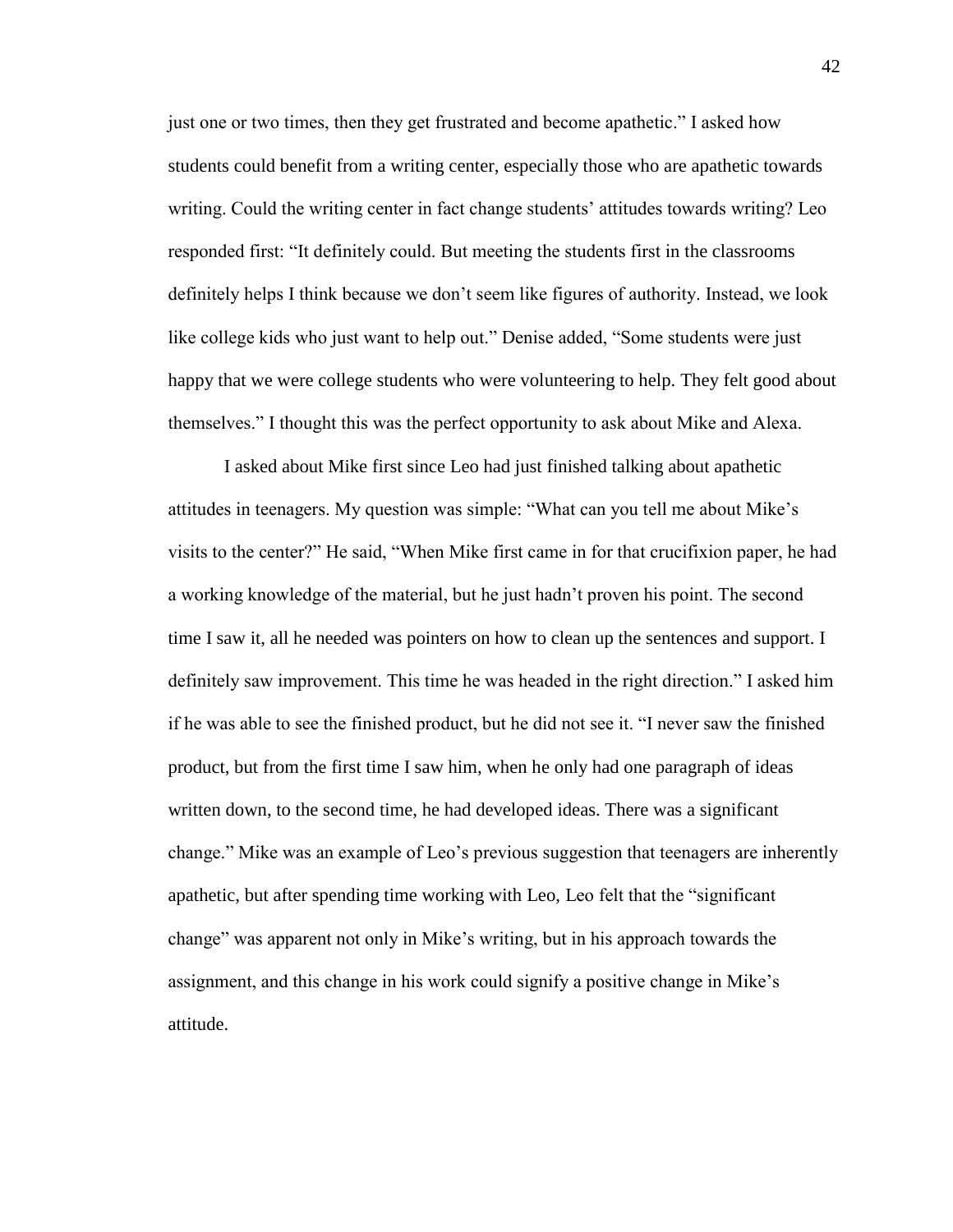just one or two times, then they get frustrated and become apathetic." I asked how students could benefit from a writing center, especially those who are apathetic towards writing. Could the writing center in fact change students' attitudes towards writing? Leo responded first: "It definitely could. But meeting the students first in the classrooms definitely helps I think because we don't seem like figures of authority. Instead, we look like college kids who just want to help out." Denise added, "Some students were just happy that we were college students who were volunteering to help. They felt good about themselves." I thought this was the perfect opportunity to ask about Mike and Alexa.

I asked about Mike first since Leo had just finished talking about apathetic attitudes in teenagers. My question was simple: "What can you tell me about Mike's visits to the center?" He said, "When Mike first came in for that crucifixion paper, he had a working knowledge of the material, but he just hadn't proven his point. The second time I saw it, all he needed was pointers on how to clean up the sentences and support. I definitely saw improvement. This time he was headed in the right direction." I asked him if he was able to see the finished product, but he did not see it. "I never saw the finished product, but from the first time I saw him, when he only had one paragraph of ideas written down, to the second time, he had developed ideas. There was a significant change." Mike was an example of Leo's previous suggestion that teenagers are inherently apathetic, but after spending time working with Leo, Leo felt that the "significant change" was apparent not only in Mike's writing, but in his approach towards the assignment, and this change in his work could signify a positive change in Mike's attitude.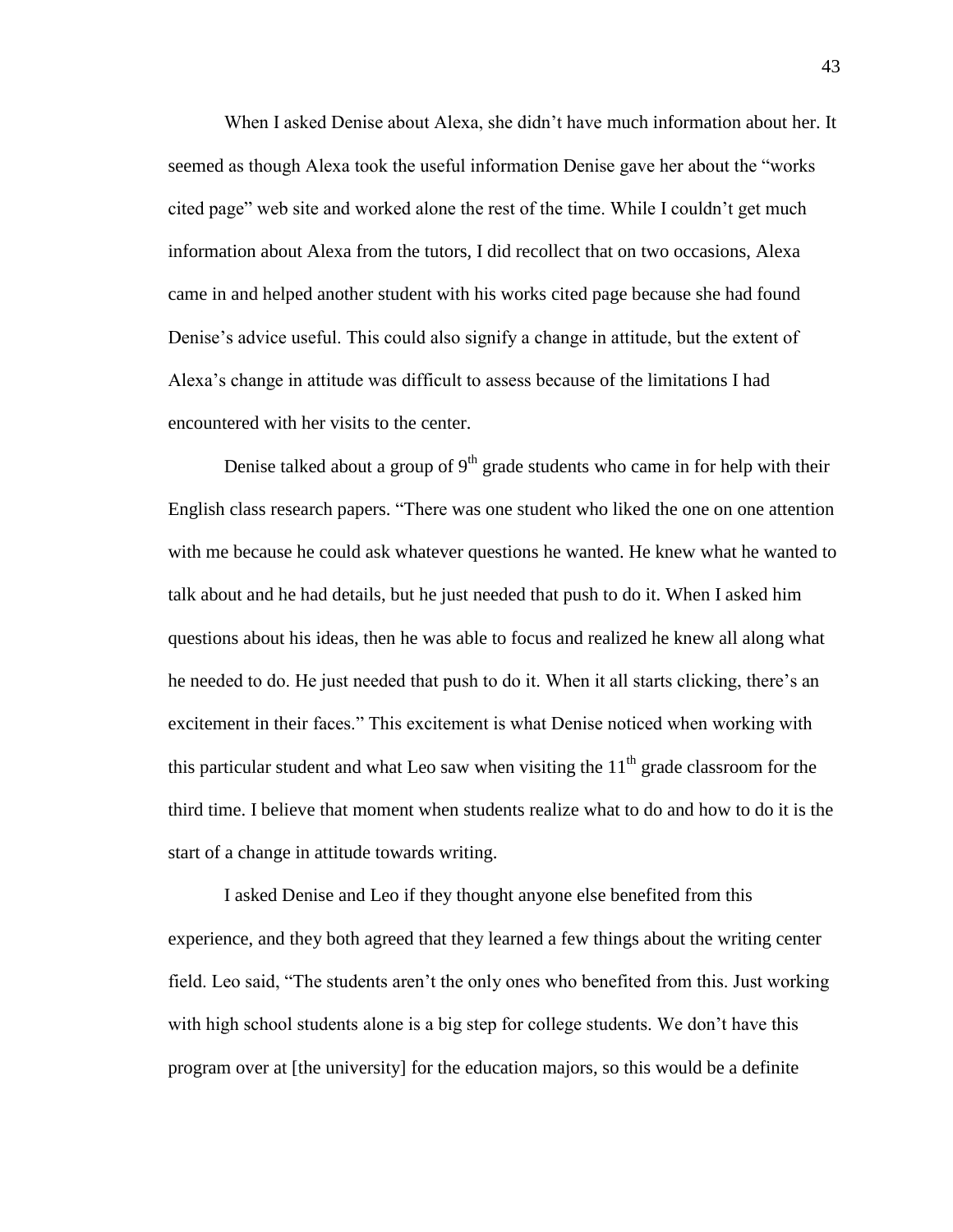When I asked Denise about Alexa, she didn't have much information about her. It seemed as though Alexa took the useful information Denise gave her about the "works cited page" web site and worked alone the rest of the time. While I couldn't get much information about Alexa from the tutors, I did recollect that on two occasions, Alexa came in and helped another student with his works cited page because she had found Denise's advice useful. This could also signify a change in attitude, but the extent of Alexa's change in attitude was difficult to assess because of the limitations I had encountered with her visits to the center.

Denise talked about a group of 9th grade students who came in for help with their English class research papers. "There was one student who liked the one on one attention with me because he could ask whatever questions he wanted. He knew what he wanted to talk about and he had details, but he just needed that push to do it. When I asked him questions about his ideas, then he was able to focus and realized he knew all along what he needed to do. He just needed that push to do it. When it all starts clicking, there's an excitement in their faces." This excitement is what Denise noticed when working with this particular student and what Leo saw when visiting the 11th grade classroom for the third time. I believe that moment when students realize what to do and how to do it is the start of a change in attitude towards writing.

I asked Denise and Leo if they thought anyone else benefited from this experience, and they both agreed that they learned a few things about the writing center field. Leo said, "The students aren't the only ones who benefited from this. Just working with high school students alone is a big step for college students. We don't have this program over at [the university] for the education majors, so this would be a definite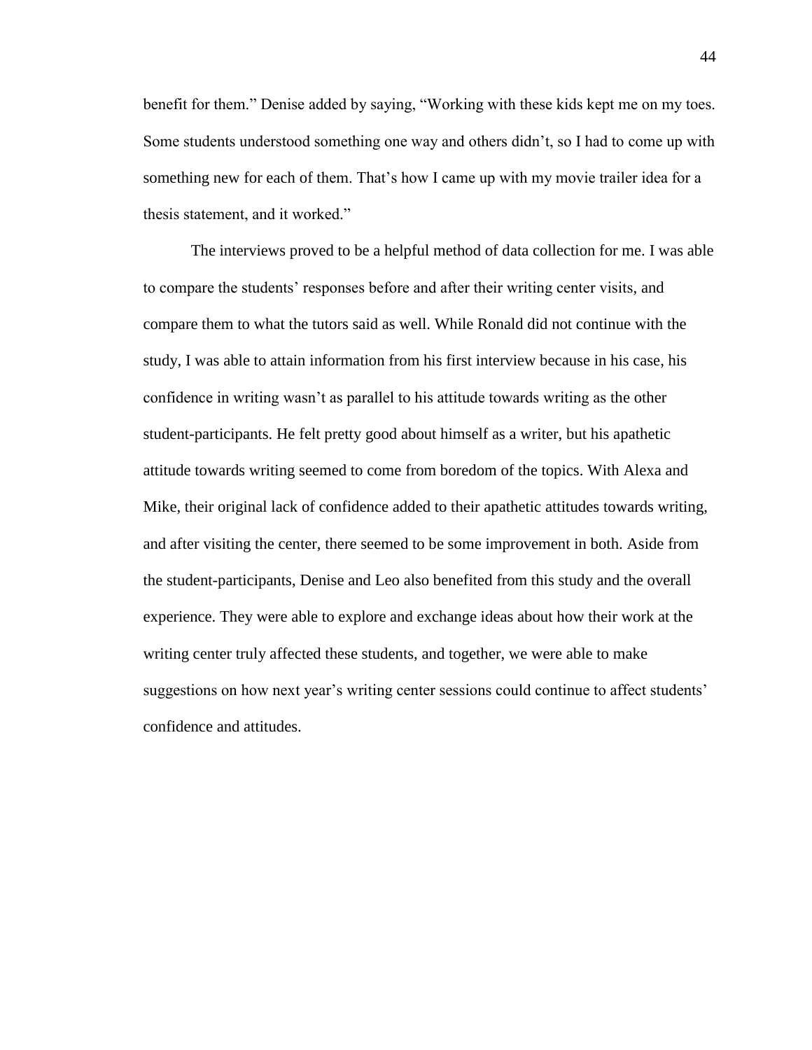benefit for them." Denise added by saying, "Working with these kids kept me on my toes. Some students understood something one way and others didn't, so I had to come up with something new for each of them. That's how I came up with my movie trailer idea for a thesis statement, and it worked."

The interviews proved to be a helpful method of data collection for me. I was able to compare the students' responses before and after their writing center visits, and compare them to what the tutors said as well. While Ronald did not continue with the study, I was able to attain information from his first interview because in his case, his confidence in writing wasn't as parallel to his attitude towards writing as the other student-participants. He felt pretty good about himself as a writer, but his apathetic attitude towards writing seemed to come from boredom of the topics. With Alexa and Mike, their original lack of confidence added to their apathetic attitudes towards writing, and after visiting the center, there seemed to be some improvement in both. Aside from the student-participants, Denise and Leo also benefited from this study and the overall experience. They were able to explore and exchange ideas about how their work at the writing center truly affected these students, and together, we were able to make suggestions on how next year's writing center sessions could continue to affect students' confidence and attitudes.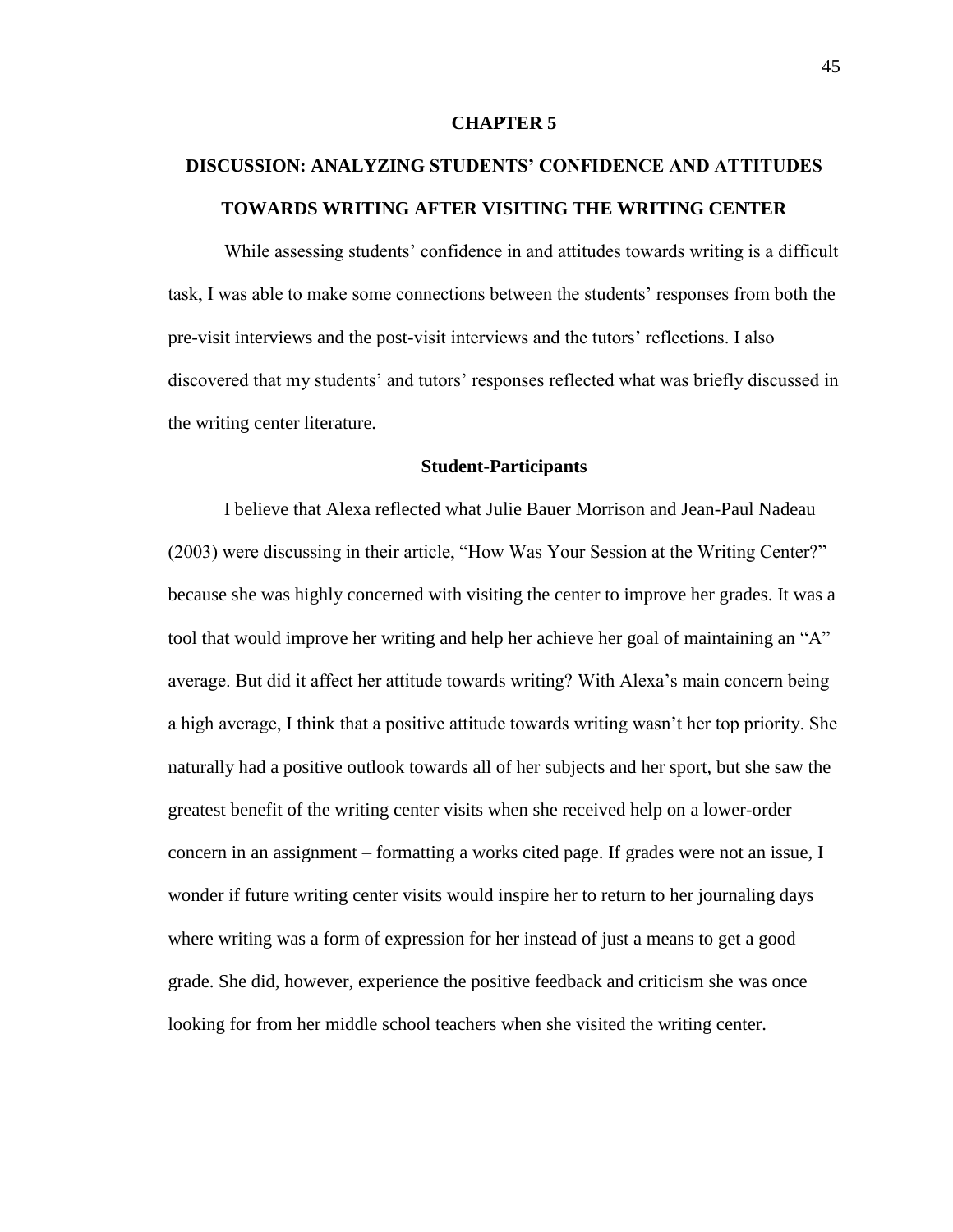# CHAPTER 5

# DISCUSSION: ANALYZING STUDENTS' CONFIDENCE AND ATTITUDES TOWARDS WRITING AFTER VISITING THE WRITING CENTER

While assessing students' confidence in and attitudes towards writing is a difficult task, I was able to make some connections between the students' responses from both the pre-visit interviews and the post-visit interviews and the tutors' reflections. I also discovered that my students' and tutors' responses reflected what was briefly discussed in the writing center literature.

## Student-Participants

I believe that Alexa reflected what Julie Bauer Morrison and Jean-Paul Nadeau (2003) were discussing in their article, "How Was Your Session at the Writing Center?" because she was highly concerned with visiting the center to improve her grades. It was a tool that would improve her writing and help her achieve her goal of maintaining an "A" average. But did it affect her attitude towards writing? With Alexa's main concern being a high average, I think that a positive attitude towards writing wasn't her top priority. She naturally had a positive outlook towards all of her subjects and her sport, but she saw the greatest benefit of the writing center visits when she received help on a lower-order concern in an assignment – formatting a works cited page. If grades were not an issue, I wonder if future writing center visits would inspire her to return to her journaling days where writing was a form of expression for her instead of just a means to get a good grade. She did, however, experience the positive feedback and criticism she was once looking for from her middle school teachers when she visited the writing center.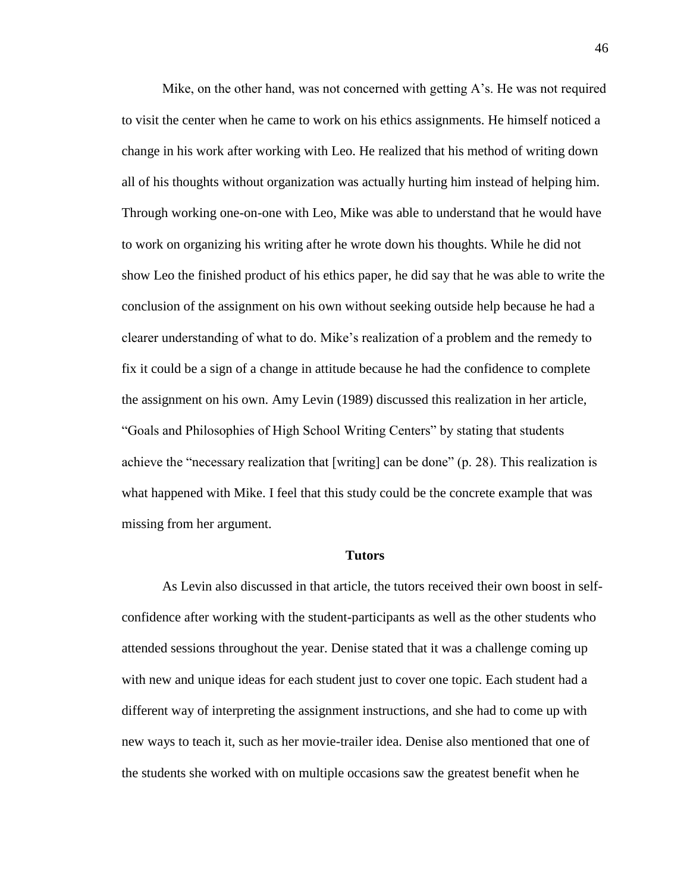Mike, on the other hand, was not concerned with getting A's. He was not required to visit the center when he came to work on his ethics assignments. He himself noticed a change in his work after working with Leo. He realized that his method of writing down all of his thoughts without organization was actually hurting him instead of helping him. Through working one-on-one with Leo, Mike was able to understand that he would have to work on organizing his writing after he wrote down his thoughts. While he did not show Leo the finished product of his ethics paper, he did say that he was able to write the conclusion of the assignment on his own without seeking outside help because he had a clearer understanding of what to do. Mike's realization of a problem and the remedy to fix it could be a sign of a change in attitude because he had the confidence to complete the assignment on his own. Amy Levin (1989) discussed this realization in her article, "Goals and Philosophies of High School Writing Centers" by stating that students achieve the "necessary realization that [writing] can be done" (p. 28). This realization is what happened with Mike. I feel that this study could be the concrete example that was missing from her argument.

## Tutors

As Levin also discussed in that article, the tutors received their own boost in self-confidence after working with the student-participants as well as the other students who attended sessions throughout the year. Denise stated that it was a challenge coming up with new and unique ideas for each student just to cover one topic. Each student had a different way of interpreting the assignment instructions, and she had to come up with new ways to teach it, such as her movie-trailer idea. Denise also mentioned that one of the students she worked with on multiple occasions saw the greatest benefit when he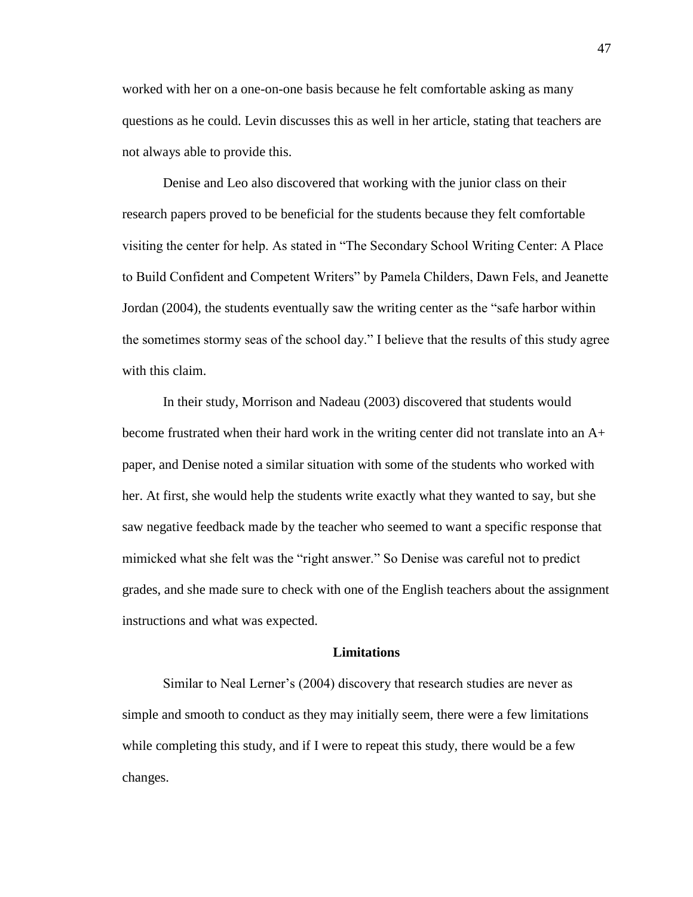worked with her on a one-on-one basis because he felt comfortable asking as many questions as he could. Levin discusses this as well in her article, stating that teachers are not always able to provide this.

Denise and Leo also discovered that working with the junior class on their research papers proved to be beneficial for the students because they felt comfortable visiting the center for help. As stated in "The Secondary School Writing Center: A Place to Build Confident and Competent Writers" by Pamela Childers, Dawn Fels, and Jeanette Jordan (2004), the students eventually saw the writing center as the "safe harbor within the sometimes stormy seas of the school day." I believe that the results of this study agree with this claim.

In their study, Morrison and Nadeau (2003) discovered that students would become frustrated when their hard work in the writing center did not translate into an A+ paper, and Denise noted a similar situation with some of the students who worked with her. At first, she would help the students write exactly what they wanted to say, but she saw negative feedback made by the teacher who seemed to want a specific response that mimicked what she felt was the "right answer." So Denise was careful not to predict grades, and she made sure to check with one of the English teachers about the assignment instructions and what was expected.

## Limitations

Similar to Neal Lerner's (2004) discovery that research studies are never as simple and smooth to conduct as they may initially seem, there were a few limitations while completing this study, and if I were to repeat this study, there would be a few changes.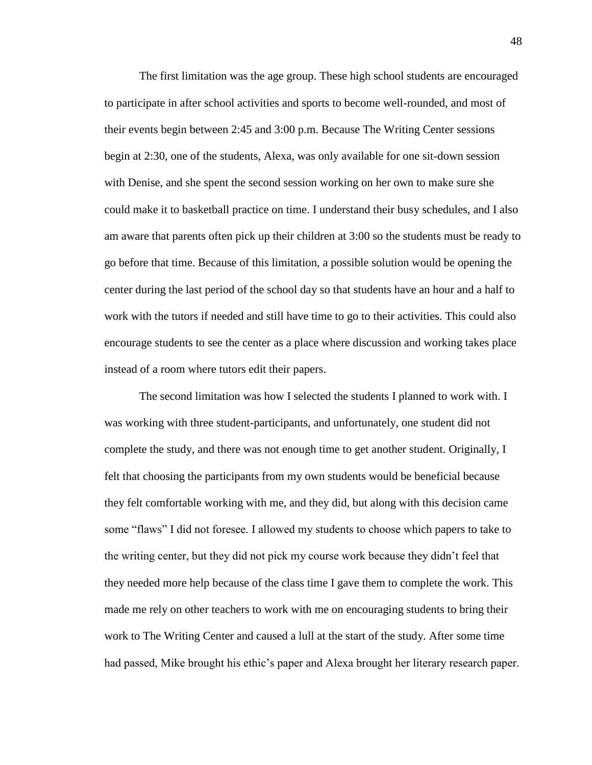The first limitation was the age group. These high school students are encouraged to participate in after school activities and sports to become well-rounded, and most of their events begin between 2:45 and 3:00 p.m. Because The Writing Center sessions begin at 2:30, one of the students, Alexa, was only available for one sit-down session with Denise, and she spent the second session working on her own to make sure she could make it to basketball practice on time. I understand their busy schedules, and I also am aware that parents often pick up their children at 3:00 so the students must be ready to go before that time. Because of this limitation, a possible solution would be opening the center during the last period of the school day so that students have an hour and a half to work with the tutors if needed and still have time to go to their activities. This could also encourage students to see the center as a place where discussion and working takes place instead of a room where tutors edit their papers.

The second limitation was how I selected the students I planned to work with. I was working with three student-participants, and unfortunately, one student did not complete the study, and there was not enough time to get another student. Originally, I felt that choosing the participants from my own students would be beneficial because they felt comfortable working with me, and they did, but along with this decision came some "flaws" I did not foresee. I allowed my students to choose which papers to take to the writing center, but they did not pick my course work because they didn't feel that they needed more help because of the class time I gave them to complete the work. This made me rely on other teachers to work with me on encouraging students to bring their work to The Writing Center and caused a lull at the start of the study. After some time had passed, Mike brought his ethic's paper and Alexa brought her literary research paper.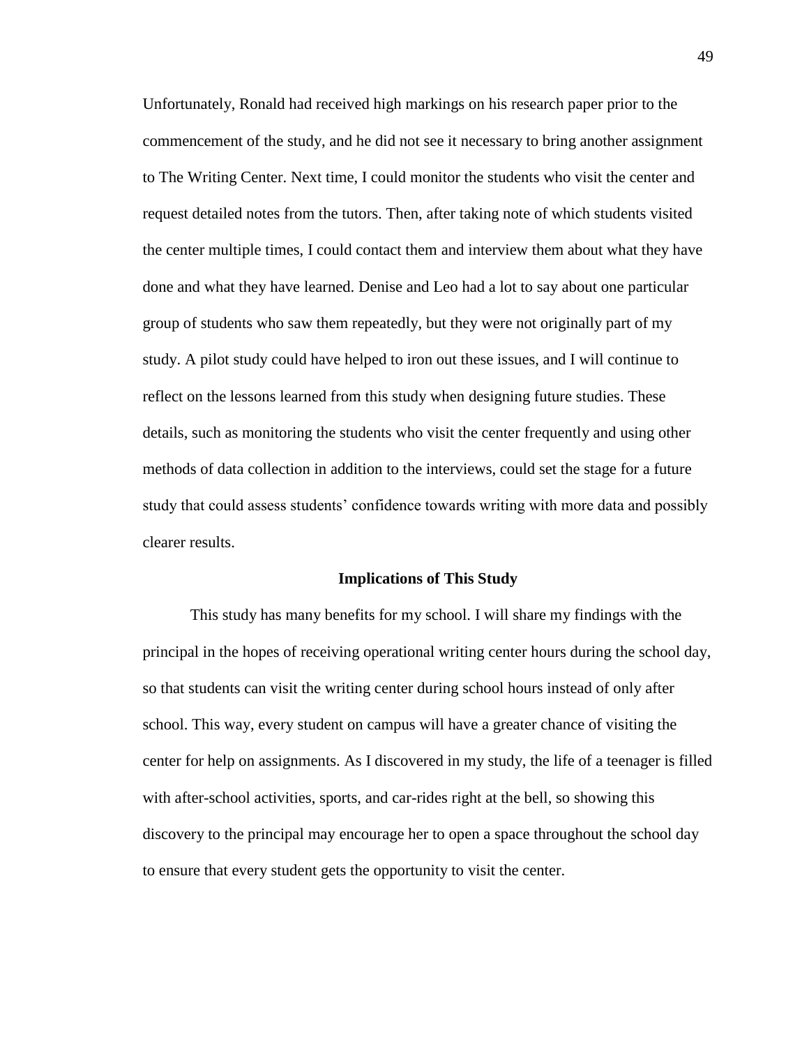Unfortunately, Ronald had received high markings on his research paper prior to the commencement of the study, and he did not see it necessary to bring another assignment to The Writing Center. Next time, I could monitor the students who visit the center and request detailed notes from the tutors. Then, after taking note of which students visited the center multiple times, I could contact them and interview them about what they have done and what they have learned. Denise and Leo had a lot to say about one particular group of students who saw them repeatedly, but they were not originally part of my study. A pilot study could have helped to iron out these issues, and I will continue to reflect on the lessons learned from this study when designing future studies. These details, such as monitoring the students who visit the center frequently and using other methods of data collection in addition to the interviews, could set the stage for a future study that could assess students' confidence towards writing with more data and possibly clearer results.

## Implications of This Study

This study has many benefits for my school. I will share my findings with the principal in the hopes of receiving operational writing center hours during the school day, so that students can visit the writing center during school hours instead of only after school. This way, every student on campus will have a greater chance of visiting the center for help on assignments. As I discovered in my study, the life of a teenager is filled with after-school activities, sports, and car-rides right at the bell, so showing this discovery to the principal may encourage her to open a space throughout the school day to ensure that every student gets the opportunity to visit the center.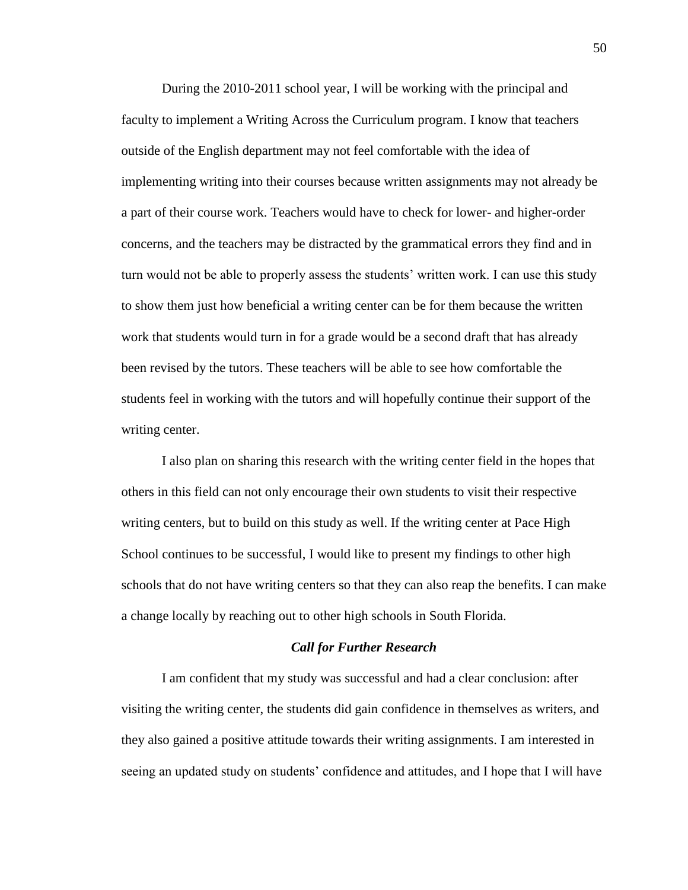During the 2010-2011 school year, I will be working with the principal and faculty to implement a Writing Across the Curriculum program. I know that teachers outside of the English department may not feel comfortable with the idea of implementing writing into their courses because written assignments may not already be a part of their course work. Teachers would have to check for lower- and higher-order concerns, and the teachers may be distracted by the grammatical errors they find and in turn would not be able to properly assess the students' written work. I can use this study to show them just how beneficial a writing center can be for them because the written work that students would turn in for a grade would be a second draft that has already been revised by the tutors. These teachers will be able to see how comfortable the students feel in working with the tutors and will hopefully continue their support of the writing center.

I also plan on sharing this research with the writing center field in the hopes that others in this field can not only encourage their own students to visit their respective writing centers, but to build on this study as well. If the writing center at Pace High School continues to be successful, I would like to present my findings to other high schools that do not have writing centers so that they can also reap the benefits. I can make a change locally by reaching out to other high schools in South Florida.

### *Call for Further Research*

I am confident that my study was successful and had a clear conclusion: after visiting the writing center, the students did gain confidence in themselves as writers, and they also gained a positive attitude towards their writing assignments. I am interested in seeing an updated study on students' confidence and attitudes, and I hope that I will have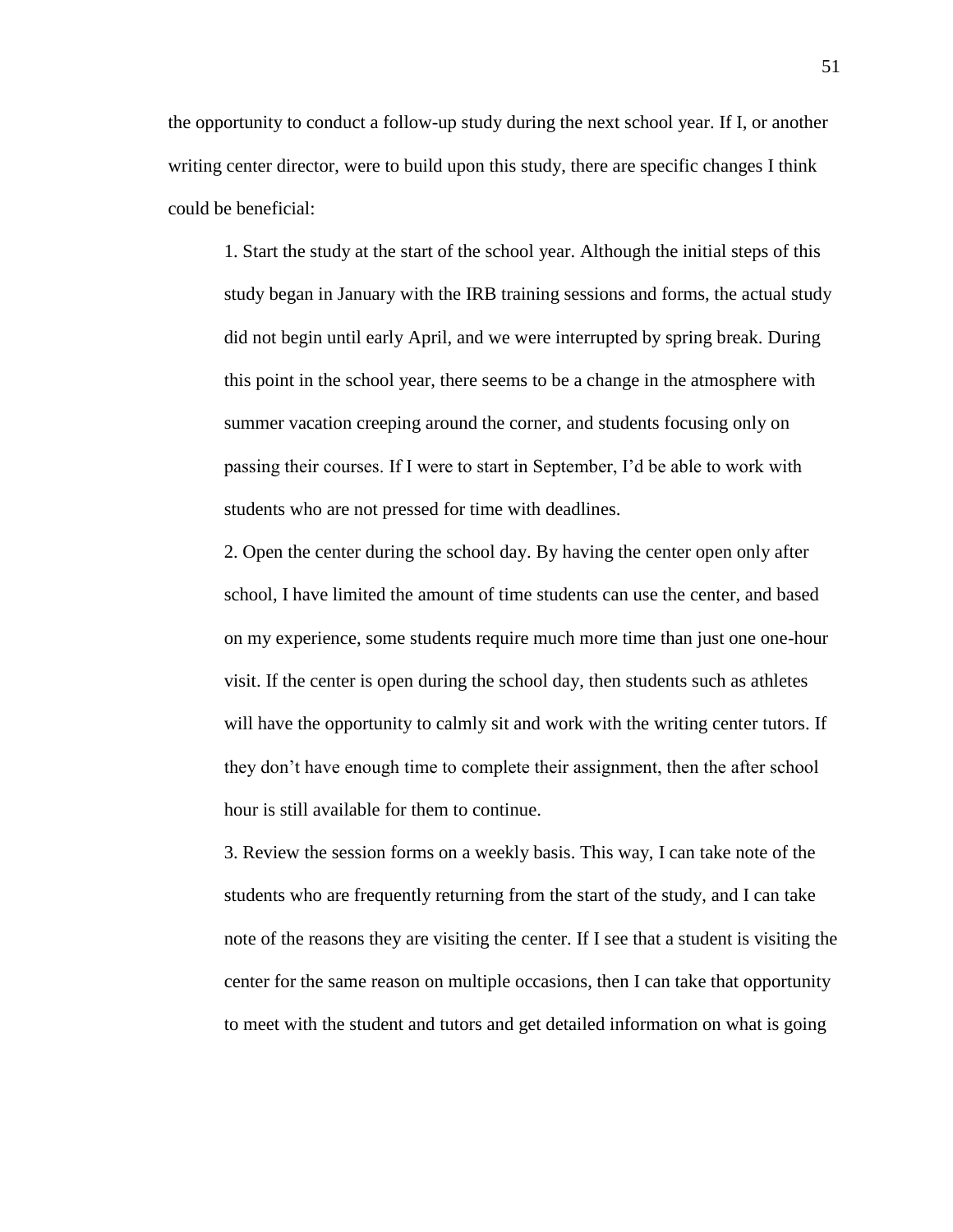the opportunity to conduct a follow-up study during the next school year. If I, or another writing center director, were to build upon this study, there are specific changes I think could be beneficial:

1. Start the study at the start of the school year. Although the initial steps of this study began in January with the IRB training sessions and forms, the actual study did not begin until early April, and we were interrupted by spring break. During this point in the school year, there seems to be a change in the atmosphere with summer vacation creeping around the corner, and students focusing only on passing their courses. If I were to start in September, I'd be able to work with students who are not pressed for time with deadlines.

2. Open the center during the school day. By having the center open only after school, I have limited the amount of time students can use the center, and based on my experience, some students require much more time than just one one-hour visit. If the center is open during the school day, then students such as athletes will have the opportunity to calmly sit and work with the writing center tutors. If they don't have enough time to complete their assignment, then the after school hour is still available for them to continue.

3. Review the session forms on a weekly basis. This way, I can take note of the students who are frequently returning from the start of the study, and I can take note of the reasons they are visiting the center. If I see that a student is visiting the center for the same reason on multiple occasions, then I can take that opportunity to meet with the student and tutors and get detailed information on what is going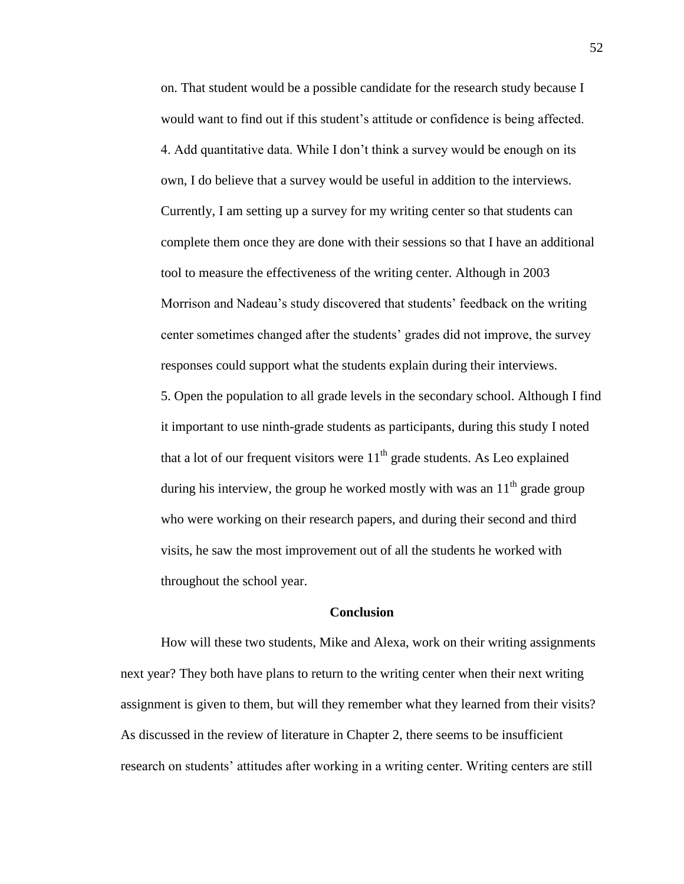on. That student would be a possible candidate for the research study because I would want to find out if this student's attitude or confidence is being affected.

4. Add quantitative data. While I don't think a survey would be enough on its own, I do believe that a survey would be useful in addition to the interviews. Currently, I am setting up a survey for my writing center so that students can complete them once they are done with their sessions so that I have an additional tool to measure the effectiveness of the writing center. Although in 2003 Morrison and Nadeau's study discovered that students' feedback on the writing center sometimes changed after the students' grades did not improve, the survey responses could support what the students explain during their interviews.

5. Open the population to all grade levels in the secondary school. Although I find it important to use ninth-grade students as participants, during this study I noted that a lot of our frequent visitors were 11th grade students. As Leo explained during his interview, the group he worked mostly with was an 11th grade group who were working on their research papers, and during their second and third visits, he saw the most improvement out of all the students he worked with throughout the school year.

## Conclusion

How will these two students, Mike and Alexa, work on their writing assignments next year? They both have plans to return to the writing center when their next writing assignment is given to them, but will they remember what they learned from their visits? As discussed in the review of literature in Chapter 2, there seems to be insufficient research on students' attitudes after working in a writing center. Writing centers are still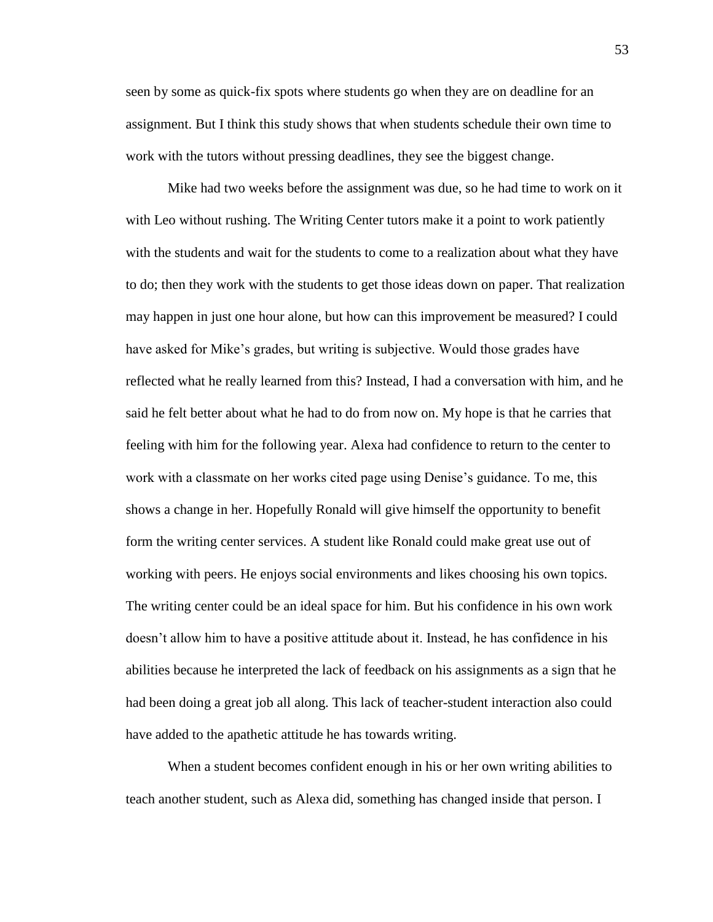seen by some as quick-fix spots where students go when they are on deadline for an assignment. But I think this study shows that when students schedule their own time to work with the tutors without pressing deadlines, they see the biggest change.

Mike had two weeks before the assignment was due, so he had time to work on it with Leo without rushing. The Writing Center tutors make it a point to work patiently with the students and wait for the students to come to a realization about what they have to do; then they work with the students to get those ideas down on paper. That realization may happen in just one hour alone, but how can this improvement be measured? I could have asked for Mike's grades, but writing is subjective. Would those grades have reflected what he really learned from this? Instead, I had a conversation with him, and he said he felt better about what he had to do from now on. My hope is that he carries that feeling with him for the following year. Alexa had confidence to return to the center to work with a classmate on her works cited page using Denise's guidance. To me, this shows a change in her. Hopefully Ronald will give himself the opportunity to benefit form the writing center services. A student like Ronald could make great use out of working with peers. He enjoys social environments and likes choosing his own topics. The writing center could be an ideal space for him. But his confidence in his own work doesn't allow him to have a positive attitude about it. Instead, he has confidence in his abilities because he interpreted the lack of feedback on his assignments as a sign that he had been doing a great job all along. This lack of teacher-student interaction also could have added to the apathetic attitude he has towards writing.

When a student becomes confident enough in his or her own writing abilities to teach another student, such as Alexa did, something has changed inside that person. I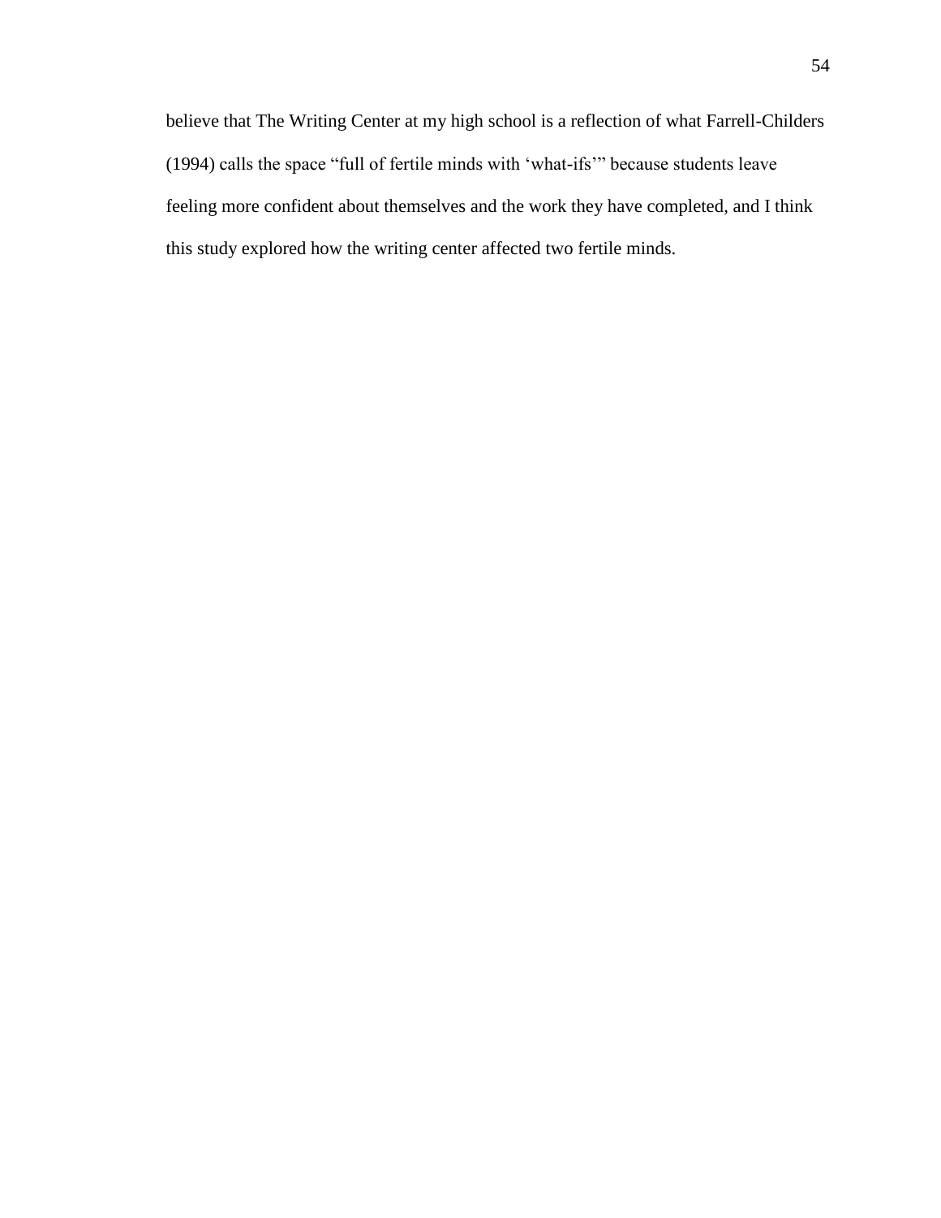believe that The Writing Center at my high school is a reflection of what Farrell-Childers (1994) calls the space "full of fertile minds with 'what-ifs'" because students leave feeling more confident about themselves and the work they have completed, and I think this study explored how the writing center affected two fertile minds.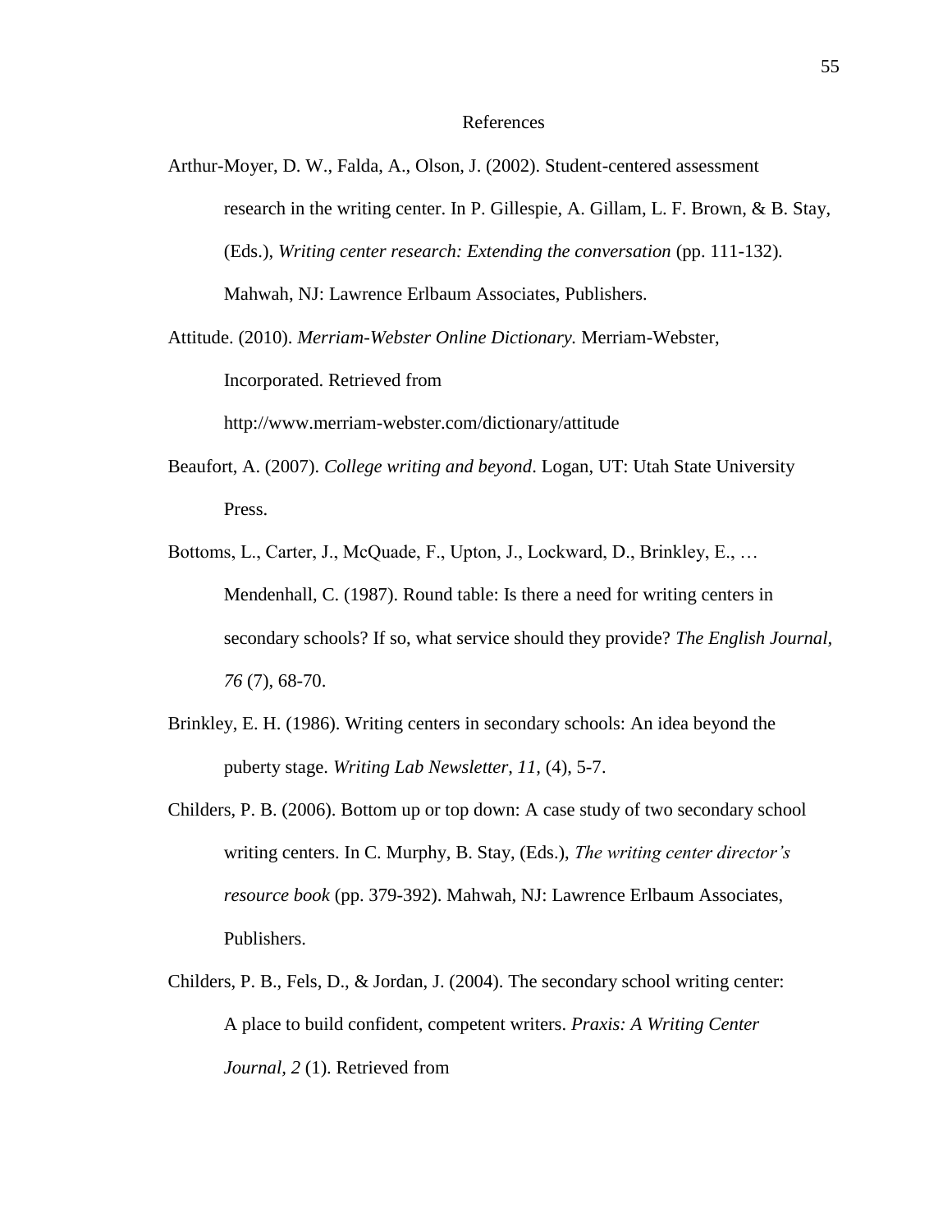# References

Arthur-Moyer, D. W., Falda, A., Olson, J. (2002). Student-centered assessment research in the writing center. In P. Gillespie, A. Gillam, L. F. Brown, & B. Stay, (Eds.), *Writing center research: Extending the conversation* (pp. 111-132). Mahwah, NJ: Lawrence Erlbaum Associates, Publishers.

Attitude. (2010). *Merriam-Webster Online Dictionary.* Merriam-Webster, Incorporated. Retrieved from http://www.merriam-webster.com/dictionary/attitude

Beaufort, A. (2007). *College writing and beyond*. Logan, UT: Utah State University Press.

Bottoms, L., Carter, J., McQuade, F., Upton, J., Lockward, D., Brinkley, E., … Mendenhall, C. (1987). Round table: Is there a need for writing centers in secondary schools? If so, what service should they provide? *The English Journal, 76* (7), 68-70.

Brinkley, E. H. (1986). Writing centers in secondary schools: An idea beyond the puberty stage. *Writing Lab Newsletter, 11,* (4), 5-7.

Childers, P. B. (2006). Bottom up or top down: A case study of two secondary school writing centers. In C. Murphy, B. Stay, (Eds.), *The writing center director's resource book* (pp. 379-392). Mahwah, NJ: Lawrence Erlbaum Associates, Publishers.

Childers, P. B., Fels, D., & Jordan, J. (2004). The secondary school writing center: A place to build confident, competent writers. *Praxis: A Writing Center Journal, 2* (1). Retrieved from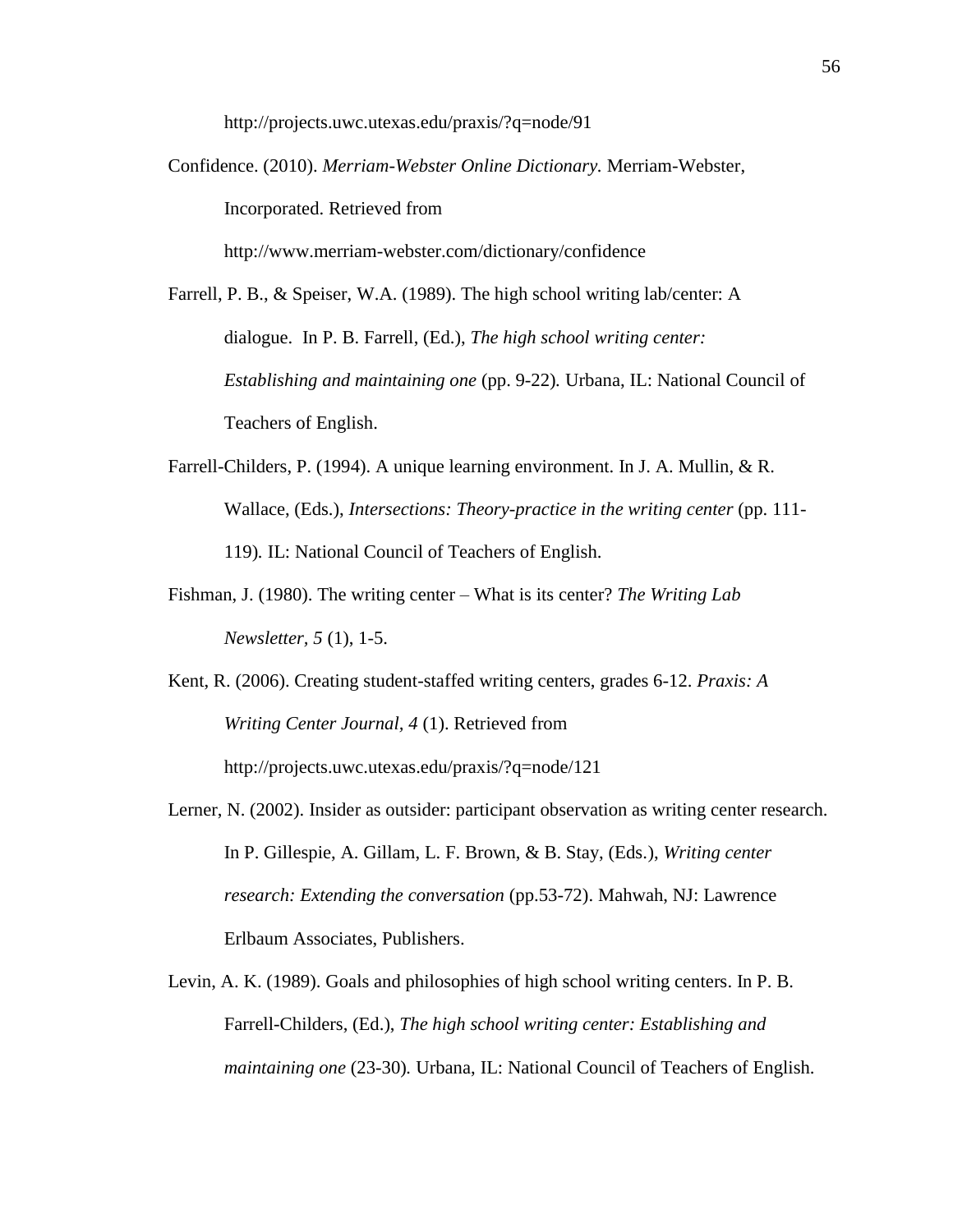http://projects.uwc.utexas.edu/praxis/?q=node/91

Confidence. (2010). *Merriam-Webster Online Dictionary.* Merriam-Webster, Incorporated. Retrieved from http://www.merriam-webster.com/dictionary/confidence

Farrell, P. B., & Speiser, W.A. (1989). The high school writing lab/center: A dialogue. In P. B. Farrell, (Ed.), *The high school writing center: Establishing and maintaining one* (pp. 9-22). Urbana, IL: National Council of Teachers of English.

Farrell-Childers, P. (1994). A unique learning environment. In J. A. Mullin, & R. Wallace, (Eds.), *Intersections: Theory-practice in the writing center* (pp. 111-119). IL: National Council of Teachers of English.

Fishman, J. (1980). The writing center – What is its center? *The Writing Lab Newsletter, 5* (1), 1-5.

Kent, R. (2006). Creating student-staffed writing centers, grades 6-12. *Praxis: A Writing Center Journal, 4* (1). Retrieved from http://projects.uwc.utexas.edu/praxis/?q=node/121

Lerner, N. (2002). Insider as outsider: participant observation as writing center research. In P. Gillespie, A. Gillam, L. F. Brown, & B. Stay, (Eds.), *Writing center research: Extending the conversation* (pp.53-72). Mahwah, NJ: Lawrence Erlbaum Associates, Publishers.

Levin, A. K. (1989). Goals and philosophies of high school writing centers. In P. B. Farrell-Childers, (Ed.), *The high school writing center: Establishing and maintaining one* (23-30). Urbana, IL: National Council of Teachers of English.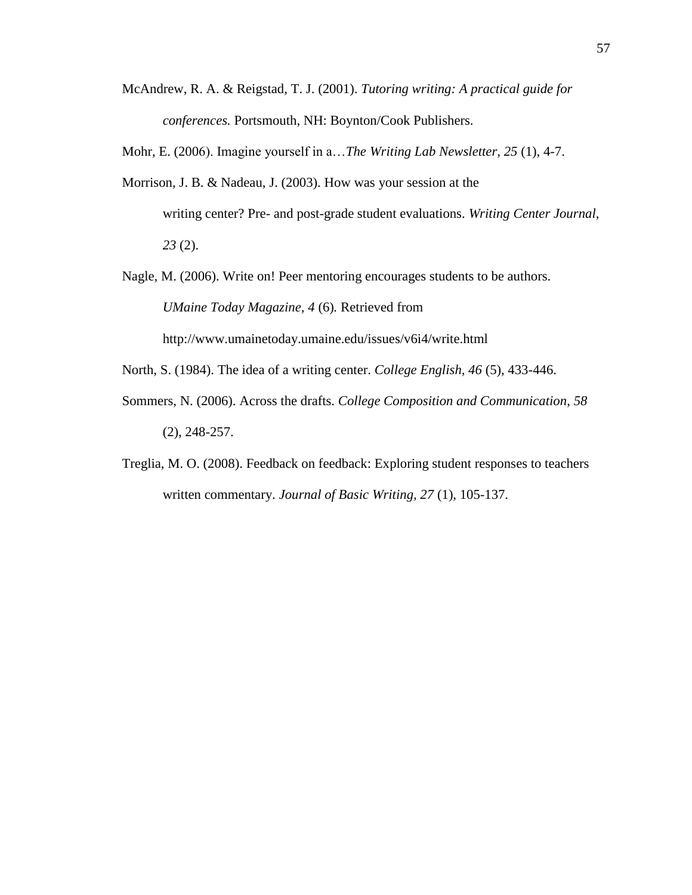McAndrew, R. A. & Reigstad, T. J. (2001). *Tutoring writing: A practical guide for conferences.* Portsmouth, NH: Boynton/Cook Publishers.

Mohr, E. (2006). Imagine yourself in a…*The Writing Lab Newsletter, 25* (1), 4-7.

Morrison, J. B. & Nadeau, J. (2003). How was your session at the writing center? Pre- and post-grade student evaluations. *Writing Center Journal, 23* (2).

Nagle, M. (2006). Write on! Peer mentoring encourages students to be authors. *UMaine Today Magazine, 4* (6)*.* Retrieved from http://www.umainetoday.umaine.edu/issues/v6i4/write.html

North, S. (1984). The idea of a writing center. *College English, 46* (5), 433-446.

Sommers, N. (2006). Across the drafts. *College Composition and Communication, 58* (2), 248-257.

Treglia, M. O. (2008). Feedback on feedback: Exploring student responses to teachers written commentary. *Journal of Basic Writing, 27* (1), 105-137.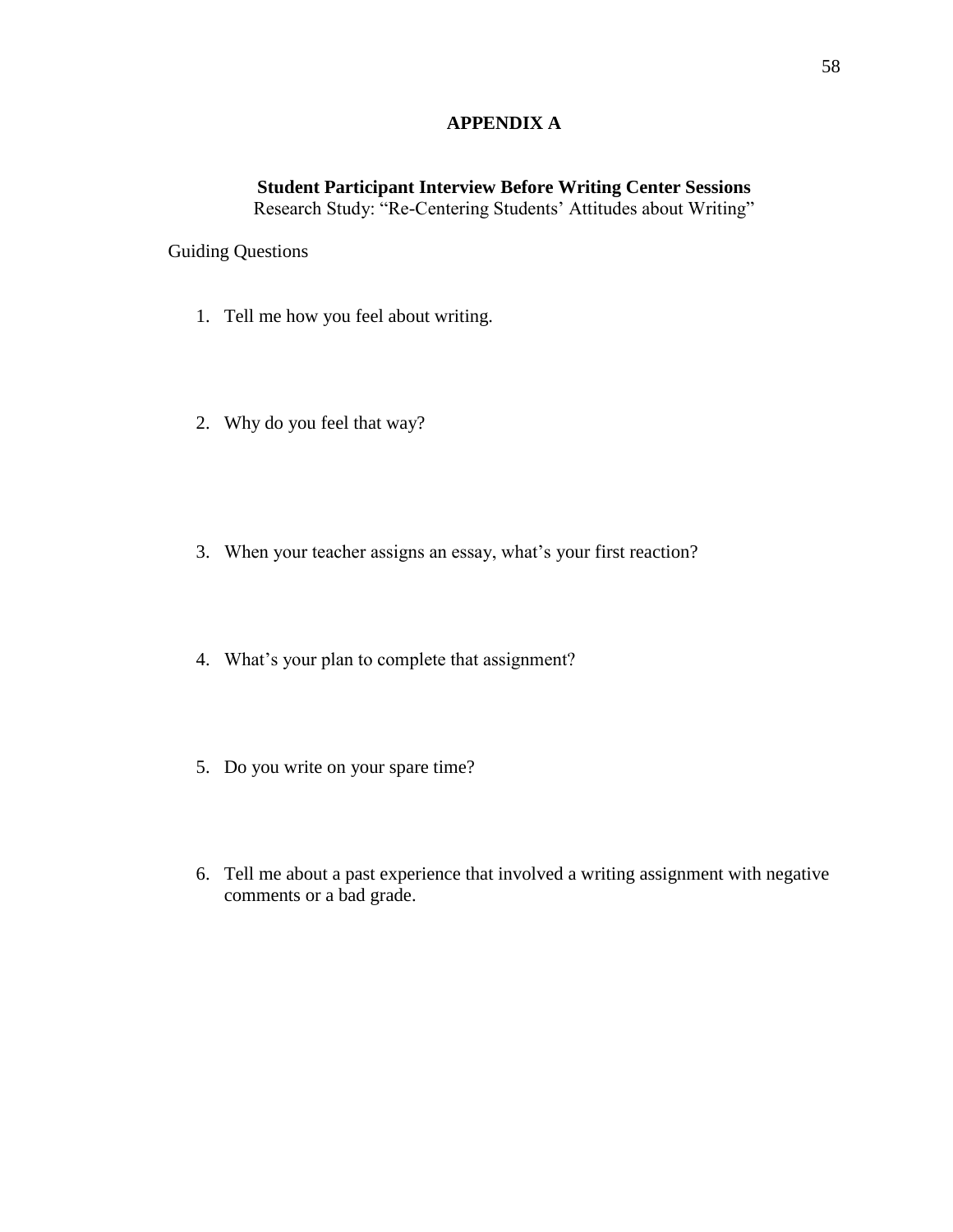# APPENDIX A

## Student Participant Interview Before Writing Center Sessions

Research Study: "Re-Centering Students' Attitudes about Writing"

Guiding Questions

1. Tell me how you feel about writing.

2. Why do you feel that way?

3. When your teacher assigns an essay, what's your first reaction?

4. What's your plan to complete that assignment?

5. Do you write on your spare time?

6. Tell me about a past experience that involved a writing assignment with negative comments or a bad grade.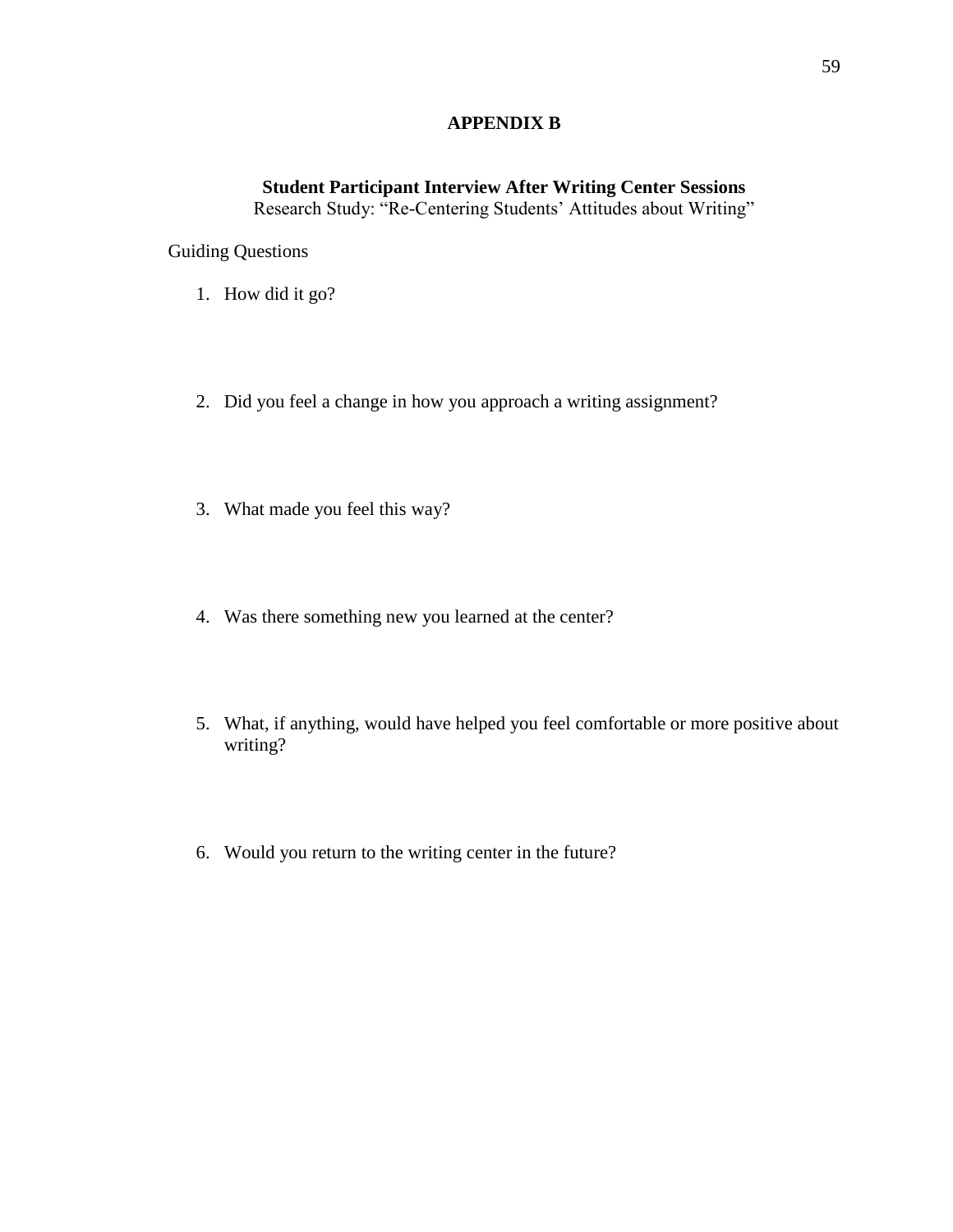# APPENDIX B

## Student Participant Interview After Writing Center Sessions

Research Study: "Re-Centering Students' Attitudes about Writing"

Guiding Questions

1. How did it go?

2. Did you feel a change in how you approach a writing assignment?

3. What made you feel this way?

4. Was there something new you learned at the center?

5. What, if anything, would have helped you feel comfortable or more positive about writing?

6. Would you return to the writing center in the future?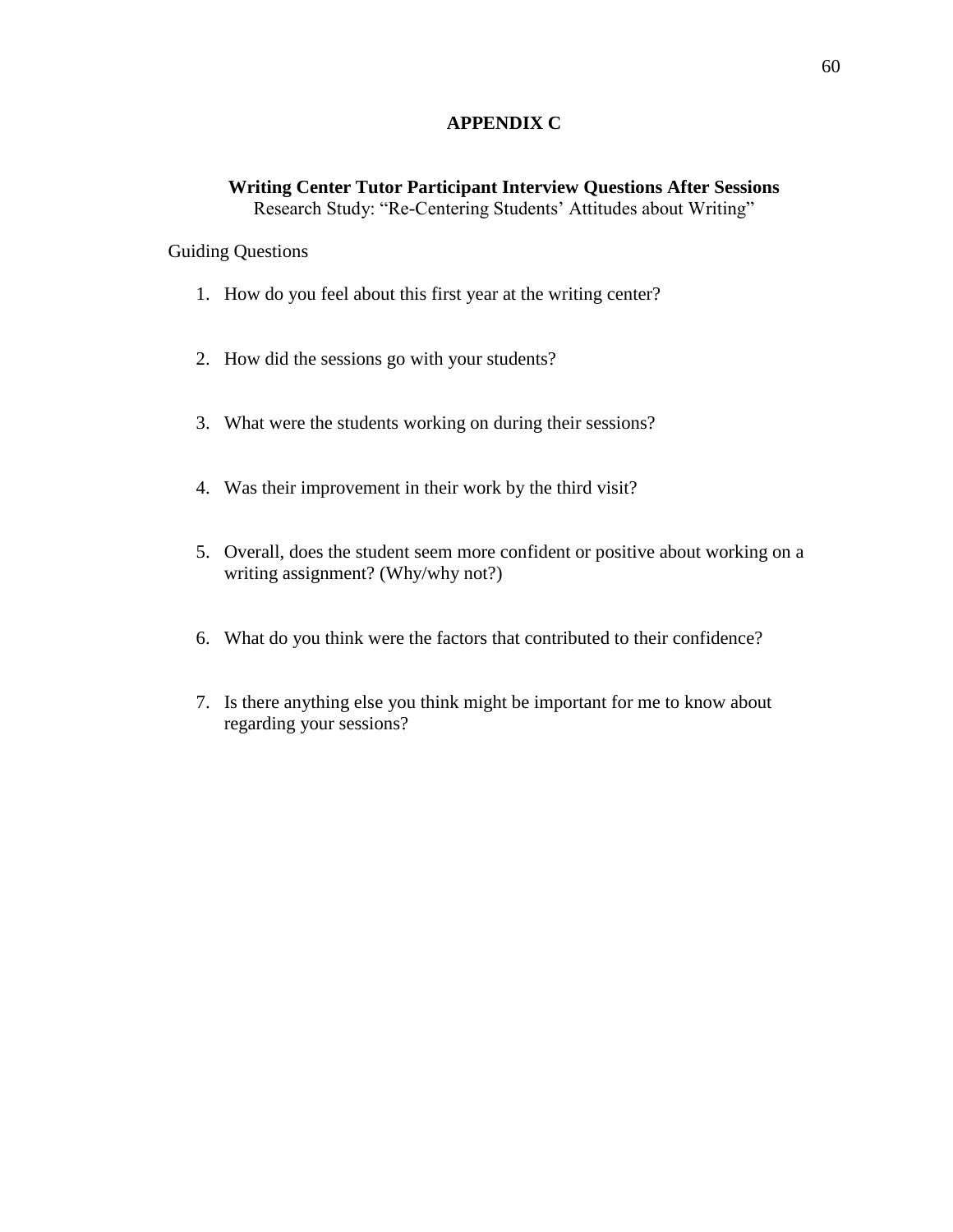# APPENDIX C

## Writing Center Tutor Participant Interview Questions After Sessions

Research Study: "Re-Centering Students' Attitudes about Writing"

Guiding Questions

1. How do you feel about this first year at the writing center?
2. How did the sessions go with your students?
3. What were the students working on during their sessions?
4. Was their improvement in their work by the third visit?
5. Overall, does the student seem more confident or positive about working on a writing assignment? (Why/why not?)
6. What do you think were the factors that contributed to their confidence?
7. Is there anything else you think might be important for me to know about regarding your sessions?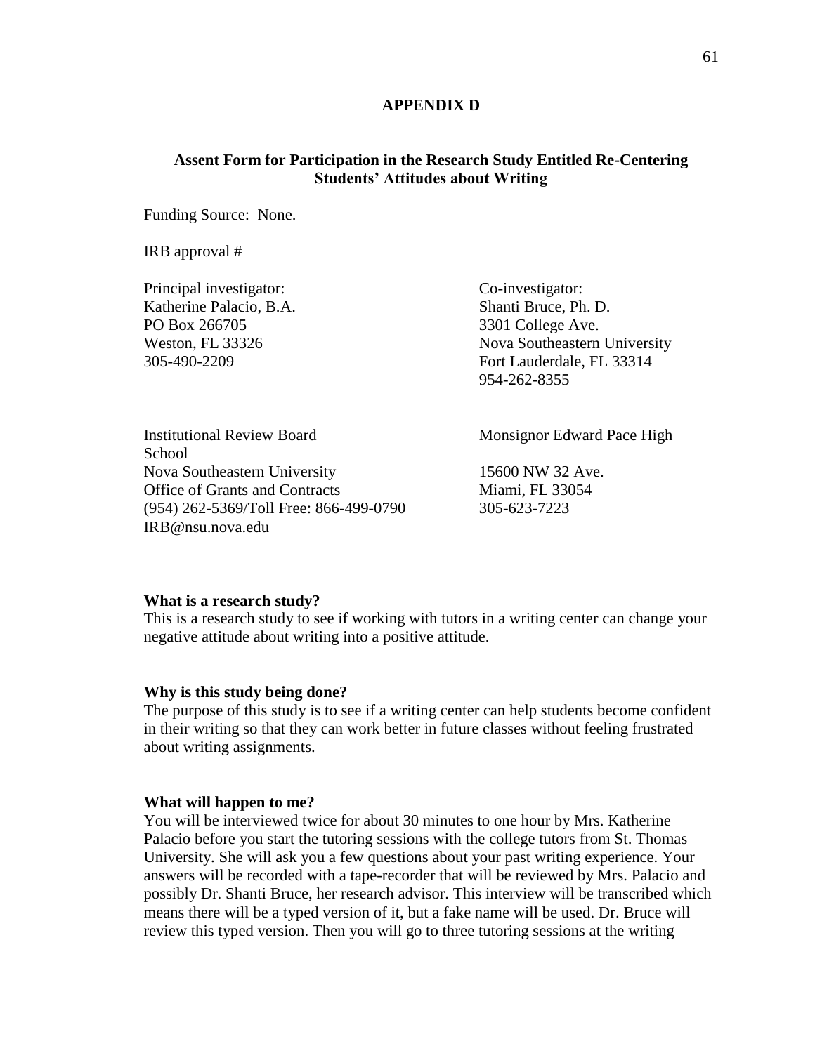**APPENDIX D**

**Assent Form for Participation in the Research Study Entitled Re-Centering Students' Attitudes about Writing**

Funding Source: None.

IRB approval #

Principal investigator:
Katherine Palacio, B.A.
PO Box 266705
Weston, FL 33326
305-490-2209

Co-investigator:
Shanti Bruce, Ph. D.
3301 College Ave.
Nova Southeastern University
Fort Lauderdale, FL 33314
954-262-8355

Institutional Review Board
Nova Southeastern University
Office of Grants and Contracts
(954) 262-5369/Toll Free: 866-499-0790
IRB@nsu.nova.edu

Monsignor Edward Pace High School
15600 NW 32 Ave.
Miami, FL 33054
305-623-7223

**What is a research study?**
This is a research study to see if working with tutors in a writing center can change your negative attitude about writing into a positive attitude.

**Why is this study being done?**
The purpose of this study is to see if a writing center can help students become confident in their writing so that they can work better in future classes without feeling frustrated about writing assignments.

**What will happen to me?**
You will be interviewed twice for about 30 minutes to one hour by Mrs. Katherine Palacio before you start the tutoring sessions with the college tutors from St. Thomas University. She will ask you a few questions about your past writing experience. Your answers will be recorded with a tape-recorder that will be reviewed by Mrs. Palacio and possibly Dr. Shanti Bruce, her research advisor. This interview will be transcribed which means there will be a typed version of it, but a fake name will be used. Dr. Bruce will review this typed version. Then you will go to three tutoring sessions at the writing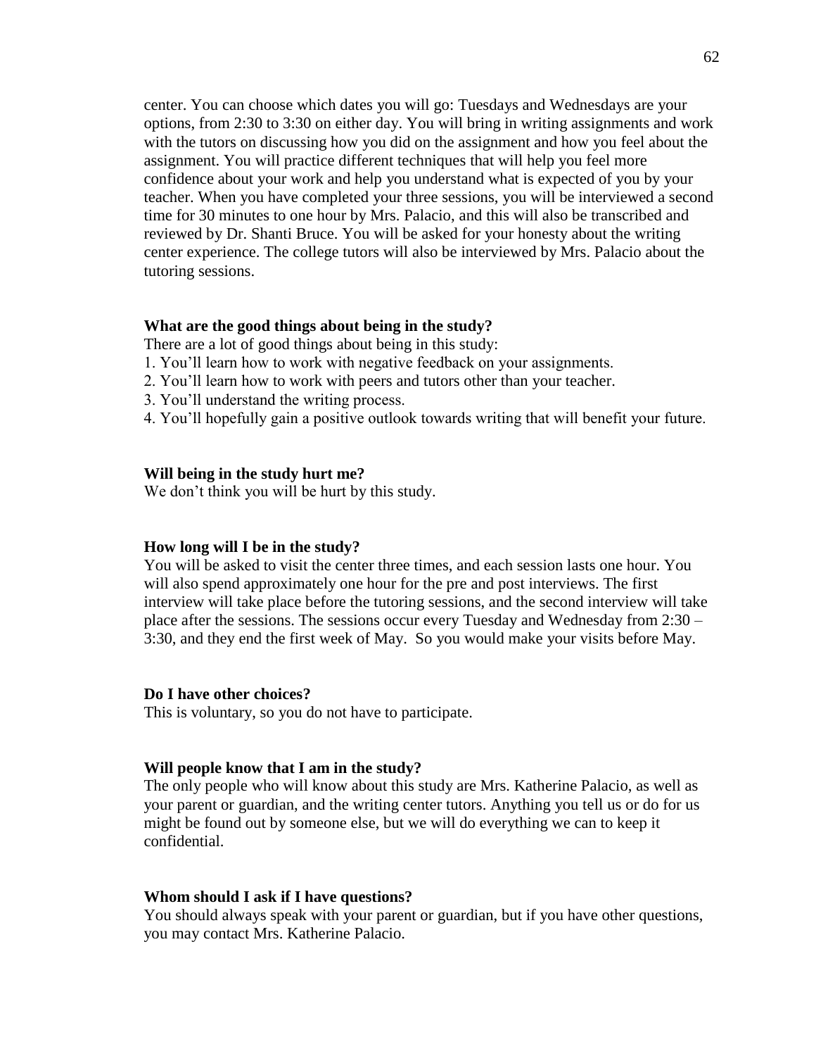center. You can choose which dates you will go: Tuesdays and Wednesdays are your options, from 2:30 to 3:30 on either day. You will bring in writing assignments and work with the tutors on discussing how you did on the assignment and how you feel about the assignment. You will practice different techniques that will help you feel more confidence about your work and help you understand what is expected of you by your teacher. When you have completed your three sessions, you will be interviewed a second time for 30 minutes to one hour by Mrs. Palacio, and this will also be transcribed and reviewed by Dr. Shanti Bruce. You will be asked for your honesty about the writing center experience. The college tutors will also be interviewed by Mrs. Palacio about the tutoring sessions.

**What are the good things about being in the study?**

There are a lot of good things about being in this study:

1. You'll learn how to work with negative feedback on your assignments.
2. You'll learn how to work with peers and tutors other than your teacher.
3. You'll understand the writing process.
4. You'll hopefully gain a positive outlook towards writing that will benefit your future.

**Will being in the study hurt me?**

We don't think you will be hurt by this study.

**How long will I be in the study?**

You will be asked to visit the center three times, and each session lasts one hour. You will also spend approximately one hour for the pre and post interviews. The first interview will take place before the tutoring sessions, and the second interview will take place after the sessions. The sessions occur every Tuesday and Wednesday from 2:30 – 3:30, and they end the first week of May. So you would make your visits before May.

**Do I have other choices?**

This is voluntary, so you do not have to participate.

**Will people know that I am in the study?**

The only people who will know about this study are Mrs. Katherine Palacio, as well as your parent or guardian, and the writing center tutors. Anything you tell us or do for us might be found out by someone else, but we will do everything we can to keep it confidential.

**Whom should I ask if I have questions?**

You should always speak with your parent or guardian, but if you have other questions, you may contact Mrs. Katherine Palacio.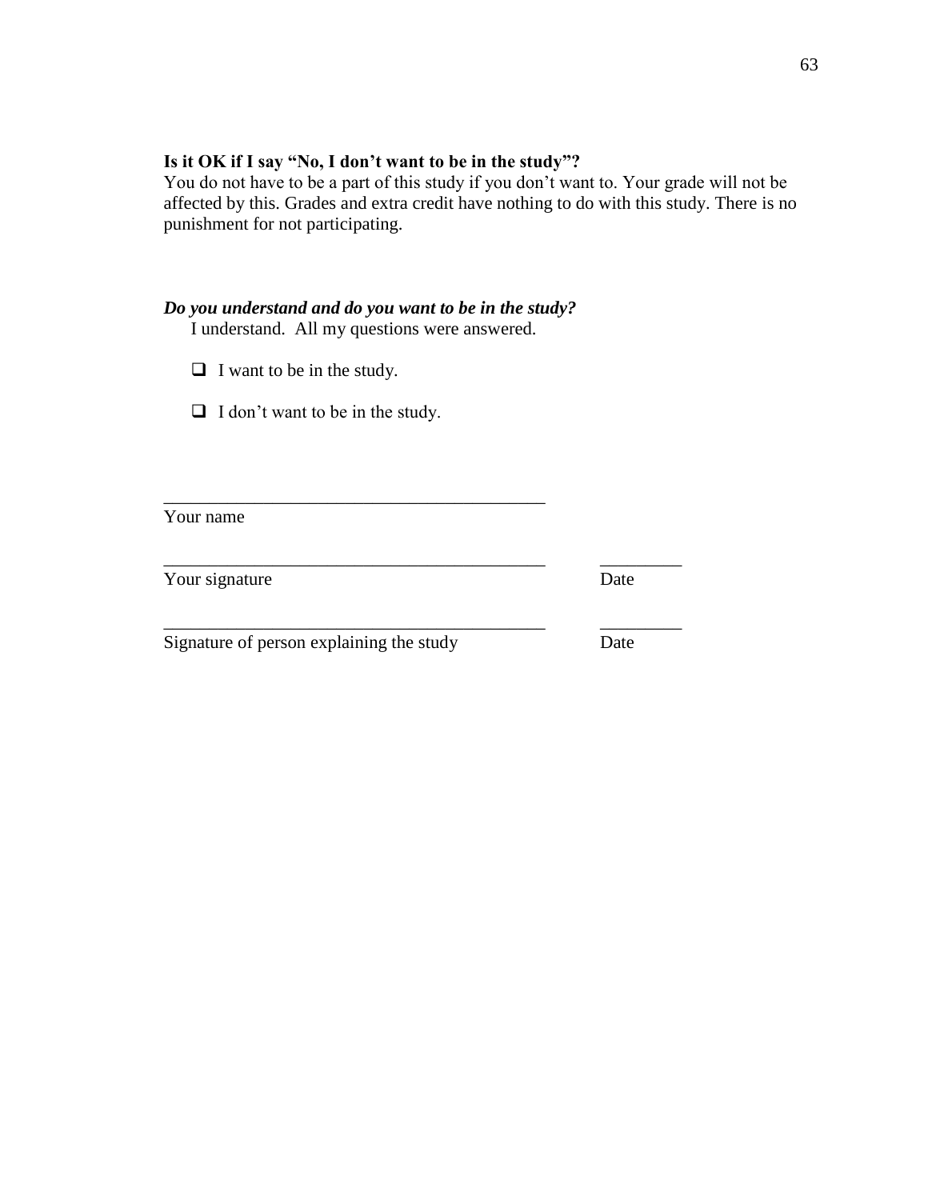**Is it OK if I say "No, I don't want to be in the study"?**
You do not have to be a part of this study if you don't want to. Your grade will not be affected by this. Grades and extra credit have nothing to do with this study. There is no punishment for not participating.

***Do you understand and do you want to be in the study?***
I understand. All my questions were answered.

- ❑ I want to be in the study.
- ❑ I don't want to be in the study.

\_\_\_\_\_\_\_\_\_\_\_\_\_\_\_\_\_\_\_\_\_\_\_\_\_\_\_\_\_\_\_\_\_\_\_\_\_\_\_\_\_\_\_
Your name

\_\_\_\_\_\_\_\_\_\_\_\_\_\_\_\_\_\_\_\_\_\_\_\_\_\_\_\_\_\_\_\_\_\_\_\_\_\_\_\_\_\_\_ \_\_\_\_\_\_\_\_\_
Your signature Date

\_\_\_\_\_\_\_\_\_\_\_\_\_\_\_\_\_\_\_\_\_\_\_\_\_\_\_\_\_\_\_\_\_\_\_\_\_\_\_\_\_\_\_ \_\_\_\_\_\_\_\_\_
Signature of person explaining the study Date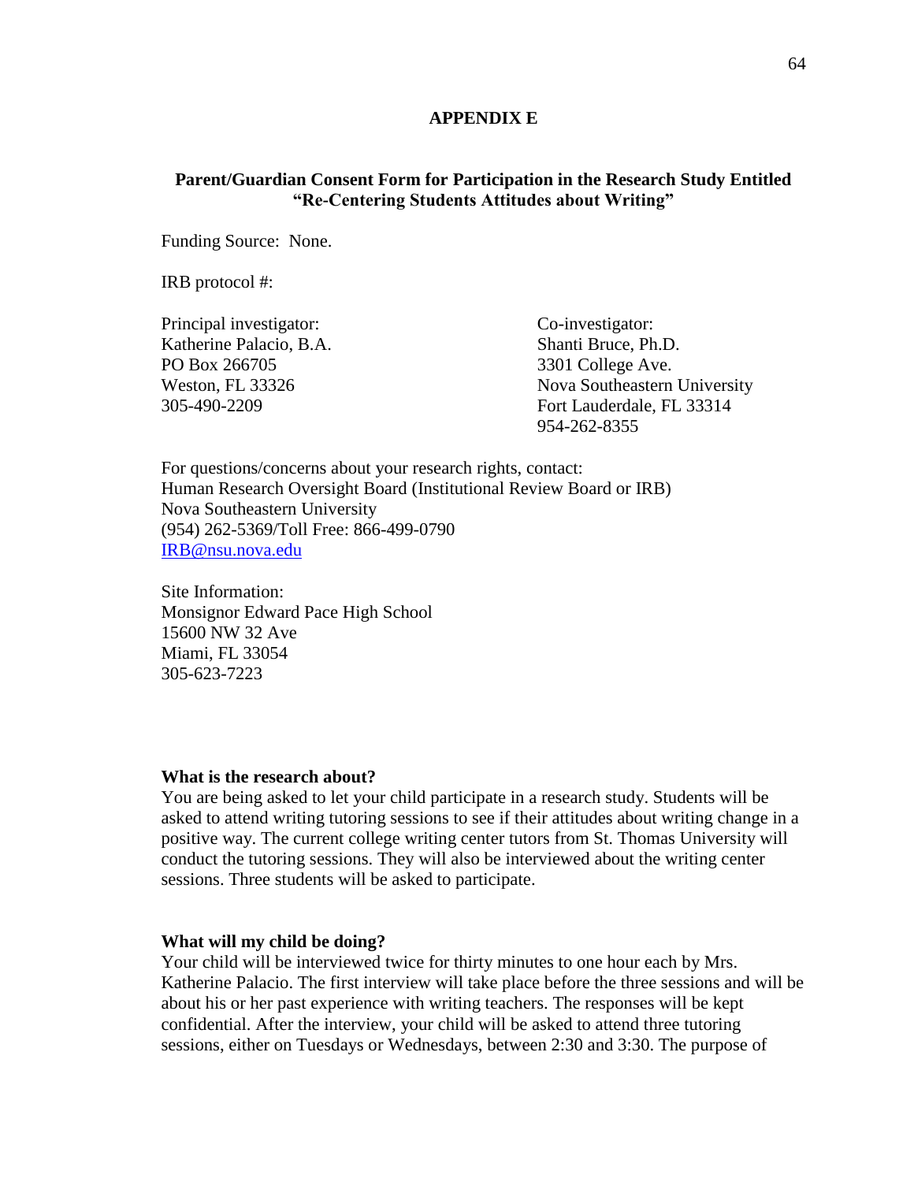## APPENDIX E

### Parent/Guardian Consent Form for Participation in the Research Study Entitled "Re-Centering Students Attitudes about Writing"

Funding Source: None.

IRB protocol #:

Principal investigator:
Katherine Palacio, B.A.
PO Box 266705
Weston, FL 33326
305-490-2209

Co-investigator:
Shanti Bruce, Ph.D.
3301 College Ave.
Nova Southeastern University
Fort Lauderdale, FL 33314
954-262-8355

For questions/concerns about your research rights, contact:
Human Research Oversight Board (Institutional Review Board or IRB)
Nova Southeastern University
(954) 262-5369/Toll Free: 866-499-0790
IRB@nsu.nova.edu

Site Information:
Monsignor Edward Pace High School
15600 NW 32 Ave
Miami, FL 33054
305-623-7223

**What is the research about?**
You are being asked to let your child participate in a research study. Students will be asked to attend writing tutoring sessions to see if their attitudes about writing change in a positive way. The current college writing center tutors from St. Thomas University will conduct the tutoring sessions. They will also be interviewed about the writing center sessions. Three students will be asked to participate.

**What will my child be doing?**
Your child will be interviewed twice for thirty minutes to one hour each by Mrs. Katherine Palacio. The first interview will take place before the three sessions and will be about his or her past experience with writing teachers. The responses will be kept confidential. After the interview, your child will be asked to attend three tutoring sessions, either on Tuesdays or Wednesdays, between 2:30 and 3:30. The purpose of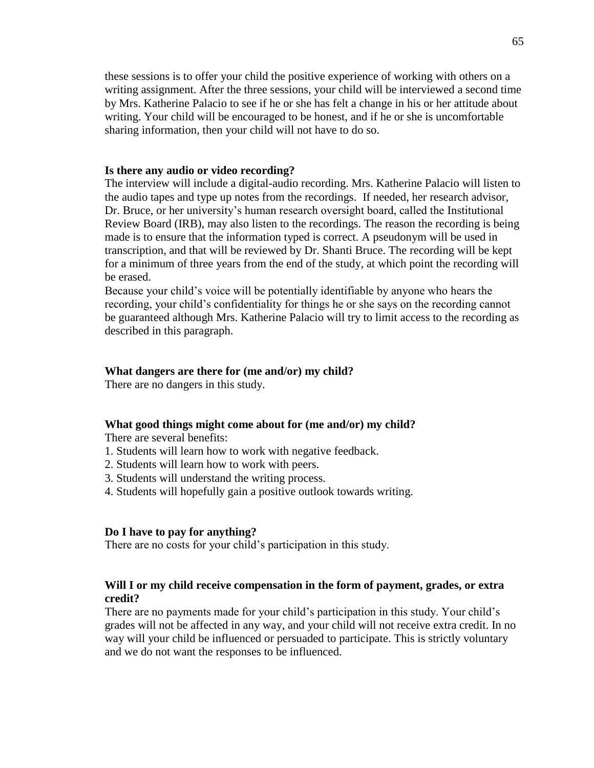these sessions is to offer your child the positive experience of working with others on a writing assignment. After the three sessions, your child will be interviewed a second time by Mrs. Katherine Palacio to see if he or she has felt a change in his or her attitude about writing. Your child will be encouraged to be honest, and if he or she is uncomfortable sharing information, then your child will not have to do so.

**Is there any audio or video recording?**

The interview will include a digital-audio recording. Mrs. Katherine Palacio will listen to the audio tapes and type up notes from the recordings. If needed, her research advisor, Dr. Bruce, or her university's human research oversight board, called the Institutional Review Board (IRB), may also listen to the recordings. The reason the recording is being made is to ensure that the information typed is correct. A pseudonym will be used in transcription, and that will be reviewed by Dr. Shanti Bruce. The recording will be kept for a minimum of three years from the end of the study, at which point the recording will be erased.

Because your child's voice will be potentially identifiable by anyone who hears the recording, your child's confidentiality for things he or she says on the recording cannot be guaranteed although Mrs. Katherine Palacio will try to limit access to the recording as described in this paragraph.

**What dangers are there for (me and/or) my child?**

There are no dangers in this study.

**What good things might come about for (me and/or) my child?**

There are several benefits:

1. Students will learn how to work with negative feedback.
2. Students will learn how to work with peers.
3. Students will understand the writing process.
4. Students will hopefully gain a positive outlook towards writing.

**Do I have to pay for anything?**

There are no costs for your child's participation in this study.

**Will I or my child receive compensation in the form of payment, grades, or extra credit?**

There are no payments made for your child's participation in this study. Your child's grades will not be affected in any way, and your child will not receive extra credit. In no way will your child be influenced or persuaded to participate. This is strictly voluntary and we do not want the responses to be influenced.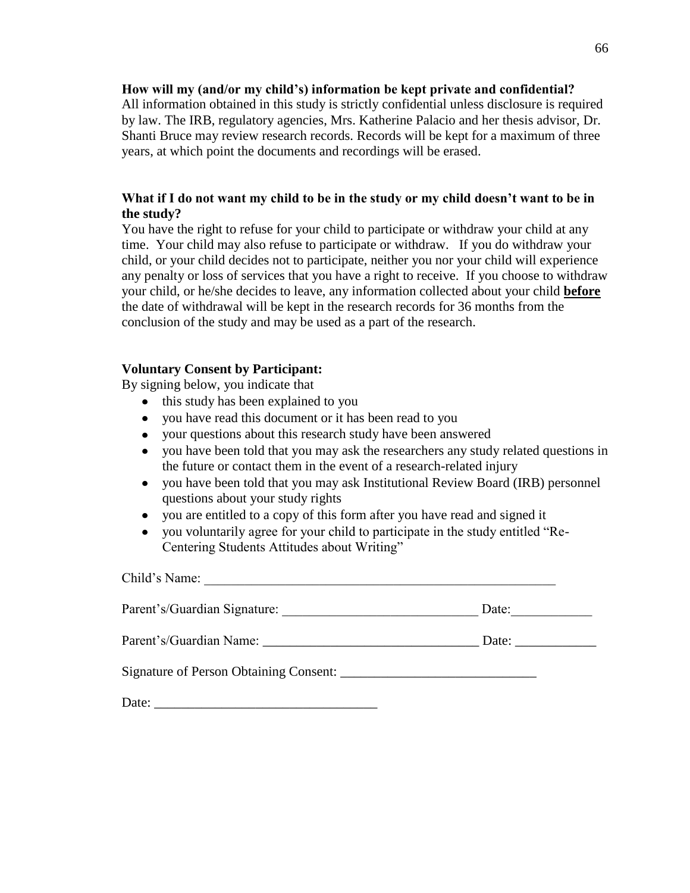**How will my (and/or my child's) information be kept private and confidential?**
All information obtained in this study is strictly confidential unless disclosure is required by law. The IRB, regulatory agencies, Mrs. Katherine Palacio and her thesis advisor, Dr. Shanti Bruce may review research records. Records will be kept for a maximum of three years, at which point the documents and recordings will be erased.

**What if I do not want my child to be in the study or my child doesn't want to be in the study?**
You have the right to refuse for your child to participate or withdraw your child at any time. Your child may also refuse to participate or withdraw. If you do withdraw your child, or your child decides not to participate, neither you nor your child will experience any penalty or loss of services that you have a right to receive. If you choose to withdraw your child, or he/she decides to leave, any information collected about your child **before** the date of withdrawal will be kept in the research records for 36 months from the conclusion of the study and may be used as a part of the research.

**Voluntary Consent by Participant:**
By signing below, you indicate that

- this study has been explained to you
- you have read this document or it has been read to you
- your questions about this research study have been answered
- you have been told that you may ask the researchers any study related questions in the future or contact them in the event of a research-related injury
- you have been told that you may ask Institutional Review Board (IRB) personnel questions about your study rights
- you are entitled to a copy of this form after you have read and signed it
- you voluntarily agree for your child to participate in the study entitled "Re-Centering Students Attitudes about Writing"

Child's Name: ______________________________________________________

Parent's/Guardian Signature: _____________________________ Date:____________

Parent's/Guardian Name: ________________________________ Date: ____________

Signature of Person Obtaining Consent: _____________________________

Date: _________________________________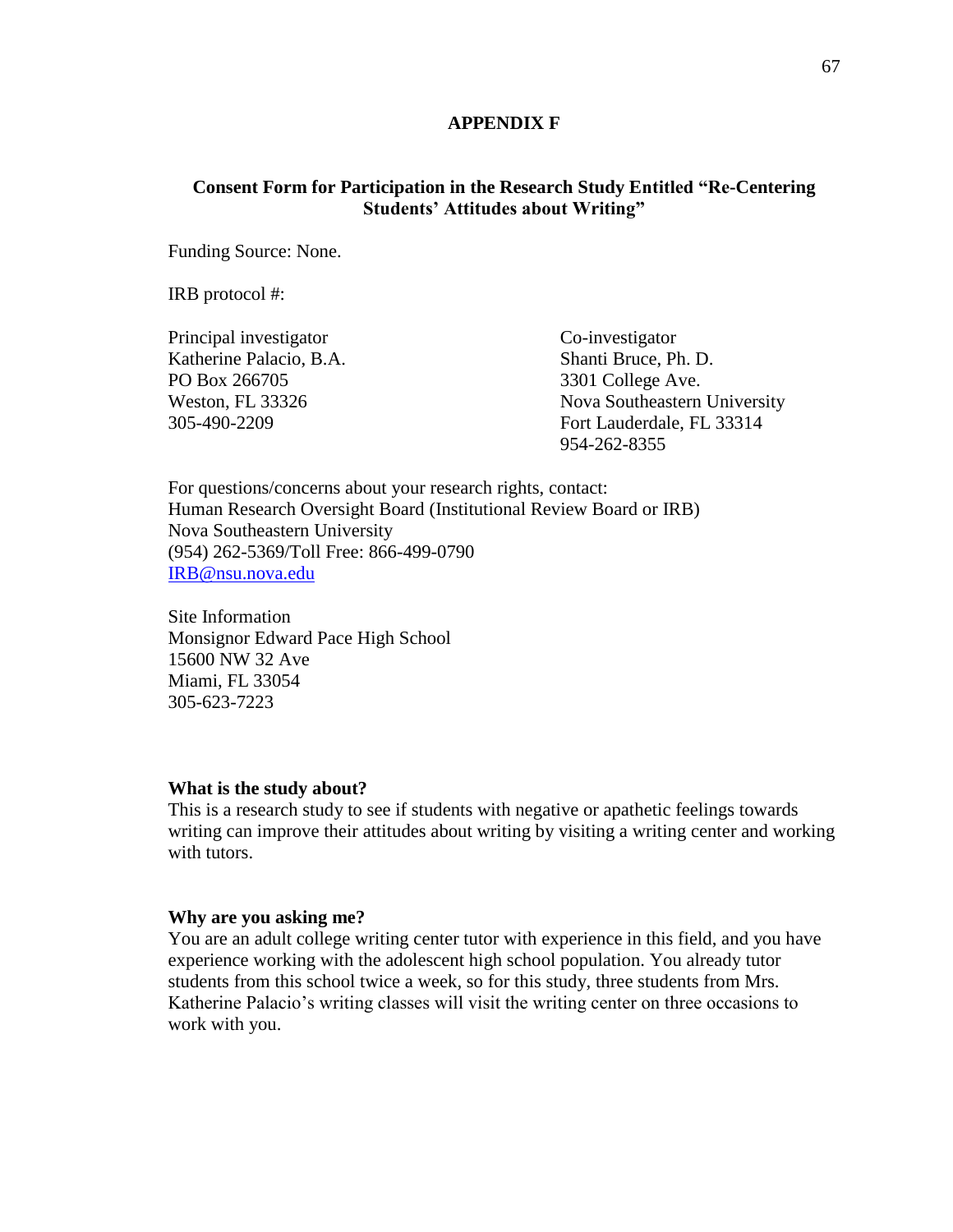## APPENDIX F

### Consent Form for Participation in the Research Study Entitled "Re-Centering Students' Attitudes about Writing"

Funding Source: None.

IRB protocol #:

Principal investigator  
Katherine Palacio, B.A.  
PO Box 266705  
Weston, FL 33326  
305-490-2209

Co-investigator  
Shanti Bruce, Ph. D.  
3301 College Ave.  
Nova Southeastern University  
Fort Lauderdale, FL 33314  
954-262-8355

For questions/concerns about your research rights, contact:  
Human Research Oversight Board (Institutional Review Board or IRB)  
Nova Southeastern University  
(954) 262-5369/Toll Free: 866-499-0790  
IRB@nsu.nova.edu

Site Information  
Monsignor Edward Pace High School  
15600 NW 32 Ave  
Miami, FL 33054  
305-623-7223

**What is the study about?**  
This is a research study to see if students with negative or apathetic feelings towards writing can improve their attitudes about writing by visiting a writing center and working with tutors.

**Why are you asking me?**  
You are an adult college writing center tutor with experience in this field, and you have experience working with the adolescent high school population. You already tutor students from this school twice a week, so for this study, three students from Mrs. Katherine Palacio's writing classes will visit the writing center on three occasions to work with you.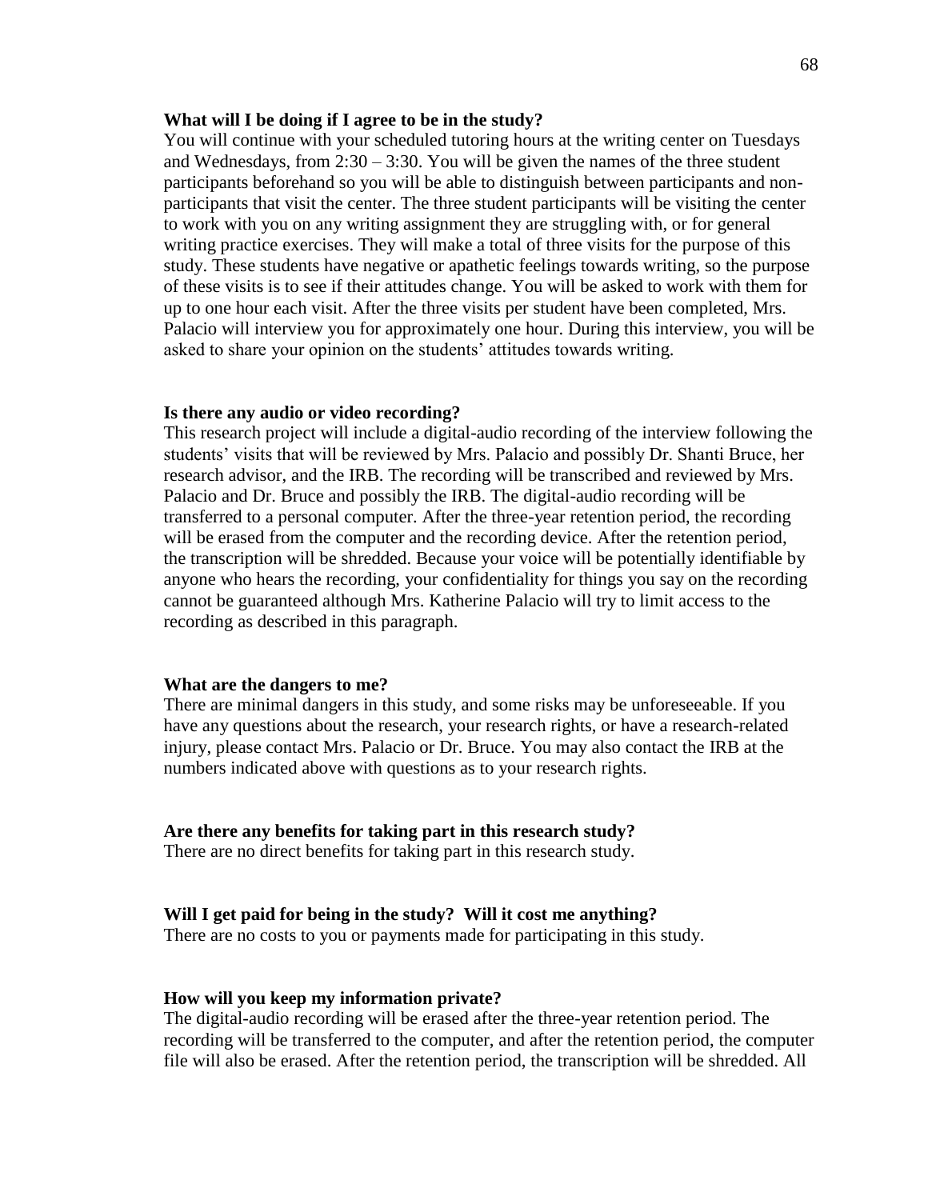**What will I be doing if I agree to be in the study?**

You will continue with your scheduled tutoring hours at the writing center on Tuesdays and Wednesdays, from 2:30 – 3:30. You will be given the names of the three student participants beforehand so you will be able to distinguish between participants and non-participants that visit the center. The three student participants will be visiting the center to work with you on any writing assignment they are struggling with, or for general writing practice exercises. They will make a total of three visits for the purpose of this study. These students have negative or apathetic feelings towards writing, so the purpose of these visits is to see if their attitudes change. You will be asked to work with them for up to one hour each visit. After the three visits per student have been completed, Mrs. Palacio will interview you for approximately one hour. During this interview, you will be asked to share your opinion on the students' attitudes towards writing.

**Is there any audio or video recording?**

This research project will include a digital-audio recording of the interview following the students' visits that will be reviewed by Mrs. Palacio and possibly Dr. Shanti Bruce, her research advisor, and the IRB. The recording will be transcribed and reviewed by Mrs. Palacio and Dr. Bruce and possibly the IRB. The digital-audio recording will be transferred to a personal computer. After the three-year retention period, the recording will be erased from the computer and the recording device. After the retention period, the transcription will be shredded. Because your voice will be potentially identifiable by anyone who hears the recording, your confidentiality for things you say on the recording cannot be guaranteed although Mrs. Katherine Palacio will try to limit access to the recording as described in this paragraph.

**What are the dangers to me?**

There are minimal dangers in this study, and some risks may be unforeseeable. If you have any questions about the research, your research rights, or have a research-related injury, please contact Mrs. Palacio or Dr. Bruce. You may also contact the IRB at the numbers indicated above with questions as to your research rights.

**Are there any benefits for taking part in this research study?**

There are no direct benefits for taking part in this research study.

**Will I get paid for being in the study? Will it cost me anything?**

There are no costs to you or payments made for participating in this study.

**How will you keep my information private?**

The digital-audio recording will be erased after the three-year retention period. The recording will be transferred to the computer, and after the retention period, the computer file will also be erased. After the retention period, the transcription will be shredded. All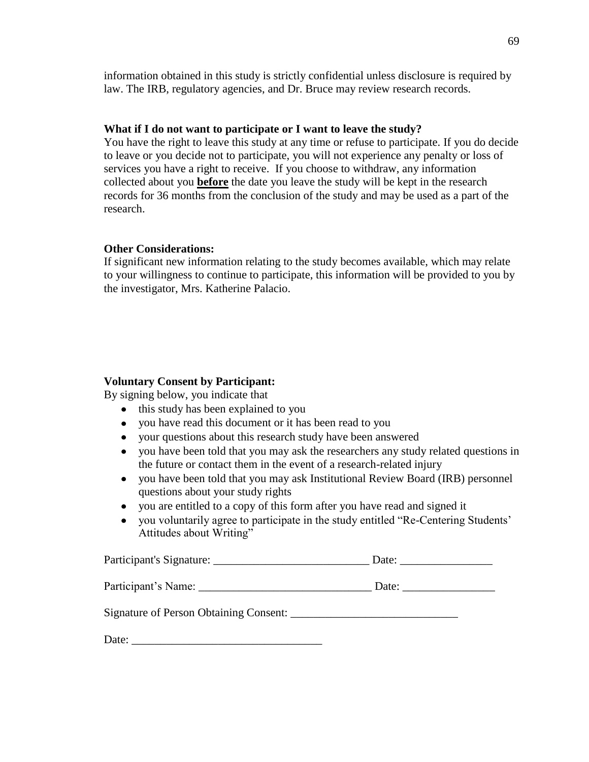information obtained in this study is strictly confidential unless disclosure is required by law. The IRB, regulatory agencies, and Dr. Bruce may review research records.

**What if I do not want to participate or I want to leave the study?**
You have the right to leave this study at any time or refuse to participate. If you do decide to leave or you decide not to participate, you will not experience any penalty or loss of services you have a right to receive. If you choose to withdraw, any information collected about you **before** the date you leave the study will be kept in the research records for 36 months from the conclusion of the study and may be used as a part of the research.

**Other Considerations:**
If significant new information relating to the study becomes available, which may relate to your willingness to continue to participate, this information will be provided to you by the investigator, Mrs. Katherine Palacio.

**Voluntary Consent by Participant:**
By signing below, you indicate that

- this study has been explained to you
- you have read this document or it has been read to you
- your questions about this research study have been answered
- you have been told that you may ask the researchers any study related questions in the future or contact them in the event of a research-related injury
- you have been told that you may ask Institutional Review Board (IRB) personnel questions about your study rights
- you are entitled to a copy of this form after you have read and signed it
- you voluntarily agree to participate in the study entitled "Re-Centering Students' Attitudes about Writing"

Participant's Signature: ___________________________ Date: ________________

Participant's Name: ______________________________ Date: ________________

Signature of Person Obtaining Consent: _____________________________

Date: _________________________________